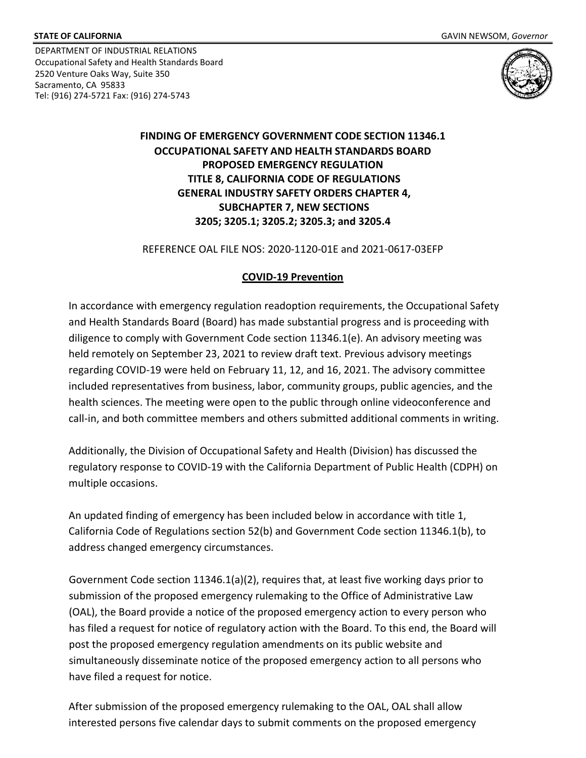**STATE OF CALIFORNIA** GAVIN NEWSOM, *Governor*

DEPARTMENT OF INDUSTRIAL RELATIONS
Occupational Safety and Health Standards Board
2520 Venture Oaks Way, Suite 350
Sacramento, CA 95833
Tel: (916) 274-5721 Fax: (916) 274-5743

# FINDING OF EMERGENCY GOVERNMENT CODE SECTION 11346.1 OCCUPATIONAL SAFETY AND HEALTH STANDARDS BOARD PROPOSED EMERGENCY REGULATION TITLE 8, CALIFORNIA CODE OF REGULATIONS GENERAL INDUSTRY SAFETY ORDERS CHAPTER 4, SUBCHAPTER 7, NEW SECTIONS 3205; 3205.1; 3205.2; 3205.3; and 3205.4

REFERENCE OAL FILE NOS: 2020-1120-01E and 2021-0617-03EFP

## COVID-19 Prevention

In accordance with emergency regulation readoption requirements, the Occupational Safety and Health Standards Board (Board) has made substantial progress and is proceeding with diligence to comply with Government Code section 11346.1(e). An advisory meeting was held remotely on September 23, 2021 to review draft text. Previous advisory meetings regarding COVID-19 were held on February 11, 12, and 16, 2021. The advisory committee included representatives from business, labor, community groups, public agencies, and the health sciences. The meeting were open to the public through online videoconference and call-in, and both committee members and others submitted additional comments in writing.

Additionally, the Division of Occupational Safety and Health (Division) has discussed the regulatory response to COVID-19 with the California Department of Public Health (CDPH) on multiple occasions.

An updated finding of emergency has been included below in accordance with title 1, California Code of Regulations section 52(b) and Government Code section 11346.1(b), to address changed emergency circumstances.

Government Code section 11346.1(a)(2), requires that, at least five working days prior to submission of the proposed emergency rulemaking to the Office of Administrative Law (OAL), the Board provide a notice of the proposed emergency action to every person who has filed a request for notice of regulatory action with the Board. To this end, the Board will post the proposed emergency regulation amendments on its public website and simultaneously disseminate notice of the proposed emergency action to all persons who have filed a request for notice.

After submission of the proposed emergency rulemaking to the OAL, OAL shall allow interested persons five calendar days to submit comments on the proposed emergency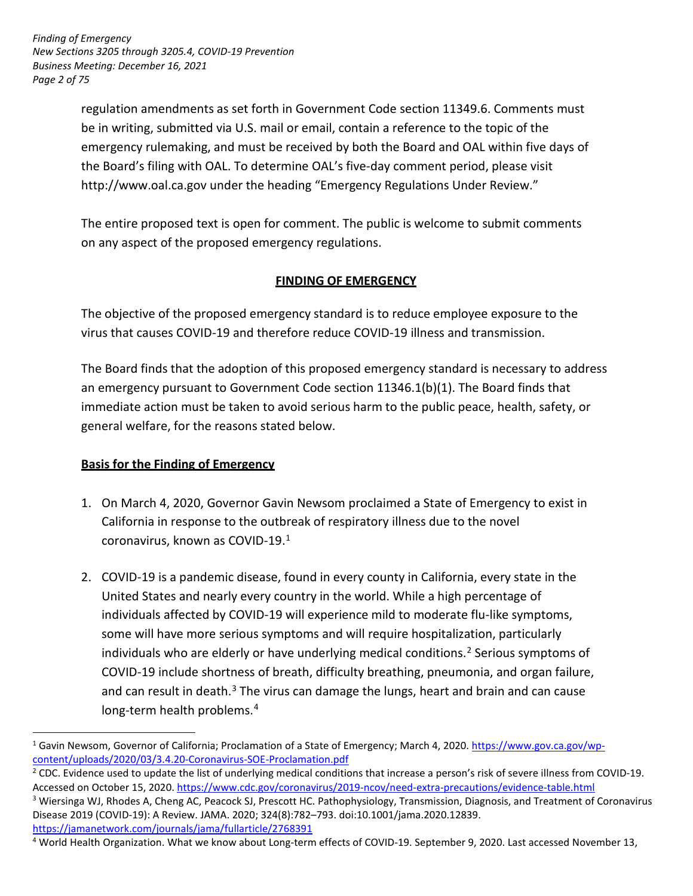regulation amendments as set forth in Government Code section 11349.6. Comments must be in writing, submitted via U.S. mail or email, contain a reference to the topic of the emergency rulemaking, and must be received by both the Board and OAL within five days of the Board's filing with OAL. To determine OAL's five-day comment period, please visit http://www.oal.ca.gov under the heading "Emergency Regulations Under Review."

The entire proposed text is open for comment. The public is welcome to submit comments on any aspect of the proposed emergency regulations.

## FINDING OF EMERGENCY

The objective of the proposed emergency standard is to reduce employee exposure to the virus that causes COVID-19 and therefore reduce COVID-19 illness and transmission.

The Board finds that the adoption of this proposed emergency standard is necessary to address an emergency pursuant to Government Code section 11346.1(b)(1). The Board finds that immediate action must be taken to avoid serious harm to the public peace, health, safety, or general welfare, for the reasons stated below.

### Basis for the Finding of Emergency

1. On March 4, 2020, Governor Gavin Newsom proclaimed a State of Emergency to exist in California in response to the outbreak of respiratory illness due to the novel coronavirus, known as COVID-19.[1]

2. COVID-19 is a pandemic disease, found in every county in California, every state in the United States and nearly every country in the world. While a high percentage of individuals affected by COVID-19 will experience mild to moderate flu-like symptoms, some will have more serious symptoms and will require hospitalization, particularly individuals who are elderly or have underlying medical conditions.[2] Serious symptoms of COVID-19 include shortness of breath, difficulty breathing, pneumonia, and organ failure, and can result in death.[3] The virus can damage the lungs, heart and brain and can cause long-term health problems.[4]

---

[1] Gavin Newsom, Governor of California; Proclamation of a State of Emergency; March 4, 2020. https://www.gov.ca.gov/wp-content/uploads/2020/03/3.4.20-Coronavirus-SOE-Proclamation.pdf

[2] CDC. Evidence used to update the list of underlying medical conditions that increase a person's risk of severe illness from COVID-19. Accessed on October 15, 2020. https://www.cdc.gov/coronavirus/2019-ncov/need-extra-precautions/evidence-table.html

[3] Wiersinga WJ, Rhodes A, Cheng AC, Peacock SJ, Prescott HC. Pathophysiology, Transmission, Diagnosis, and Treatment of Coronavirus Disease 2019 (COVID-19): A Review. JAMA. 2020; 324(8):782–793. doi:10.1001/jama.2020.12839. https://jamanetwork.com/journals/jama/fullarticle/2768391

[4] World Health Organization. What we know about Long-term effects of COVID-19. September 9, 2020. Last accessed November 13,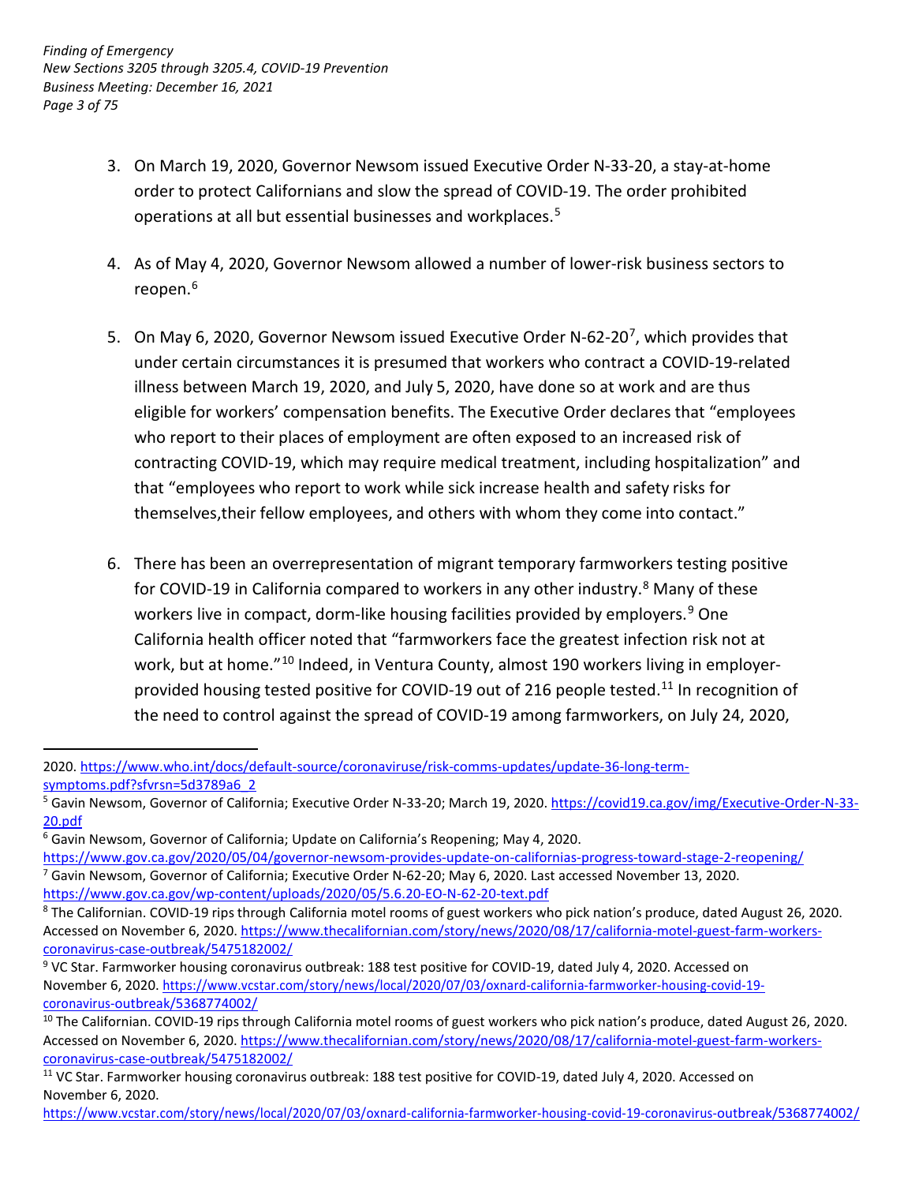3. On March 19, 2020, Governor Newsom issued Executive Order N-33-20, a stay-at-home order to protect Californians and slow the spread of COVID-19. The order prohibited operations at all but essential businesses and workplaces.[5]

4. As of May 4, 2020, Governor Newsom allowed a number of lower-risk business sectors to reopen.[6]

5. On May 6, 2020, Governor Newsom issued Executive Order N-62-20[7], which provides that under certain circumstances it is presumed that workers who contract a COVID-19-related illness between March 19, 2020, and July 5, 2020, have done so at work and are thus eligible for workers' compensation benefits. The Executive Order declares that "employees who report to their places of employment are often exposed to an increased risk of contracting COVID-19, which may require medical treatment, including hospitalization" and that "employees who report to work while sick increase health and safety risks for themselves,their fellow employees, and others with whom they come into contact."

6. There has been an overrepresentation of migrant temporary farmworkers testing positive for COVID-19 in California compared to workers in any other industry.[8] Many of these workers live in compact, dorm-like housing facilities provided by employers.[9] One California health officer noted that "farmworkers face the greatest infection risk not at work, but at home."[10] Indeed, in Ventura County, almost 190 workers living in employer-provided housing tested positive for COVID-19 out of 216 people tested.[11] In recognition of the need to control against the spread of COVID-19 among farmworkers, on July 24, 2020,

---

2020. https://www.who.int/docs/default-source/coronaviruse/risk-comms-updates/update-36-long-term-symptoms.pdf?sfvrsn=5d3789a6_2

[5] Gavin Newsom, Governor of California; Executive Order N-33-20; March 19, 2020. https://covid19.ca.gov/img/Executive-Order-N-33-20.pdf

[6] Gavin Newsom, Governor of California; Update on California's Reopening; May 4, 2020. https://www.gov.ca.gov/2020/05/04/governor-newsom-provides-update-on-californias-progress-toward-stage-2-reopening/

[7] Gavin Newsom, Governor of California; Executive Order N-62-20; May 6, 2020. Last accessed November 13, 2020. https://www.gov.ca.gov/wp-content/uploads/2020/05/5.6.20-EO-N-62-20-text.pdf

[8] The Californian. COVID-19 rips through California motel rooms of guest workers who pick nation's produce, dated August 26, 2020. Accessed on November 6, 2020. https://www.thecalifornian.com/story/news/2020/08/17/california-motel-guest-farm-workers-coronavirus-case-outbreak/5475182002/

[9] VC Star. Farmworker housing coronavirus outbreak: 188 test positive for COVID-19, dated July 4, 2020. Accessed on November 6, 2020. https://www.vcstar.com/story/news/local/2020/07/03/oxnard-california-farmworker-housing-covid-19-coronavirus-outbreak/5368774002/

[10] The Californian. COVID-19 rips through California motel rooms of guest workers who pick nation's produce, dated August 26, 2020. Accessed on November 6, 2020. https://www.thecalifornian.com/story/news/2020/08/17/california-motel-guest-farm-workers-coronavirus-case-outbreak/5475182002/

[11] VC Star. Farmworker housing coronavirus outbreak: 188 test positive for COVID-19, dated July 4, 2020. Accessed on November 6, 2020. https://www.vcstar.com/story/news/local/2020/07/03/oxnard-california-farmworker-housing-covid-19-coronavirus-outbreak/5368774002/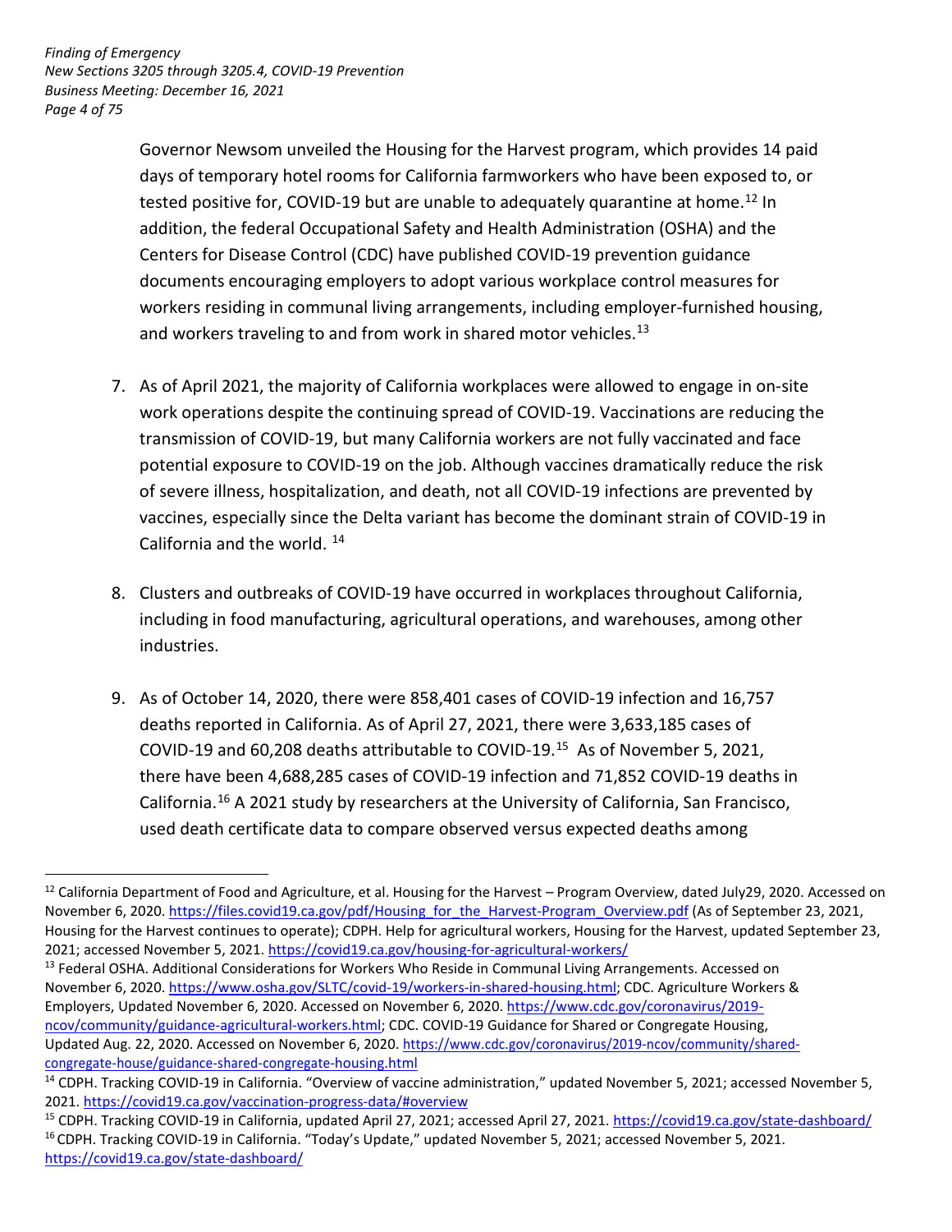Governor Newsom unveiled the Housing for the Harvest program, which provides 14 paid days of temporary hotel rooms for California farmworkers who have been exposed to, or tested positive for, COVID-19 but are unable to adequately quarantine at home.[12] In addition, the federal Occupational Safety and Health Administration (OSHA) and the Centers for Disease Control (CDC) have published COVID-19 prevention guidance documents encouraging employers to adopt various workplace control measures for workers residing in communal living arrangements, including employer-furnished housing, and workers traveling to and from work in shared motor vehicles.[13]

7. As of April 2021, the majority of California workplaces were allowed to engage in on-site work operations despite the continuing spread of COVID-19. Vaccinations are reducing the transmission of COVID-19, but many California workers are not fully vaccinated and face potential exposure to COVID-19 on the job. Although vaccines dramatically reduce the risk of severe illness, hospitalization, and death, not all COVID-19 infections are prevented by vaccines, especially since the Delta variant has become the dominant strain of COVID-19 in California and the world. [14]

8. Clusters and outbreaks of COVID-19 have occurred in workplaces throughout California, including in food manufacturing, agricultural operations, and warehouses, among other industries.

9. As of October 14, 2020, there were 858,401 cases of COVID-19 infection and 16,757 deaths reported in California. As of April 27, 2021, there were 3,633,185 cases of COVID-19 and 60,208 deaths attributable to COVID-19.[15] As of November 5, 2021, there have been 4,688,285 cases of COVID-19 infection and 71,852 COVID-19 deaths in California.[16] A 2021 study by researchers at the University of California, San Francisco, used death certificate data to compare observed versus expected deaths among

---

[12] California Department of Food and Agriculture, et al. Housing for the Harvest – Program Overview, dated July29, 2020. Accessed on November 6, 2020. https://files.covid19.ca.gov/pdf/Housing_for_the_Harvest-Program_Overview.pdf (As of September 23, 2021, Housing for the Harvest continues to operate); CDPH. Help for agricultural workers, Housing for the Harvest, updated September 23, 2021; accessed November 5, 2021. https://covid19.ca.gov/housing-for-agricultural-workers/

[13] Federal OSHA. Additional Considerations for Workers Who Reside in Communal Living Arrangements. Accessed on November 6, 2020. https://www.osha.gov/SLTC/covid-19/workers-in-shared-housing.html; CDC. Agriculture Workers & Employers, Updated November 6, 2020. Accessed on November 6, 2020. https://www.cdc.gov/coronavirus/2019-ncov/community/guidance-agricultural-workers.html; CDC. COVID-19 Guidance for Shared or Congregate Housing, Updated Aug. 22, 2020. Accessed on November 6, 2020. https://www.cdc.gov/coronavirus/2019-ncov/community/shared-congregate-house/guidance-shared-congregate-housing.html

[14] CDPH. Tracking COVID-19 in California. "Overview of vaccine administration," updated November 5, 2021; accessed November 5, 2021. https://covid19.ca.gov/vaccination-progress-data/#overview

[15] CDPH. Tracking COVID-19 in California, updated April 27, 2021; accessed April 27, 2021. https://covid19.ca.gov/state-dashboard/

[16] CDPH. Tracking COVID-19 in California. "Today's Update," updated November 5, 2021; accessed November 5, 2021. https://covid19.ca.gov/state-dashboard/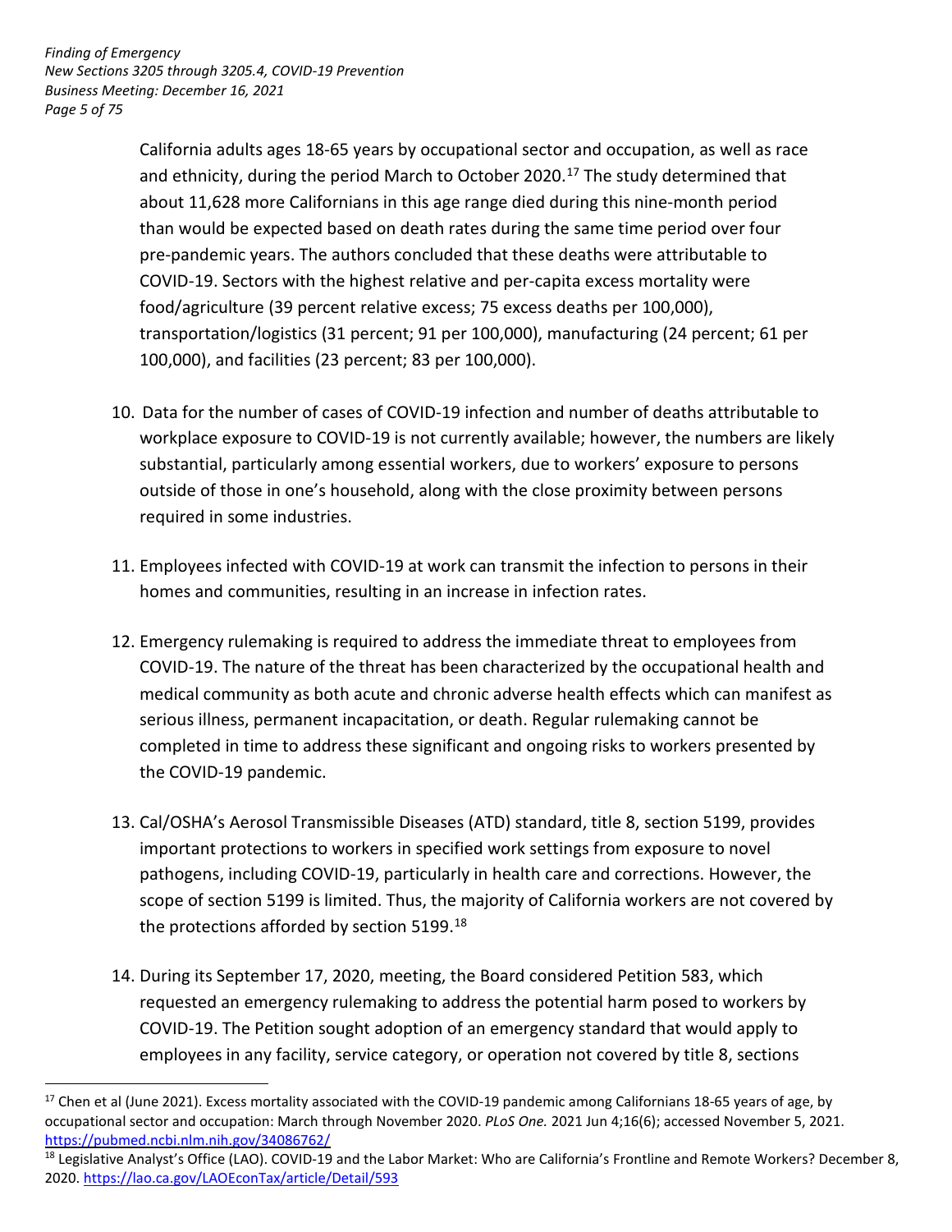California adults ages 18-65 years by occupational sector and occupation, as well as race and ethnicity, during the period March to October 2020.[17] The study determined that about 11,628 more Californians in this age range died during this nine-month period than would be expected based on death rates during the same time period over four pre-pandemic years. The authors concluded that these deaths were attributable to COVID-19. Sectors with the highest relative and per-capita excess mortality were food/agriculture (39 percent relative excess; 75 excess deaths per 100,000), transportation/logistics (31 percent; 91 per 100,000), manufacturing (24 percent; 61 per 100,000), and facilities (23 percent; 83 per 100,000).

10. Data for the number of cases of COVID-19 infection and number of deaths attributable to workplace exposure to COVID-19 is not currently available; however, the numbers are likely substantial, particularly among essential workers, due to workers' exposure to persons outside of those in one's household, along with the close proximity between persons required in some industries.

11. Employees infected with COVID-19 at work can transmit the infection to persons in their homes and communities, resulting in an increase in infection rates.

12. Emergency rulemaking is required to address the immediate threat to employees from COVID-19. The nature of the threat has been characterized by the occupational health and medical community as both acute and chronic adverse health effects which can manifest as serious illness, permanent incapacitation, or death. Regular rulemaking cannot be completed in time to address these significant and ongoing risks to workers presented by the COVID-19 pandemic.

13. Cal/OSHA's Aerosol Transmissible Diseases (ATD) standard, title 8, section 5199, provides important protections to workers in specified work settings from exposure to novel pathogens, including COVID-19, particularly in health care and corrections. However, the scope of section 5199 is limited. Thus, the majority of California workers are not covered by the protections afforded by section 5199.[18]

14. During its September 17, 2020, meeting, the Board considered Petition 583, which requested an emergency rulemaking to address the potential harm posed to workers by COVID-19. The Petition sought adoption of an emergency standard that would apply to employees in any facility, service category, or operation not covered by title 8, sections

---

[17] Chen et al (June 2021). Excess mortality associated with the COVID-19 pandemic among Californians 18-65 years of age, by occupational sector and occupation: March through November 2020. *PLoS One.* 2021 Jun 4;16(6); accessed November 5, 2021. https://pubmed.ncbi.nlm.nih.gov/34086762/

[18] Legislative Analyst's Office (LAO). COVID-19 and the Labor Market: Who are California's Frontline and Remote Workers? December 8, 2020. https://lao.ca.gov/LAOEconTax/article/Detail/593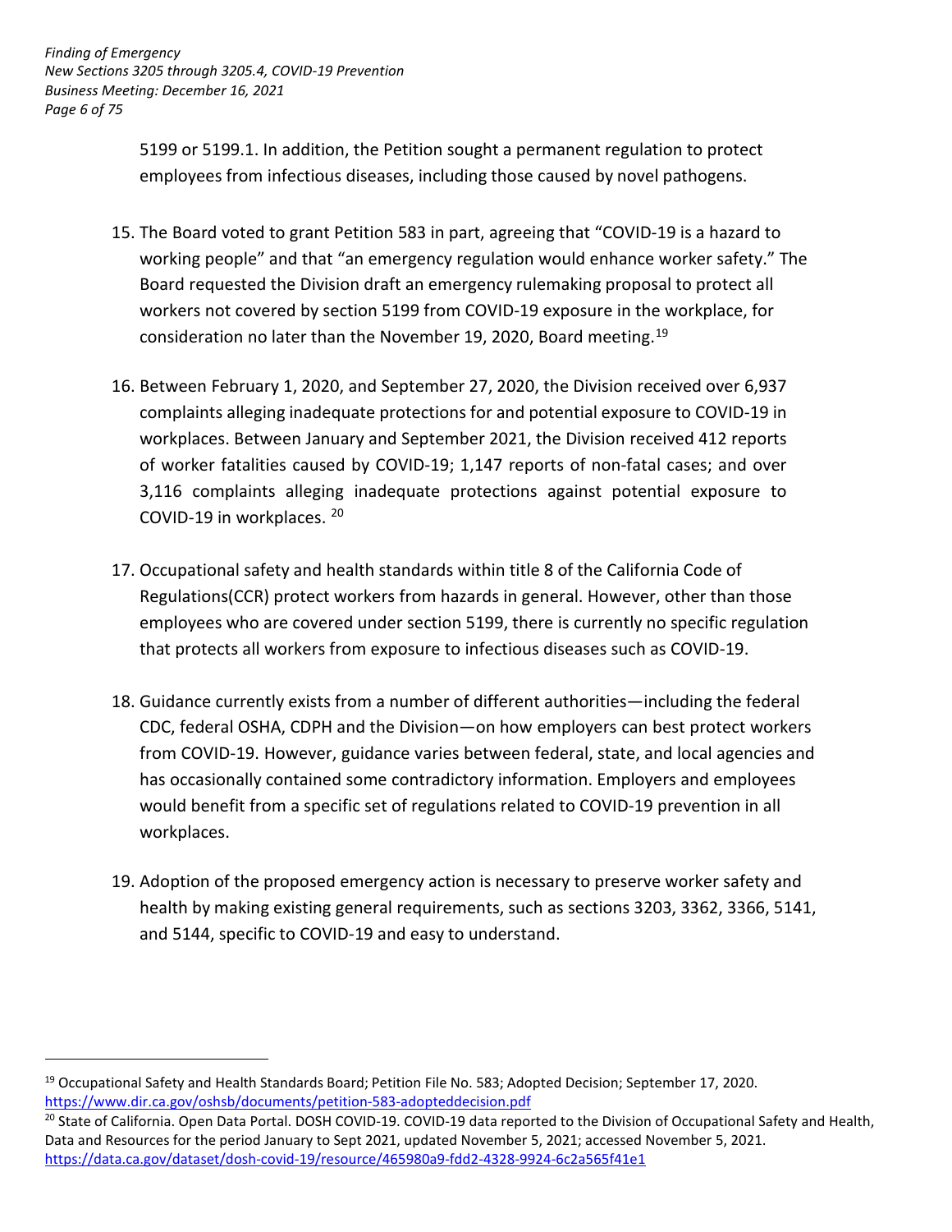5199 or 5199.1. In addition, the Petition sought a permanent regulation to protect employees from infectious diseases, including those caused by novel pathogens.

15. The Board voted to grant Petition 583 in part, agreeing that "COVID-19 is a hazard to working people" and that "an emergency regulation would enhance worker safety." The Board requested the Division draft an emergency rulemaking proposal to protect all workers not covered by section 5199 from COVID-19 exposure in the workplace, for consideration no later than the November 19, 2020, Board meeting.[19]

16. Between February 1, 2020, and September 27, 2020, the Division received over 6,937 complaints alleging inadequate protections for and potential exposure to COVID-19 in workplaces. Between January and September 2021, the Division received 412 reports of worker fatalities caused by COVID-19; 1,147 reports of non-fatal cases; and over 3,116 complaints alleging inadequate protections against potential exposure to COVID-19 in workplaces.[20]

17. Occupational safety and health standards within title 8 of the California Code of Regulations(CCR) protect workers from hazards in general. However, other than those employees who are covered under section 5199, there is currently no specific regulation that protects all workers from exposure to infectious diseases such as COVID-19.

18. Guidance currently exists from a number of different authorities—including the federal CDC, federal OSHA, CDPH and the Division—on how employers can best protect workers from COVID-19. However, guidance varies between federal, state, and local agencies and has occasionally contained some contradictory information. Employers and employees would benefit from a specific set of regulations related to COVID-19 prevention in all workplaces.

19. Adoption of the proposed emergency action is necessary to preserve worker safety and health by making existing general requirements, such as sections 3203, 3362, 3366, 5141, and 5144, specific to COVID-19 and easy to understand.

---

[19] Occupational Safety and Health Standards Board; Petition File No. 583; Adopted Decision; September 17, 2020. https://www.dir.ca.gov/oshsb/documents/petition-583-adopteddecision.pdf

[20] State of California. Open Data Portal. DOSH COVID-19. COVID-19 data reported to the Division of Occupational Safety and Health, Data and Resources for the period January to Sept 2021, updated November 5, 2021; accessed November 5, 2021. https://data.ca.gov/dataset/dosh-covid-19/resource/465980a9-fdd2-4328-9924-6c2a565f41e1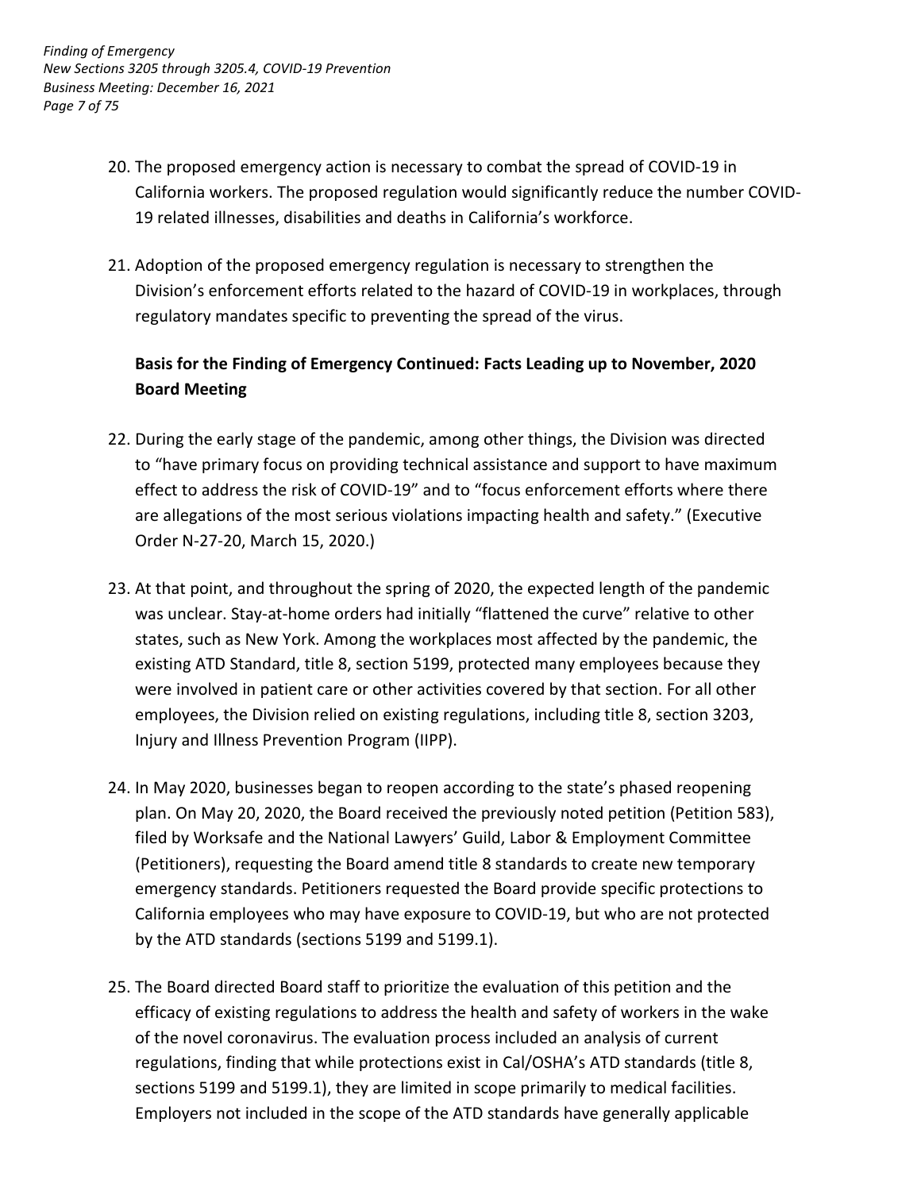20. The proposed emergency action is necessary to combat the spread of COVID-19 in California workers. The proposed regulation would significantly reduce the number COVID-19 related illnesses, disabilities and deaths in California's workforce.

21. Adoption of the proposed emergency regulation is necessary to strengthen the Division's enforcement efforts related to the hazard of COVID-19 in workplaces, through regulatory mandates specific to preventing the spread of the virus.

**Basis for the Finding of Emergency Continued: Facts Leading up to November, 2020 Board Meeting**

22. During the early stage of the pandemic, among other things, the Division was directed to "have primary focus on providing technical assistance and support to have maximum effect to address the risk of COVID-19" and to "focus enforcement efforts where there are allegations of the most serious violations impacting health and safety." (Executive Order N-27-20, March 15, 2020.)

23. At that point, and throughout the spring of 2020, the expected length of the pandemic was unclear. Stay-at-home orders had initially "flattened the curve" relative to other states, such as New York. Among the workplaces most affected by the pandemic, the existing ATD Standard, title 8, section 5199, protected many employees because they were involved in patient care or other activities covered by that section. For all other employees, the Division relied on existing regulations, including title 8, section 3203, Injury and Illness Prevention Program (IIPP).

24. In May 2020, businesses began to reopen according to the state's phased reopening plan. On May 20, 2020, the Board received the previously noted petition (Petition 583), filed by Worksafe and the National Lawyers' Guild, Labor & Employment Committee (Petitioners), requesting the Board amend title 8 standards to create new temporary emergency standards. Petitioners requested the Board provide specific protections to California employees who may have exposure to COVID-19, but who are not protected by the ATD standards (sections 5199 and 5199.1).

25. The Board directed Board staff to prioritize the evaluation of this petition and the efficacy of existing regulations to address the health and safety of workers in the wake of the novel coronavirus. The evaluation process included an analysis of current regulations, finding that while protections exist in Cal/OSHA's ATD standards (title 8, sections 5199 and 5199.1), they are limited in scope primarily to medical facilities. Employers not included in the scope of the ATD standards have generally applicable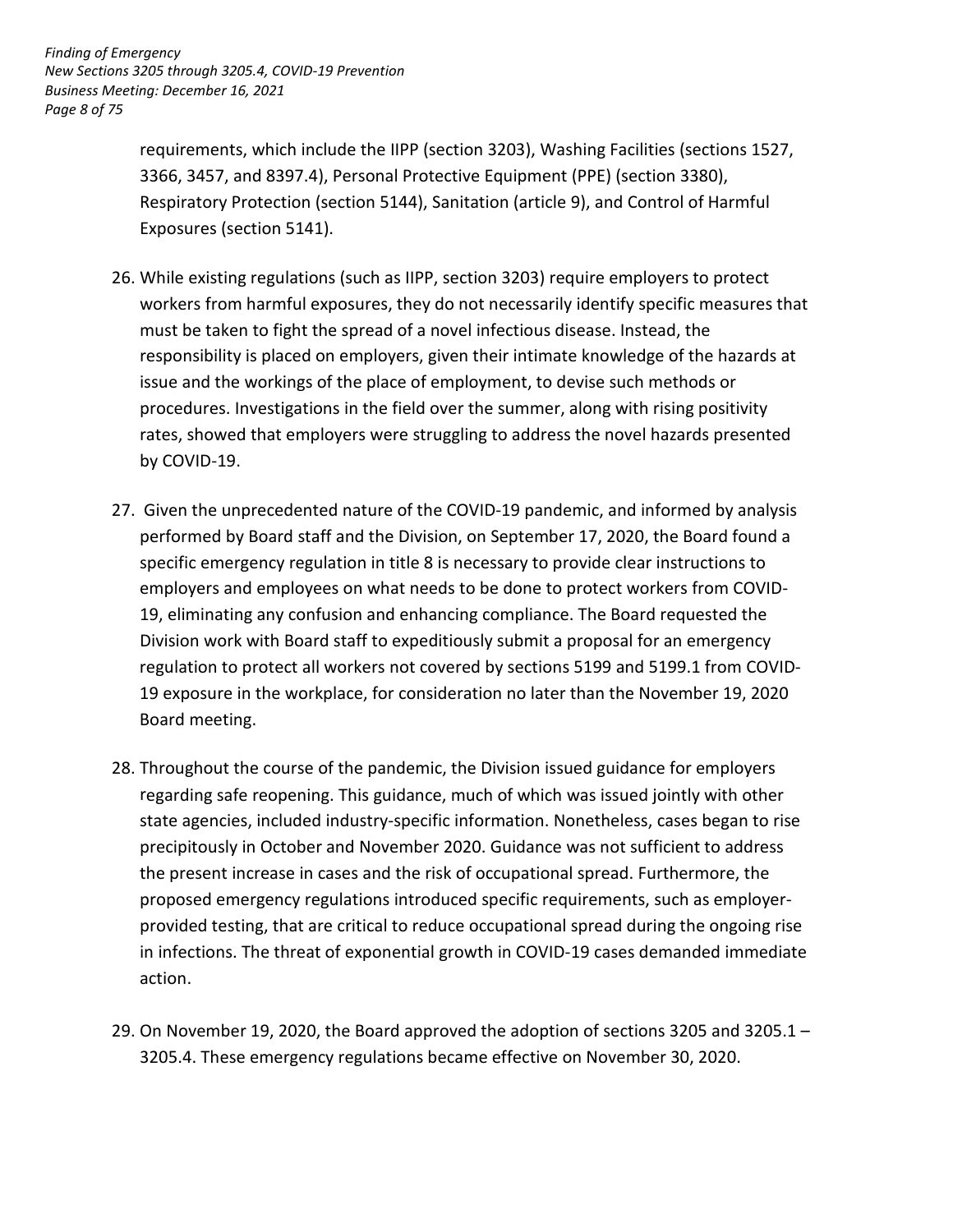requirements, which include the IIPP (section 3203), Washing Facilities (sections 1527, 3366, 3457, and 8397.4), Personal Protective Equipment (PPE) (section 3380), Respiratory Protection (section 5144), Sanitation (article 9), and Control of Harmful Exposures (section 5141).

26. While existing regulations (such as IIPP, section 3203) require employers to protect workers from harmful exposures, they do not necessarily identify specific measures that must be taken to fight the spread of a novel infectious disease. Instead, the responsibility is placed on employers, given their intimate knowledge of the hazards at issue and the workings of the place of employment, to devise such methods or procedures. Investigations in the field over the summer, along with rising positivity rates, showed that employers were struggling to address the novel hazards presented by COVID-19.

27. Given the unprecedented nature of the COVID-19 pandemic, and informed by analysis performed by Board staff and the Division, on September 17, 2020, the Board found a specific emergency regulation in title 8 is necessary to provide clear instructions to employers and employees on what needs to be done to protect workers from COVID-19, eliminating any confusion and enhancing compliance. The Board requested the Division work with Board staff to expeditiously submit a proposal for an emergency regulation to protect all workers not covered by sections 5199 and 5199.1 from COVID-19 exposure in the workplace, for consideration no later than the November 19, 2020 Board meeting.

28. Throughout the course of the pandemic, the Division issued guidance for employers regarding safe reopening. This guidance, much of which was issued jointly with other state agencies, included industry-specific information. Nonetheless, cases began to rise precipitously in October and November 2020. Guidance was not sufficient to address the present increase in cases and the risk of occupational spread. Furthermore, the proposed emergency regulations introduced specific requirements, such as employer-provided testing, that are critical to reduce occupational spread during the ongoing rise in infections. The threat of exponential growth in COVID-19 cases demanded immediate action.

29. On November 19, 2020, the Board approved the adoption of sections 3205 and 3205.1 – 3205.4. These emergency regulations became effective on November 30, 2020.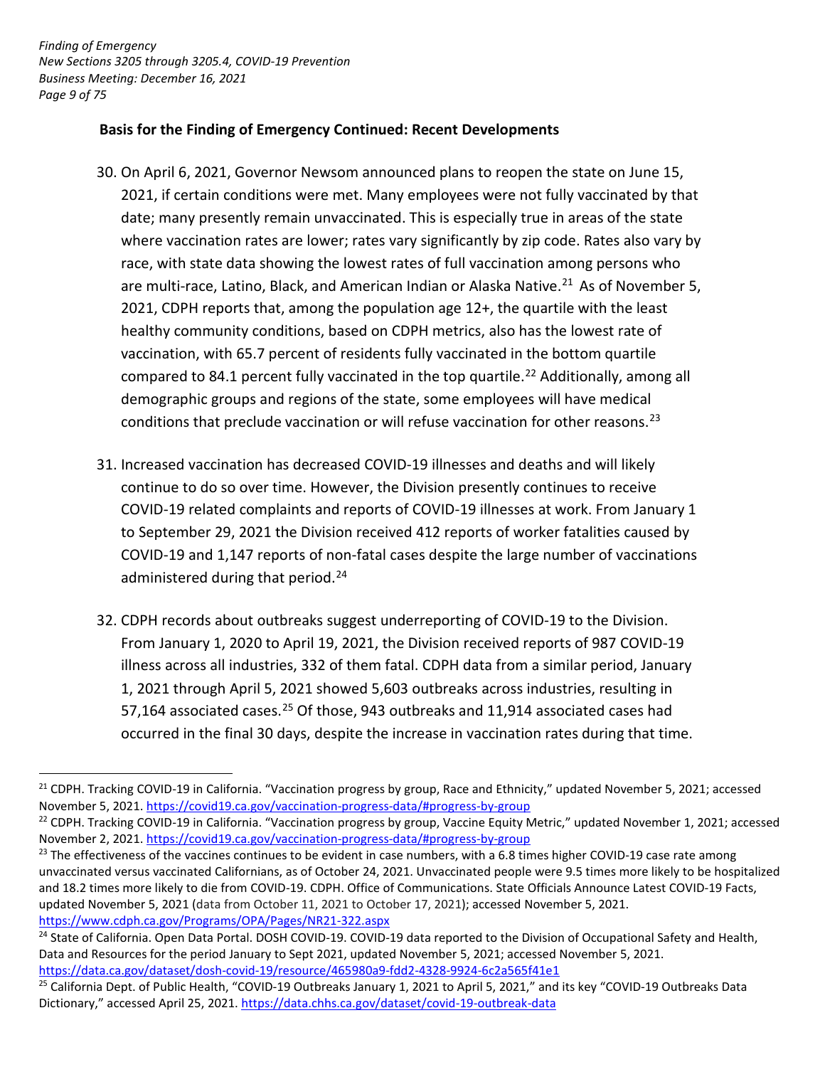**Basis for the Finding of Emergency Continued: Recent Developments**

30. On April 6, 2021, Governor Newsom announced plans to reopen the state on June 15, 2021, if certain conditions were met. Many employees were not fully vaccinated by that date; many presently remain unvaccinated. This is especially true in areas of the state where vaccination rates are lower; rates vary significantly by zip code. Rates also vary by race, with state data showing the lowest rates of full vaccination among persons who are multi-race, Latino, Black, and American Indian or Alaska Native.[21] As of November 5, 2021, CDPH reports that, among the population age 12+, the quartile with the least healthy community conditions, based on CDPH metrics, also has the lowest rate of vaccination, with 65.7 percent of residents fully vaccinated in the bottom quartile compared to 84.1 percent fully vaccinated in the top quartile.[22] Additionally, among all demographic groups and regions of the state, some employees will have medical conditions that preclude vaccination or will refuse vaccination for other reasons.[23]

31. Increased vaccination has decreased COVID-19 illnesses and deaths and will likely continue to do so over time. However, the Division presently continues to receive COVID-19 related complaints and reports of COVID-19 illnesses at work. From January 1 to September 29, 2021 the Division received 412 reports of worker fatalities caused by COVID-19 and 1,147 reports of non-fatal cases despite the large number of vaccinations administered during that period.[24]

32. CDPH records about outbreaks suggest underreporting of COVID-19 to the Division. From January 1, 2020 to April 19, 2021, the Division received reports of 987 COVID-19 illness across all industries, 332 of them fatal. CDPH data from a similar period, January 1, 2021 through April 5, 2021 showed 5,603 outbreaks across industries, resulting in 57,164 associated cases.[25] Of those, 943 outbreaks and 11,914 associated cases had occurred in the final 30 days, despite the increase in vaccination rates during that time.

---

[21] CDPH. Tracking COVID-19 in California. "Vaccination progress by group, Race and Ethnicity," updated November 5, 2021; accessed November 5, 2021. https://covid19.ca.gov/vaccination-progress-data/#progress-by-group

[22] CDPH. Tracking COVID-19 in California. "Vaccination progress by group, Vaccine Equity Metric," updated November 1, 2021; accessed November 2, 2021. https://covid19.ca.gov/vaccination-progress-data/#progress-by-group

[23] The effectiveness of the vaccines continues to be evident in case numbers, with a 6.8 times higher COVID-19 case rate among unvaccinated versus vaccinated Californians, as of October 24, 2021. Unvaccinated people were 9.5 times more likely to be hospitalized and 18.2 times more likely to die from COVID-19. CDPH. Office of Communications. State Officials Announce Latest COVID-19 Facts, updated November 5, 2021 (data from October 11, 2021 to October 17, 2021); accessed November 5, 2021. https://www.cdph.ca.gov/Programs/OPA/Pages/NR21-322.aspx

[24] State of California. Open Data Portal. DOSH COVID-19. COVID-19 data reported to the Division of Occupational Safety and Health, Data and Resources for the period January to Sept 2021, updated November 5, 2021; accessed November 5, 2021. https://data.ca.gov/dataset/dosh-covid-19/resource/465980a9-fdd2-4328-9924-6c2a565f41e1

[25] California Dept. of Public Health, "COVID-19 Outbreaks January 1, 2021 to April 5, 2021," and its key "COVID-19 Outbreaks Data Dictionary," accessed April 25, 2021. https://data.chhs.ca.gov/dataset/covid-19-outbreak-data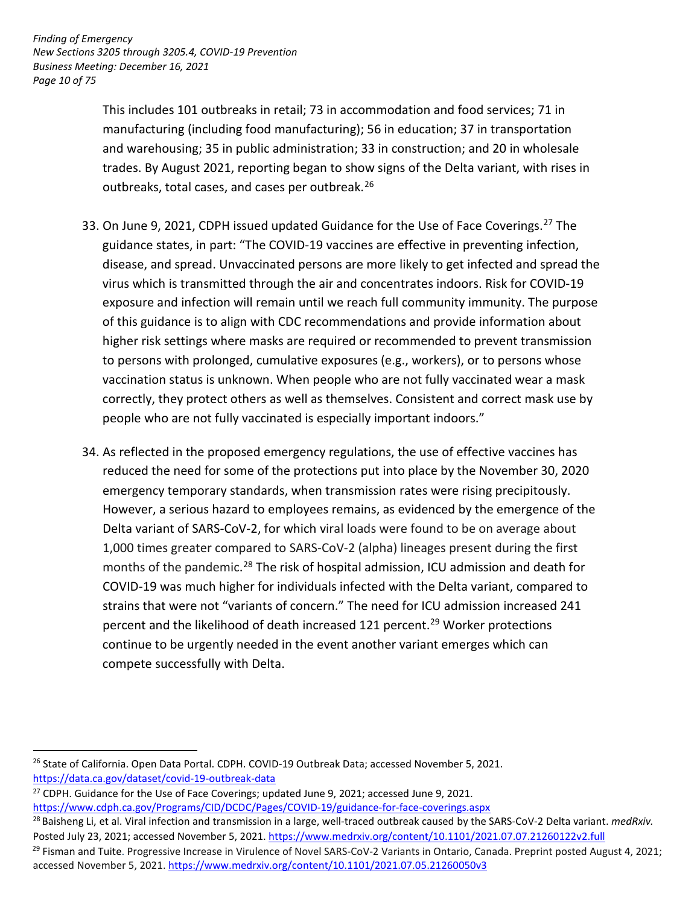This includes 101 outbreaks in retail; 73 in accommodation and food services; 71 in manufacturing (including food manufacturing); 56 in education; 37 in transportation and warehousing; 35 in public administration; 33 in construction; and 20 in wholesale trades. By August 2021, reporting began to show signs of the Delta variant, with rises in outbreaks, total cases, and cases per outbreak.[26]

33. On June 9, 2021, CDPH issued updated Guidance for the Use of Face Coverings.[27] The guidance states, in part: "The COVID-19 vaccines are effective in preventing infection, disease, and spread. Unvaccinated persons are more likely to get infected and spread the virus which is transmitted through the air and concentrates indoors. Risk for COVID-19 exposure and infection will remain until we reach full community immunity. The purpose of this guidance is to align with CDC recommendations and provide information about higher risk settings where masks are required or recommended to prevent transmission to persons with prolonged, cumulative exposures (e.g., workers), or to persons whose vaccination status is unknown. When people who are not fully vaccinated wear a mask correctly, they protect others as well as themselves. Consistent and correct mask use by people who are not fully vaccinated is especially important indoors."

34. As reflected in the proposed emergency regulations, the use of effective vaccines has reduced the need for some of the protections put into place by the November 30, 2020 emergency temporary standards, when transmission rates were rising precipitously. However, a serious hazard to employees remains, as evidenced by the emergence of the Delta variant of SARS-CoV-2, for which viral loads were found to be on average about 1,000 times greater compared to SARS-CoV-2 (alpha) lineages present during the first months of the pandemic.[28] The risk of hospital admission, ICU admission and death for COVID-19 was much higher for individuals infected with the Delta variant, compared to strains that were not "variants of concern." The need for ICU admission increased 241 percent and the likelihood of death increased 121 percent.[29] Worker protections continue to be urgently needed in the event another variant emerges which can compete successfully with Delta.

---

[26] State of California. Open Data Portal. CDPH. COVID-19 Outbreak Data; accessed November 5, 2021. https://data.ca.gov/dataset/covid-19-outbreak-data

[27] CDPH. Guidance for the Use of Face Coverings; updated June 9, 2021; accessed June 9, 2021. https://www.cdph.ca.gov/Programs/CID/DCDC/Pages/COVID-19/guidance-for-face-coverings.aspx

[28] Baisheng Li, et al. Viral infection and transmission in a large, well-traced outbreak caused by the SARS-CoV-2 Delta variant. *medRxiv.* Posted July 23, 2021; accessed November 5, 2021. https://www.medrxiv.org/content/10.1101/2021.07.07.21260122v2.full

[29] Fisman and Tuite. Progressive Increase in Virulence of Novel SARS-CoV-2 Variants in Ontario, Canada. Preprint posted August 4, 2021; accessed November 5, 2021. https://www.medrxiv.org/content/10.1101/2021.07.05.21260050v3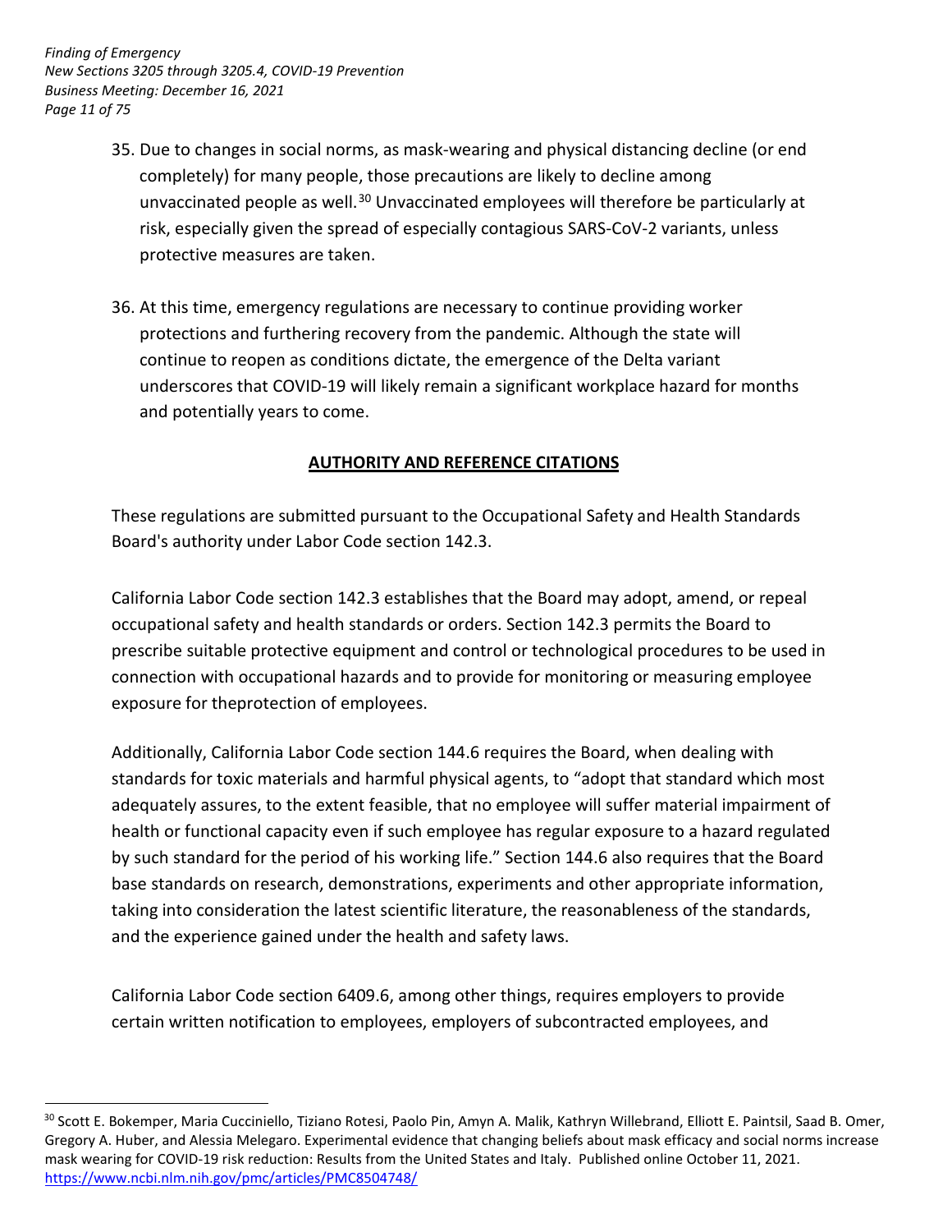35. Due to changes in social norms, as mask-wearing and physical distancing decline (or end completely) for many people, those precautions are likely to decline among unvaccinated people as well.[30] Unvaccinated employees will therefore be particularly at risk, especially given the spread of especially contagious SARS-CoV-2 variants, unless protective measures are taken.

36. At this time, emergency regulations are necessary to continue providing worker protections and furthering recovery from the pandemic. Although the state will continue to reopen as conditions dictate, the emergence of the Delta variant underscores that COVID-19 will likely remain a significant workplace hazard for months and potentially years to come.

## AUTHORITY AND REFERENCE CITATIONS

These regulations are submitted pursuant to the Occupational Safety and Health Standards Board's authority under Labor Code section 142.3.

California Labor Code section 142.3 establishes that the Board may adopt, amend, or repeal occupational safety and health standards or orders. Section 142.3 permits the Board to prescribe suitable protective equipment and control or technological procedures to be used in connection with occupational hazards and to provide for monitoring or measuring employee exposure for theprotection of employees.

Additionally, California Labor Code section 144.6 requires the Board, when dealing with standards for toxic materials and harmful physical agents, to "adopt that standard which most adequately assures, to the extent feasible, that no employee will suffer material impairment of health or functional capacity even if such employee has regular exposure to a hazard regulated by such standard for the period of his working life." Section 144.6 also requires that the Board base standards on research, demonstrations, experiments and other appropriate information, taking into consideration the latest scientific literature, the reasonableness of the standards, and the experience gained under the health and safety laws.

California Labor Code section 6409.6, among other things, requires employers to provide certain written notification to employees, employers of subcontracted employees, and

---

[30] Scott E. Bokemper, Maria Cucciniello, Tiziano Rotesi, Paolo Pin, Amyn A. Malik, Kathryn Willebrand, Elliott E. Paintsil, Saad B. Omer, Gregory A. Huber, and Alessia Melegaro. Experimental evidence that changing beliefs about mask efficacy and social norms increase mask wearing for COVID-19 risk reduction: Results from the United States and Italy. Published online October 11, 2021. https://www.ncbi.nlm.nih.gov/pmc/articles/PMC8504748/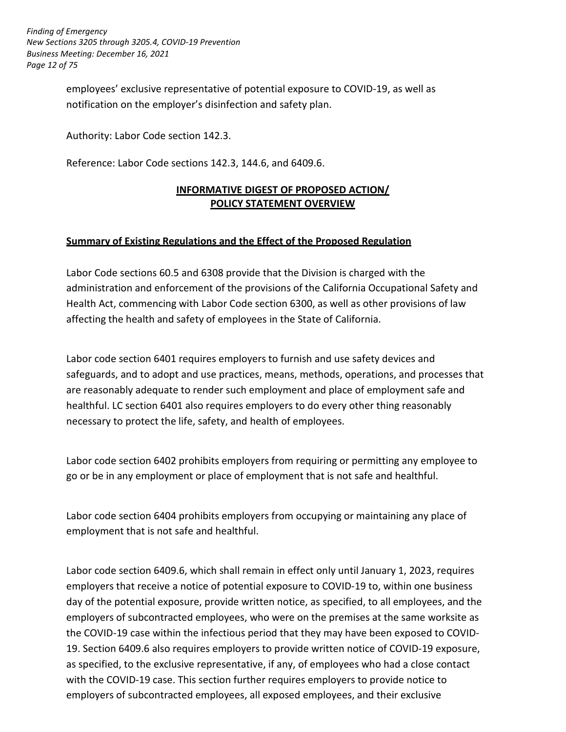employees' exclusive representative of potential exposure to COVID-19, as well as notification on the employer's disinfection and safety plan.

Authority: Labor Code section 142.3.

Reference: Labor Code sections 142.3, 144.6, and 6409.6.

## INFORMATIVE DIGEST OF PROPOSED ACTION/ POLICY STATEMENT OVERVIEW

### Summary of Existing Regulations and the Effect of the Proposed Regulation

Labor Code sections 60.5 and 6308 provide that the Division is charged with the administration and enforcement of the provisions of the California Occupational Safety and Health Act, commencing with Labor Code section 6300, as well as other provisions of law affecting the health and safety of employees in the State of California.

Labor code section 6401 requires employers to furnish and use safety devices and safeguards, and to adopt and use practices, means, methods, operations, and processes that are reasonably adequate to render such employment and place of employment safe and healthful. LC section 6401 also requires employers to do every other thing reasonably necessary to protect the life, safety, and health of employees.

Labor code section 6402 prohibits employers from requiring or permitting any employee to go or be in any employment or place of employment that is not safe and healthful.

Labor code section 6404 prohibits employers from occupying or maintaining any place of employment that is not safe and healthful.

Labor code section 6409.6, which shall remain in effect only until January 1, 2023, requires employers that receive a notice of potential exposure to COVID-19 to, within one business day of the potential exposure, provide written notice, as specified, to all employees, and the employers of subcontracted employees, who were on the premises at the same worksite as the COVID-19 case within the infectious period that they may have been exposed to COVID-19. Section 6409.6 also requires employers to provide written notice of COVID-19 exposure, as specified, to the exclusive representative, if any, of employees who had a close contact with the COVID-19 case. This section further requires employers to provide notice to employers of subcontracted employees, all exposed employees, and their exclusive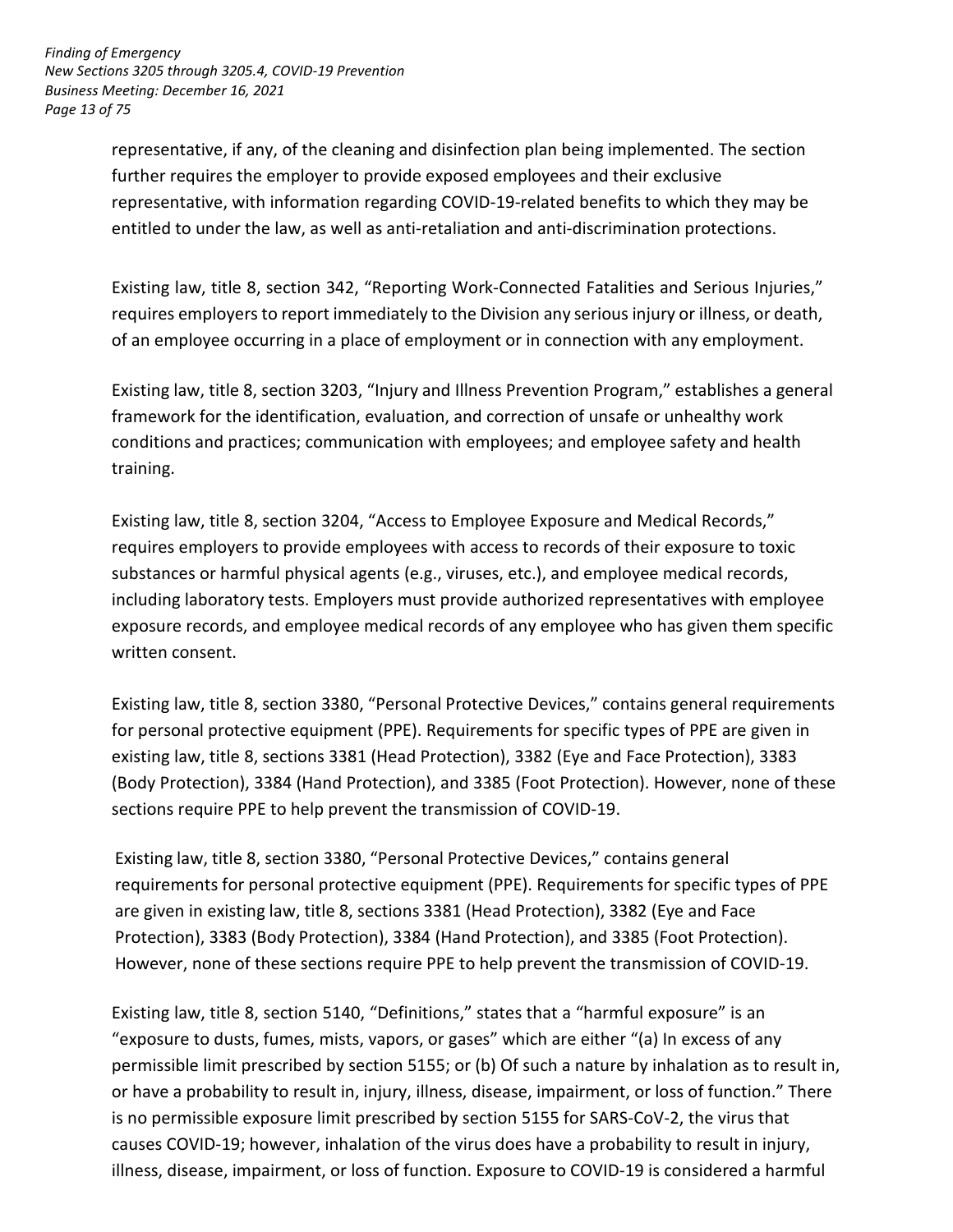representative, if any, of the cleaning and disinfection plan being implemented. The section further requires the employer to provide exposed employees and their exclusive representative, with information regarding COVID-19-related benefits to which they may be entitled to under the law, as well as anti-retaliation and anti-discrimination protections.

Existing law, title 8, section 342, "Reporting Work-Connected Fatalities and Serious Injuries," requires employers to report immediately to the Division any serious injury or illness, or death, of an employee occurring in a place of employment or in connection with any employment.

Existing law, title 8, section 3203, "Injury and Illness Prevention Program," establishes a general framework for the identification, evaluation, and correction of unsafe or unhealthy work conditions and practices; communication with employees; and employee safety and health training.

Existing law, title 8, section 3204, "Access to Employee Exposure and Medical Records," requires employers to provide employees with access to records of their exposure to toxic substances or harmful physical agents (e.g., viruses, etc.), and employee medical records, including laboratory tests. Employers must provide authorized representatives with employee exposure records, and employee medical records of any employee who has given them specific written consent.

Existing law, title 8, section 3380, "Personal Protective Devices," contains general requirements for personal protective equipment (PPE). Requirements for specific types of PPE are given in existing law, title 8, sections 3381 (Head Protection), 3382 (Eye and Face Protection), 3383 (Body Protection), 3384 (Hand Protection), and 3385 (Foot Protection). However, none of these sections require PPE to help prevent the transmission of COVID-19.

Existing law, title 8, section 3380, "Personal Protective Devices," contains general requirements for personal protective equipment (PPE). Requirements for specific types of PPE are given in existing law, title 8, sections 3381 (Head Protection), 3382 (Eye and Face Protection), 3383 (Body Protection), 3384 (Hand Protection), and 3385 (Foot Protection). However, none of these sections require PPE to help prevent the transmission of COVID-19.

Existing law, title 8, section 5140, "Definitions," states that a "harmful exposure" is an "exposure to dusts, fumes, mists, vapors, or gases" which are either "(a) In excess of any permissible limit prescribed by section 5155; or (b) Of such a nature by inhalation as to result in, or have a probability to result in, injury, illness, disease, impairment, or loss of function." There is no permissible exposure limit prescribed by section 5155 for SARS-CoV-2, the virus that causes COVID-19; however, inhalation of the virus does have a probability to result in injury, illness, disease, impairment, or loss of function. Exposure to COVID-19 is considered a harmful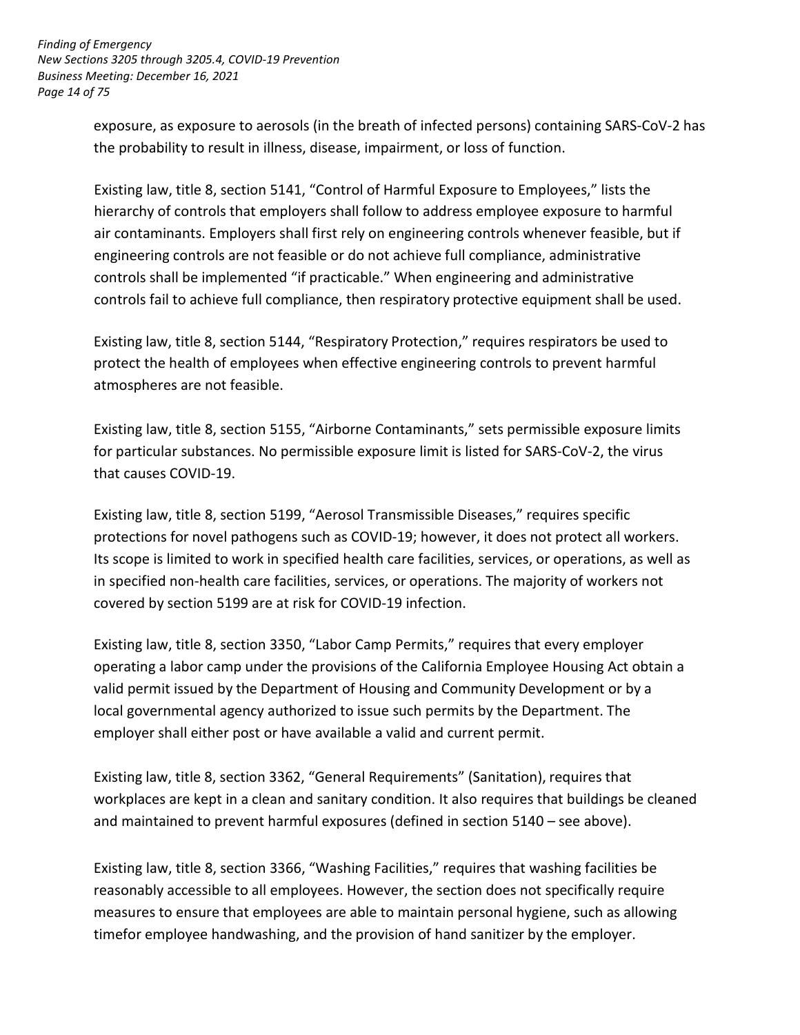exposure, as exposure to aerosols (in the breath of infected persons) containing SARS-CoV-2 has the probability to result in illness, disease, impairment, or loss of function.

Existing law, title 8, section 5141, "Control of Harmful Exposure to Employees," lists the hierarchy of controls that employers shall follow to address employee exposure to harmful air contaminants. Employers shall first rely on engineering controls whenever feasible, but if engineering controls are not feasible or do not achieve full compliance, administrative controls shall be implemented "if practicable." When engineering and administrative controls fail to achieve full compliance, then respiratory protective equipment shall be used.

Existing law, title 8, section 5144, "Respiratory Protection," requires respirators be used to protect the health of employees when effective engineering controls to prevent harmful atmospheres are not feasible.

Existing law, title 8, section 5155, "Airborne Contaminants," sets permissible exposure limits for particular substances. No permissible exposure limit is listed for SARS-CoV-2, the virus that causes COVID-19.

Existing law, title 8, section 5199, "Aerosol Transmissible Diseases," requires specific protections for novel pathogens such as COVID-19; however, it does not protect all workers. Its scope is limited to work in specified health care facilities, services, or operations, as well as in specified non-health care facilities, services, or operations. The majority of workers not covered by section 5199 are at risk for COVID-19 infection.

Existing law, title 8, section 3350, "Labor Camp Permits," requires that every employer operating a labor camp under the provisions of the California Employee Housing Act obtain a valid permit issued by the Department of Housing and Community Development or by a local governmental agency authorized to issue such permits by the Department. The employer shall either post or have available a valid and current permit.

Existing law, title 8, section 3362, "General Requirements" (Sanitation), requires that workplaces are kept in a clean and sanitary condition. It also requires that buildings be cleaned and maintained to prevent harmful exposures (defined in section 5140 – see above).

Existing law, title 8, section 3366, "Washing Facilities," requires that washing facilities be reasonably accessible to all employees. However, the section does not specifically require measures to ensure that employees are able to maintain personal hygiene, such as allowing timefor employee handwashing, and the provision of hand sanitizer by the employer.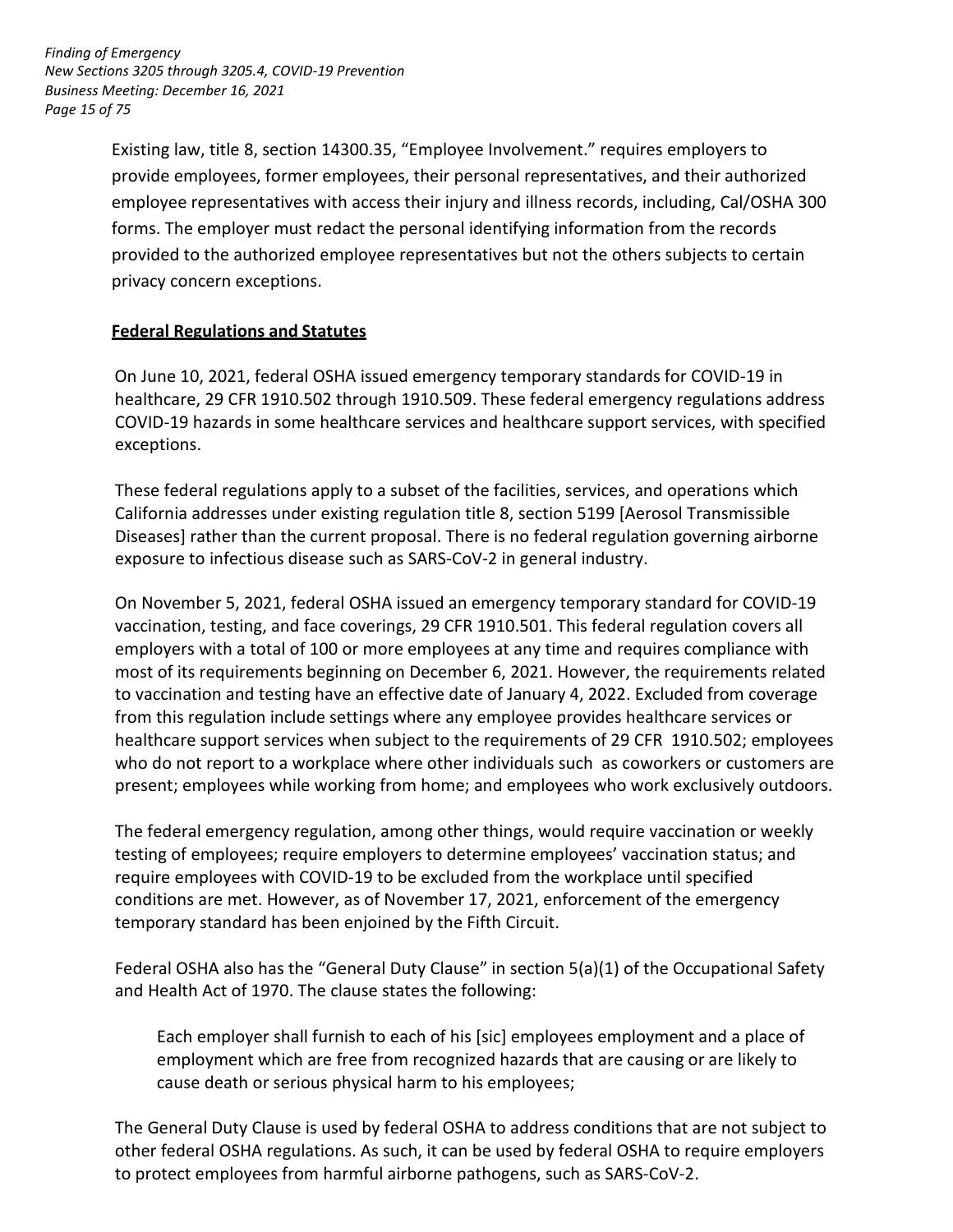Existing law, title 8, section 14300.35, "Employee Involvement." requires employers to provide employees, former employees, their personal representatives, and their authorized employee representatives with access their injury and illness records, including, Cal/OSHA 300 forms. The employer must redact the personal identifying information from the records provided to the authorized employee representatives but not the others subjects to certain privacy concern exceptions.

**Federal Regulations and Statutes**

On June 10, 2021, federal OSHA issued emergency temporary standards for COVID-19 in healthcare, 29 CFR 1910.502 through 1910.509. These federal emergency regulations address COVID-19 hazards in some healthcare services and healthcare support services, with specified exceptions.

These federal regulations apply to a subset of the facilities, services, and operations which California addresses under existing regulation title 8, section 5199 [Aerosol Transmissible Diseases] rather than the current proposal. There is no federal regulation governing airborne exposure to infectious disease such as SARS-CoV-2 in general industry.

On November 5, 2021, federal OSHA issued an emergency temporary standard for COVID-19 vaccination, testing, and face coverings, 29 CFR 1910.501. This federal regulation covers all employers with a total of 100 or more employees at any time and requires compliance with most of its requirements beginning on December 6, 2021. However, the requirements related to vaccination and testing have an effective date of January 4, 2022. Excluded from coverage from this regulation include settings where any employee provides healthcare services or healthcare support services when subject to the requirements of 29 CFR 1910.502; employees who do not report to a workplace where other individuals such as coworkers or customers are present; employees while working from home; and employees who work exclusively outdoors.

The federal emergency regulation, among other things, would require vaccination or weekly testing of employees; require employers to determine employees' vaccination status; and require employees with COVID-19 to be excluded from the workplace until specified conditions are met. However, as of November 17, 2021, enforcement of the emergency temporary standard has been enjoined by the Fifth Circuit.

Federal OSHA also has the "General Duty Clause" in section 5(a)(1) of the Occupational Safety and Health Act of 1970. The clause states the following:

> Each employer shall furnish to each of his [sic] employees employment and a place of employment which are free from recognized hazards that are causing or are likely to cause death or serious physical harm to his employees;

The General Duty Clause is used by federal OSHA to address conditions that are not subject to other federal OSHA regulations. As such, it can be used by federal OSHA to require employers to protect employees from harmful airborne pathogens, such as SARS-CoV-2.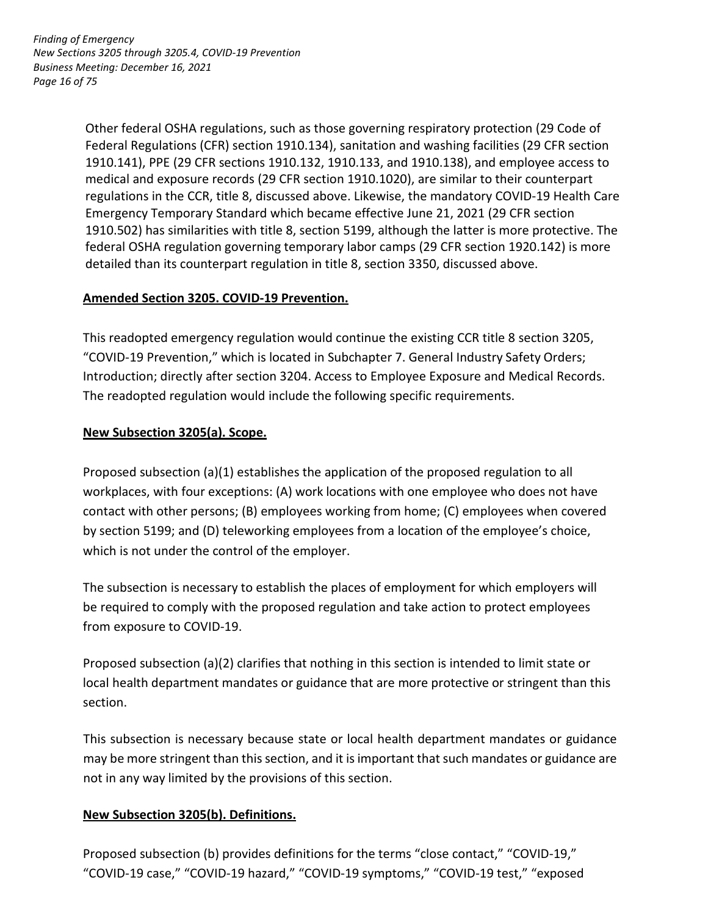Other federal OSHA regulations, such as those governing respiratory protection (29 Code of Federal Regulations (CFR) section 1910.134), sanitation and washing facilities (29 CFR section 1910.141), PPE (29 CFR sections 1910.132, 1910.133, and 1910.138), and employee access to medical and exposure records (29 CFR section 1910.1020), are similar to their counterpart regulations in the CCR, title 8, discussed above. Likewise, the mandatory COVID-19 Health Care Emergency Temporary Standard which became effective June 21, 2021 (29 CFR section 1910.502) has similarities with title 8, section 5199, although the latter is more protective. The federal OSHA regulation governing temporary labor camps (29 CFR section 1920.142) is more detailed than its counterpart regulation in title 8, section 3350, discussed above.

**Amended Section 3205. COVID-19 Prevention.**

This readopted emergency regulation would continue the existing CCR title 8 section 3205, "COVID-19 Prevention," which is located in Subchapter 7. General Industry Safety Orders; Introduction; directly after section 3204. Access to Employee Exposure and Medical Records. The readopted regulation would include the following specific requirements.

**New Subsection 3205(a). Scope.**

Proposed subsection (a)(1) establishes the application of the proposed regulation to all workplaces, with four exceptions: (A) work locations with one employee who does not have contact with other persons; (B) employees working from home; (C) employees when covered by section 5199; and (D) teleworking employees from a location of the employee's choice, which is not under the control of the employer.

The subsection is necessary to establish the places of employment for which employers will be required to comply with the proposed regulation and take action to protect employees from exposure to COVID-19.

Proposed subsection (a)(2) clarifies that nothing in this section is intended to limit state or local health department mandates or guidance that are more protective or stringent than this section.

This subsection is necessary because state or local health department mandates or guidance may be more stringent than this section, and it is important that such mandates or guidance are not in any way limited by the provisions of this section.

**New Subsection 3205(b). Definitions.**

Proposed subsection (b) provides definitions for the terms "close contact," "COVID-19," "COVID-19 case," "COVID-19 hazard," "COVID-19 symptoms," "COVID-19 test," "exposed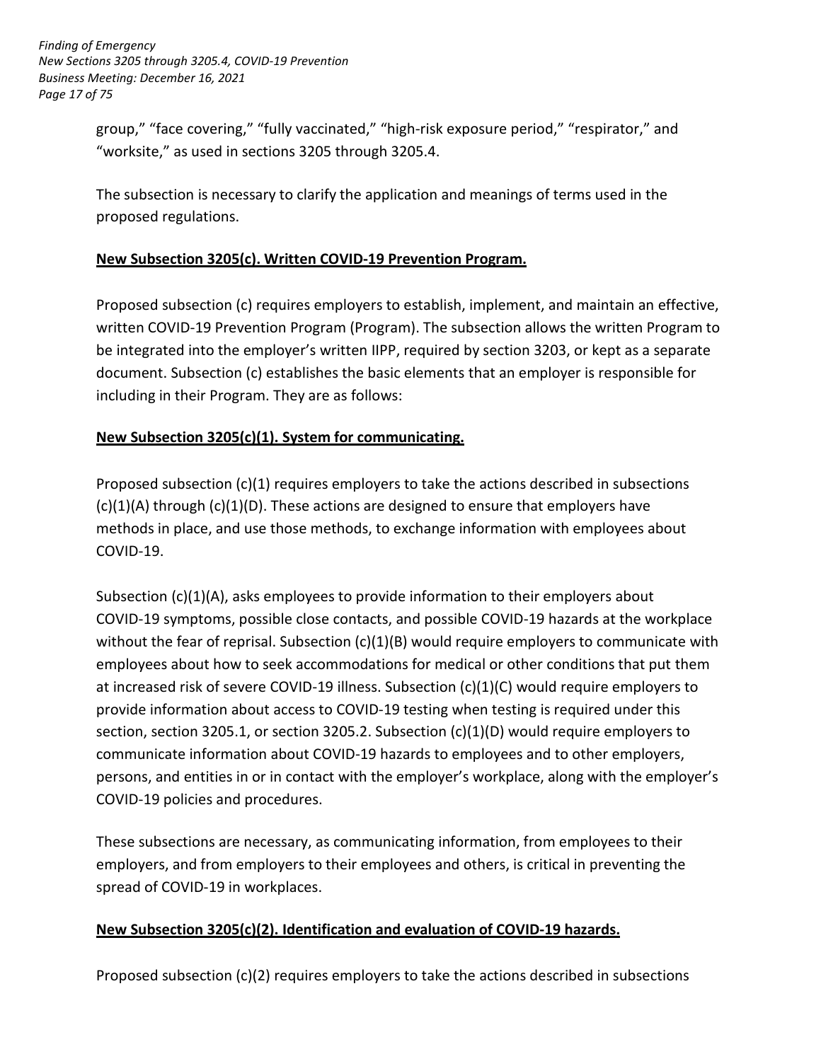group," "face covering," "fully vaccinated," "high-risk exposure period," "respirator," and "worksite," as used in sections 3205 through 3205.4.

The subsection is necessary to clarify the application and meanings of terms used in the proposed regulations.

**<u>New Subsection 3205(c). Written COVID-19 Prevention Program.</u>**

Proposed subsection (c) requires employers to establish, implement, and maintain an effective, written COVID-19 Prevention Program (Program). The subsection allows the written Program to be integrated into the employer's written IIPP, required by section 3203, or kept as a separate document. Subsection (c) establishes the basic elements that an employer is responsible for including in their Program. They are as follows:

**<u>New Subsection 3205(c)(1). System for communicating.</u>**

Proposed subsection (c)(1) requires employers to take the actions described in subsections (c)(1)(A) through (c)(1)(D). These actions are designed to ensure that employers have methods in place, and use those methods, to exchange information with employees about COVID-19.

Subsection (c)(1)(A), asks employees to provide information to their employers about COVID-19 symptoms, possible close contacts, and possible COVID-19 hazards at the workplace without the fear of reprisal. Subsection (c)(1)(B) would require employers to communicate with employees about how to seek accommodations for medical or other conditions that put them at increased risk of severe COVID-19 illness. Subsection (c)(1)(C) would require employers to provide information about access to COVID-19 testing when testing is required under this section, section 3205.1, or section 3205.2. Subsection (c)(1)(D) would require employers to communicate information about COVID-19 hazards to employees and to other employers, persons, and entities in or in contact with the employer's workplace, along with the employer's COVID-19 policies and procedures.

These subsections are necessary, as communicating information, from employees to their employers, and from employers to their employees and others, is critical in preventing the spread of COVID-19 in workplaces.

**<u>New Subsection 3205(c)(2). Identification and evaluation of COVID-19 hazards.</u>**

Proposed subsection (c)(2) requires employers to take the actions described in subsections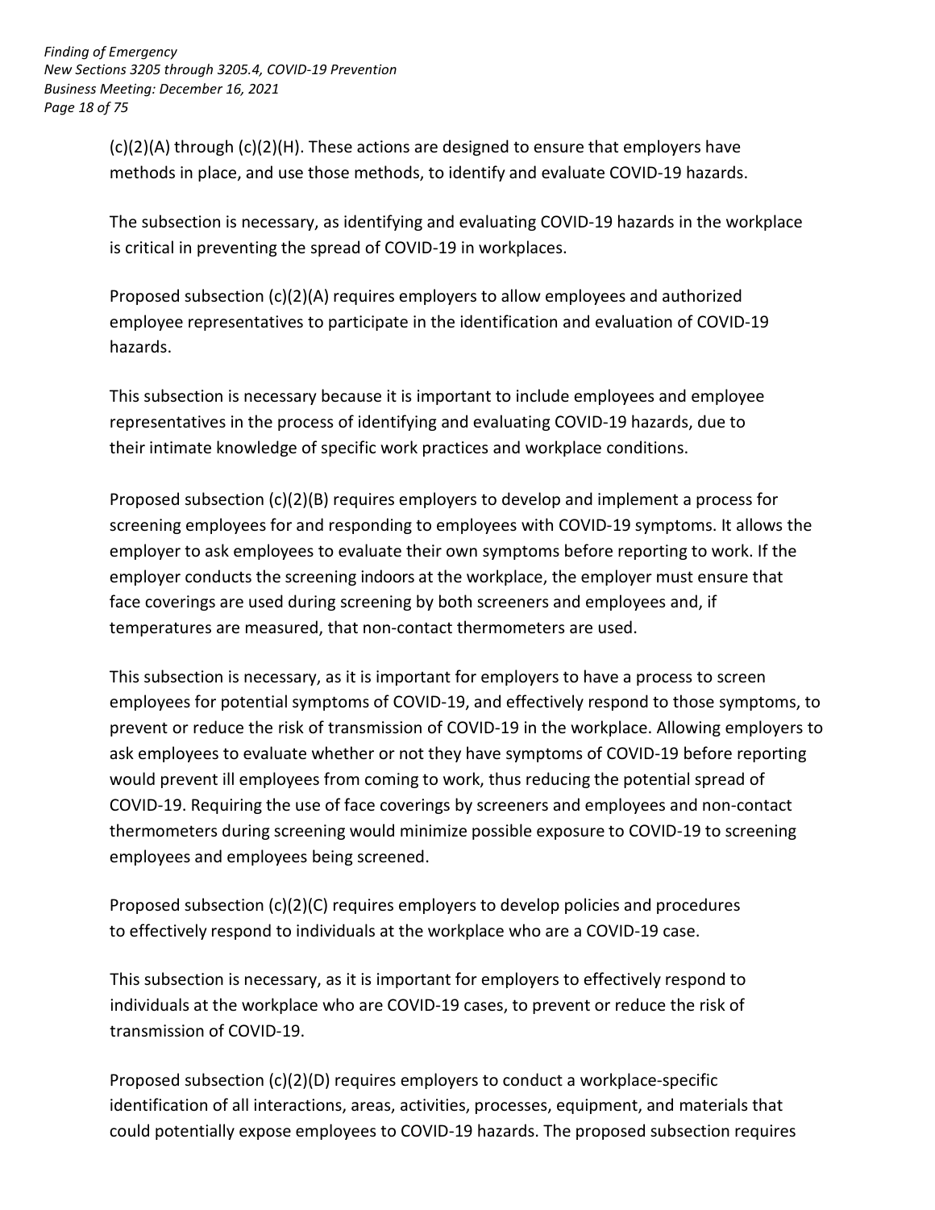(c)(2)(A) through (c)(2)(H). These actions are designed to ensure that employers have methods in place, and use those methods, to identify and evaluate COVID-19 hazards.

The subsection is necessary, as identifying and evaluating COVID-19 hazards in the workplace is critical in preventing the spread of COVID-19 in workplaces.

Proposed subsection (c)(2)(A) requires employers to allow employees and authorized employee representatives to participate in the identification and evaluation of COVID-19 hazards.

This subsection is necessary because it is important to include employees and employee representatives in the process of identifying and evaluating COVID-19 hazards, due to their intimate knowledge of specific work practices and workplace conditions.

Proposed subsection (c)(2)(B) requires employers to develop and implement a process for screening employees for and responding to employees with COVID-19 symptoms. It allows the employer to ask employees to evaluate their own symptoms before reporting to work. If the employer conducts the screening indoors at the workplace, the employer must ensure that face coverings are used during screening by both screeners and employees and, if temperatures are measured, that non-contact thermometers are used.

This subsection is necessary, as it is important for employers to have a process to screen employees for potential symptoms of COVID-19, and effectively respond to those symptoms, to prevent or reduce the risk of transmission of COVID-19 in the workplace. Allowing employers to ask employees to evaluate whether or not they have symptoms of COVID-19 before reporting would prevent ill employees from coming to work, thus reducing the potential spread of COVID-19. Requiring the use of face coverings by screeners and employees and non-contact thermometers during screening would minimize possible exposure to COVID-19 to screening employees and employees being screened.

Proposed subsection (c)(2)(C) requires employers to develop policies and procedures to effectively respond to individuals at the workplace who are a COVID-19 case.

This subsection is necessary, as it is important for employers to effectively respond to individuals at the workplace who are COVID-19 cases, to prevent or reduce the risk of transmission of COVID-19.

Proposed subsection (c)(2)(D) requires employers to conduct a workplace-specific identification of all interactions, areas, activities, processes, equipment, and materials that could potentially expose employees to COVID-19 hazards. The proposed subsection requires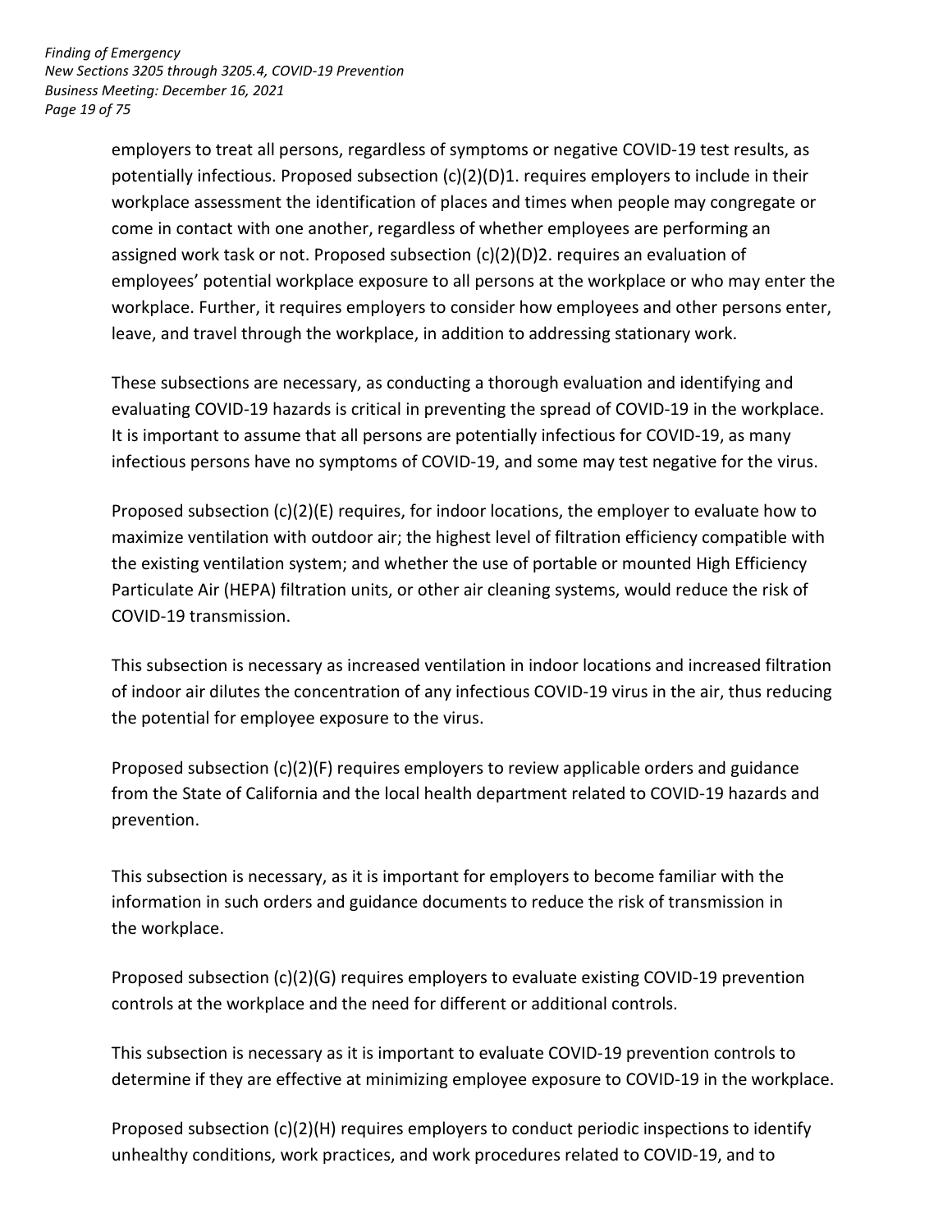employers to treat all persons, regardless of symptoms or negative COVID-19 test results, as potentially infectious. Proposed subsection (c)(2)(D)1. requires employers to include in their workplace assessment the identification of places and times when people may congregate or come in contact with one another, regardless of whether employees are performing an assigned work task or not. Proposed subsection (c)(2)(D)2. requires an evaluation of employees' potential workplace exposure to all persons at the workplace or who may enter the workplace. Further, it requires employers to consider how employees and other persons enter, leave, and travel through the workplace, in addition to addressing stationary work.

These subsections are necessary, as conducting a thorough evaluation and identifying and evaluating COVID-19 hazards is critical in preventing the spread of COVID-19 in the workplace. It is important to assume that all persons are potentially infectious for COVID-19, as many infectious persons have no symptoms of COVID-19, and some may test negative for the virus.

Proposed subsection (c)(2)(E) requires, for indoor locations, the employer to evaluate how to maximize ventilation with outdoor air; the highest level of filtration efficiency compatible with the existing ventilation system; and whether the use of portable or mounted High Efficiency Particulate Air (HEPA) filtration units, or other air cleaning systems, would reduce the risk of COVID-19 transmission.

This subsection is necessary as increased ventilation in indoor locations and increased filtration of indoor air dilutes the concentration of any infectious COVID-19 virus in the air, thus reducing the potential for employee exposure to the virus.

Proposed subsection (c)(2)(F) requires employers to review applicable orders and guidance from the State of California and the local health department related to COVID-19 hazards and prevention.

This subsection is necessary, as it is important for employers to become familiar with the information in such orders and guidance documents to reduce the risk of transmission in the workplace.

Proposed subsection (c)(2)(G) requires employers to evaluate existing COVID-19 prevention controls at the workplace and the need for different or additional controls.

This subsection is necessary as it is important to evaluate COVID-19 prevention controls to determine if they are effective at minimizing employee exposure to COVID-19 in the workplace.

Proposed subsection (c)(2)(H) requires employers to conduct periodic inspections to identify unhealthy conditions, work practices, and work procedures related to COVID-19, and to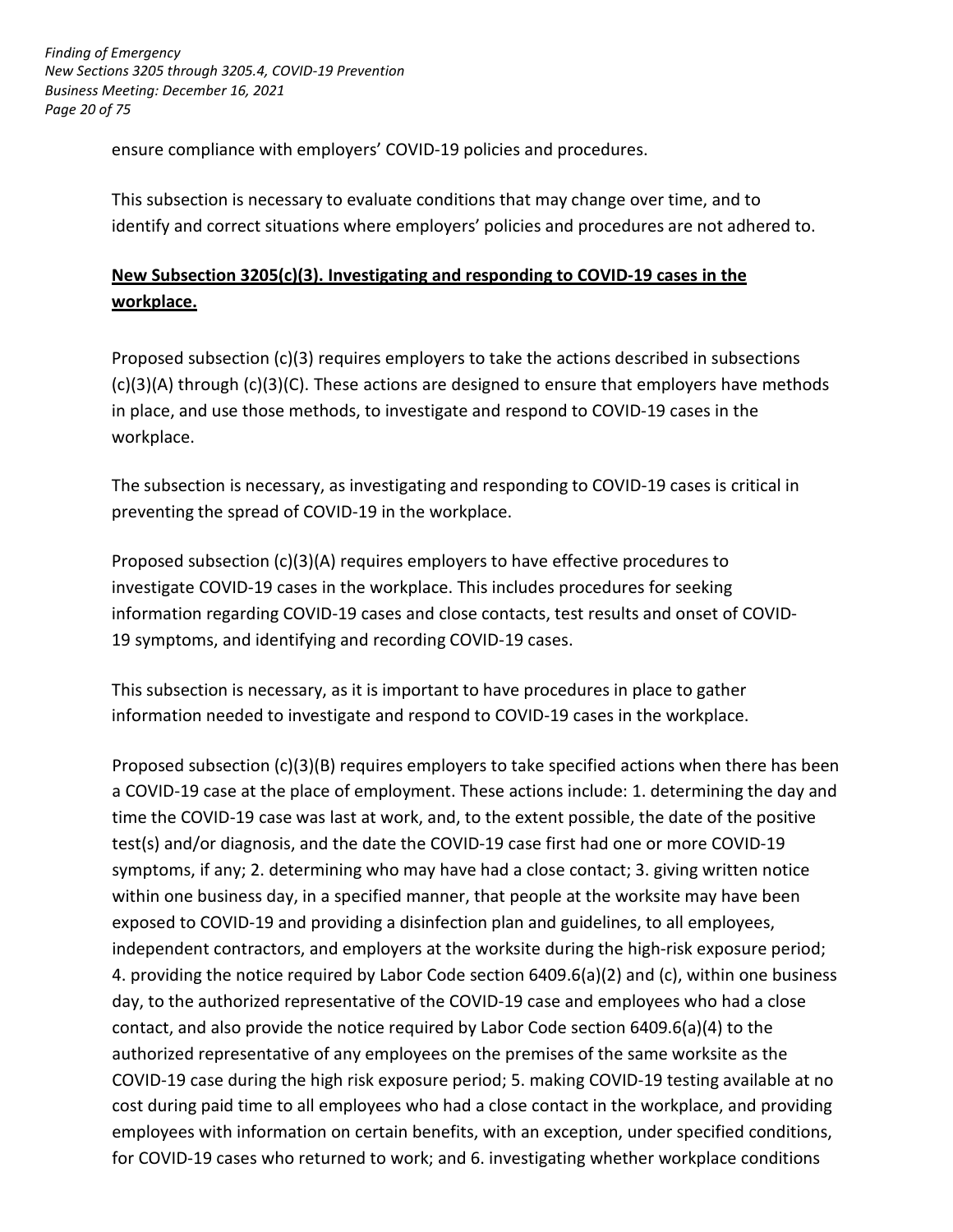ensure compliance with employers' COVID-19 policies and procedures.

This subsection is necessary to evaluate conditions that may change over time, and to identify and correct situations where employers' policies and procedures are not adhered to.

**New Subsection 3205(c)(3). Investigating and responding to COVID-19 cases in the workplace.**

Proposed subsection (c)(3) requires employers to take the actions described in subsections (c)(3)(A) through (c)(3)(C). These actions are designed to ensure that employers have methods in place, and use those methods, to investigate and respond to COVID-19 cases in the workplace.

The subsection is necessary, as investigating and responding to COVID-19 cases is critical in preventing the spread of COVID-19 in the workplace.

Proposed subsection (c)(3)(A) requires employers to have effective procedures to investigate COVID-19 cases in the workplace. This includes procedures for seeking information regarding COVID-19 cases and close contacts, test results and onset of COVID-19 symptoms, and identifying and recording COVID-19 cases.

This subsection is necessary, as it is important to have procedures in place to gather information needed to investigate and respond to COVID-19 cases in the workplace.

Proposed subsection (c)(3)(B) requires employers to take specified actions when there has been a COVID-19 case at the place of employment. These actions include: 1. determining the day and time the COVID-19 case was last at work, and, to the extent possible, the date of the positive test(s) and/or diagnosis, and the date the COVID-19 case first had one or more COVID-19 symptoms, if any; 2. determining who may have had a close contact; 3. giving written notice within one business day, in a specified manner, that people at the worksite may have been exposed to COVID-19 and providing a disinfection plan and guidelines, to all employees, independent contractors, and employers at the worksite during the high-risk exposure period; 4. providing the notice required by Labor Code section 6409.6(a)(2) and (c), within one business day, to the authorized representative of the COVID-19 case and employees who had a close contact, and also provide the notice required by Labor Code section 6409.6(a)(4) to the authorized representative of any employees on the premises of the same worksite as the COVID-19 case during the high risk exposure period; 5. making COVID-19 testing available at no cost during paid time to all employees who had a close contact in the workplace, and providing employees with information on certain benefits, with an exception, under specified conditions, for COVID-19 cases who returned to work; and 6. investigating whether workplace conditions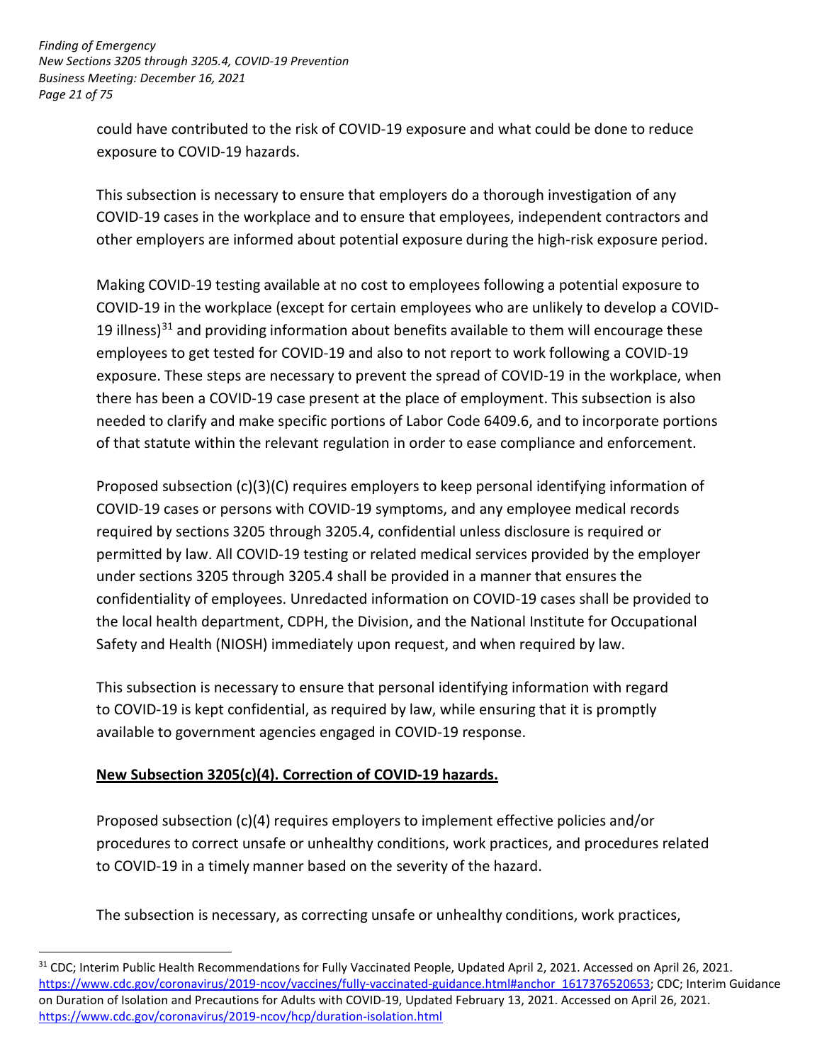could have contributed to the risk of COVID-19 exposure and what could be done to reduce exposure to COVID-19 hazards.

This subsection is necessary to ensure that employers do a thorough investigation of any COVID-19 cases in the workplace and to ensure that employees, independent contractors and other employers are informed about potential exposure during the high-risk exposure period.

Making COVID-19 testing available at no cost to employees following a potential exposure to COVID-19 in the workplace (except for certain employees who are unlikely to develop a COVID-19 illness)[31] and providing information about benefits available to them will encourage these employees to get tested for COVID-19 and also to not report to work following a COVID-19 exposure. These steps are necessary to prevent the spread of COVID-19 in the workplace, when there has been a COVID-19 case present at the place of employment. This subsection is also needed to clarify and make specific portions of Labor Code 6409.6, and to incorporate portions of that statute within the relevant regulation in order to ease compliance and enforcement.

Proposed subsection (c)(3)(C) requires employers to keep personal identifying information of COVID-19 cases or persons with COVID-19 symptoms, and any employee medical records required by sections 3205 through 3205.4, confidential unless disclosure is required or permitted by law. All COVID-19 testing or related medical services provided by the employer under sections 3205 through 3205.4 shall be provided in a manner that ensures the confidentiality of employees. Unredacted information on COVID-19 cases shall be provided to the local health department, CDPH, the Division, and the National Institute for Occupational Safety and Health (NIOSH) immediately upon request, and when required by law.

This subsection is necessary to ensure that personal identifying information with regard to COVID-19 is kept confidential, as required by law, while ensuring that it is promptly available to government agencies engaged in COVID-19 response.

**New Subsection 3205(c)(4). Correction of COVID-19 hazards.**

Proposed subsection (c)(4) requires employers to implement effective policies and/or procedures to correct unsafe or unhealthy conditions, work practices, and procedures related to COVID-19 in a timely manner based on the severity of the hazard.

The subsection is necessary, as correcting unsafe or unhealthy conditions, work practices,

---

[31] CDC; Interim Public Health Recommendations for Fully Vaccinated People, Updated April 2, 2021. Accessed on April 26, 2021. https://www.cdc.gov/coronavirus/2019-ncov/vaccines/fully-vaccinated-guidance.html#anchor_1617376520653; CDC; Interim Guidance on Duration of Isolation and Precautions for Adults with COVID-19, Updated February 13, 2021. Accessed on April 26, 2021. https://www.cdc.gov/coronavirus/2019-ncov/hcp/duration-isolation.html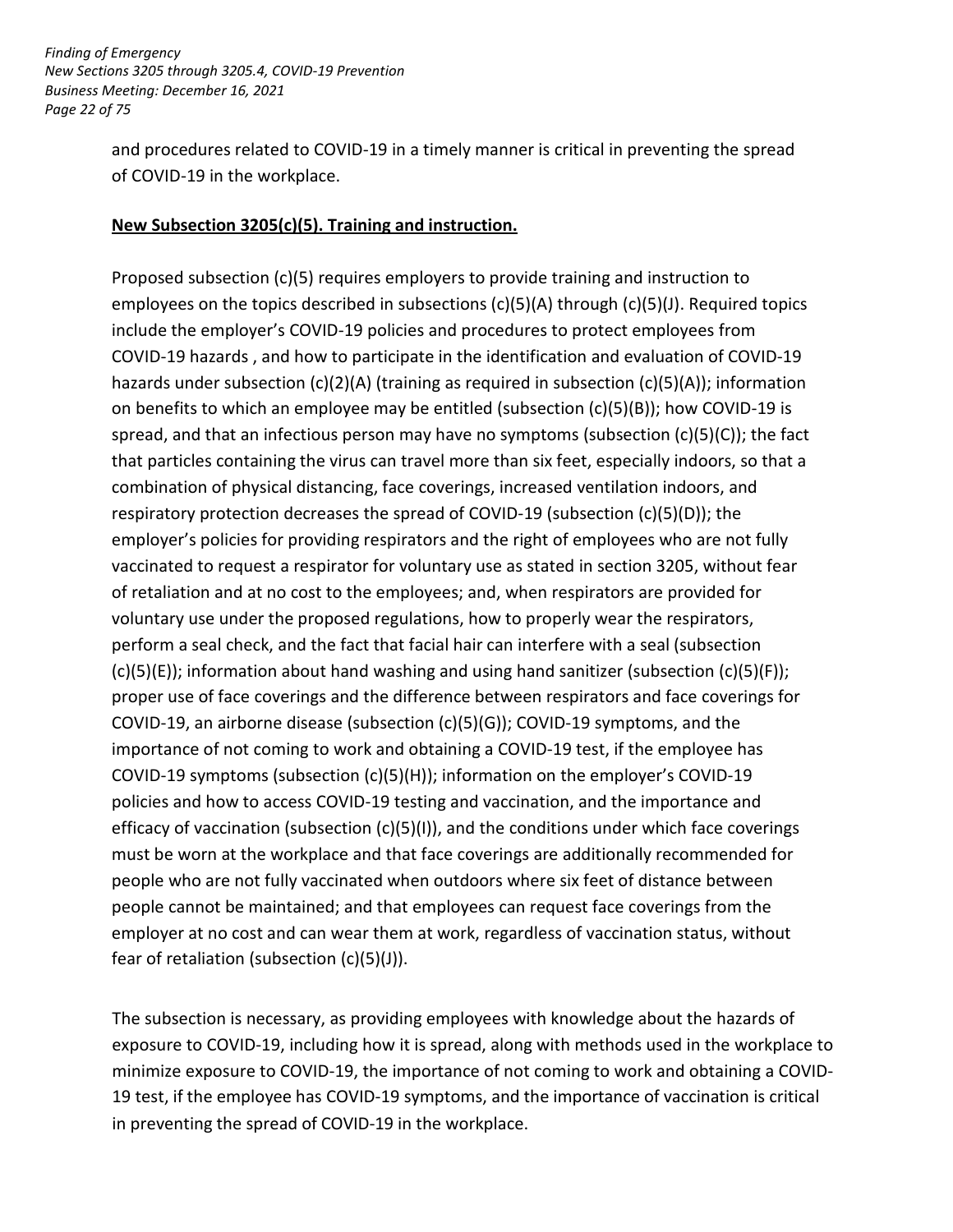and procedures related to COVID-19 in a timely manner is critical in preventing the spread of COVID-19 in the workplace.

**New Subsection 3205(c)(5). Training and instruction.**

Proposed subsection (c)(5) requires employers to provide training and instruction to employees on the topics described in subsections (c)(5)(A) through (c)(5)(J). Required topics include the employer's COVID-19 policies and procedures to protect employees from COVID-19 hazards , and how to participate in the identification and evaluation of COVID-19 hazards under subsection (c)(2)(A) (training as required in subsection (c)(5)(A)); information on benefits to which an employee may be entitled (subsection (c)(5)(B)); how COVID-19 is spread, and that an infectious person may have no symptoms (subsection (c)(5)(C)); the fact that particles containing the virus can travel more than six feet, especially indoors, so that a combination of physical distancing, face coverings, increased ventilation indoors, and respiratory protection decreases the spread of COVID-19 (subsection (c)(5)(D)); the employer's policies for providing respirators and the right of employees who are not fully vaccinated to request a respirator for voluntary use as stated in section 3205, without fear of retaliation and at no cost to the employees; and, when respirators are provided for voluntary use under the proposed regulations, how to properly wear the respirators, perform a seal check, and the fact that facial hair can interfere with a seal (subsection (c)(5)(E)); information about hand washing and using hand sanitizer (subsection (c)(5)(F)); proper use of face coverings and the difference between respirators and face coverings for COVID-19, an airborne disease (subsection (c)(5)(G)); COVID-19 symptoms, and the importance of not coming to work and obtaining a COVID-19 test, if the employee has COVID-19 symptoms (subsection (c)(5)(H)); information on the employer's COVID-19 policies and how to access COVID-19 testing and vaccination, and the importance and efficacy of vaccination (subsection (c)(5)(I)), and the conditions under which face coverings must be worn at the workplace and that face coverings are additionally recommended for people who are not fully vaccinated when outdoors where six feet of distance between people cannot be maintained; and that employees can request face coverings from the employer at no cost and can wear them at work, regardless of vaccination status, without fear of retaliation (subsection (c)(5)(J)).

The subsection is necessary, as providing employees with knowledge about the hazards of exposure to COVID-19, including how it is spread, along with methods used in the workplace to minimize exposure to COVID-19, the importance of not coming to work and obtaining a COVID-19 test, if the employee has COVID-19 symptoms, and the importance of vaccination is critical in preventing the spread of COVID-19 in the workplace.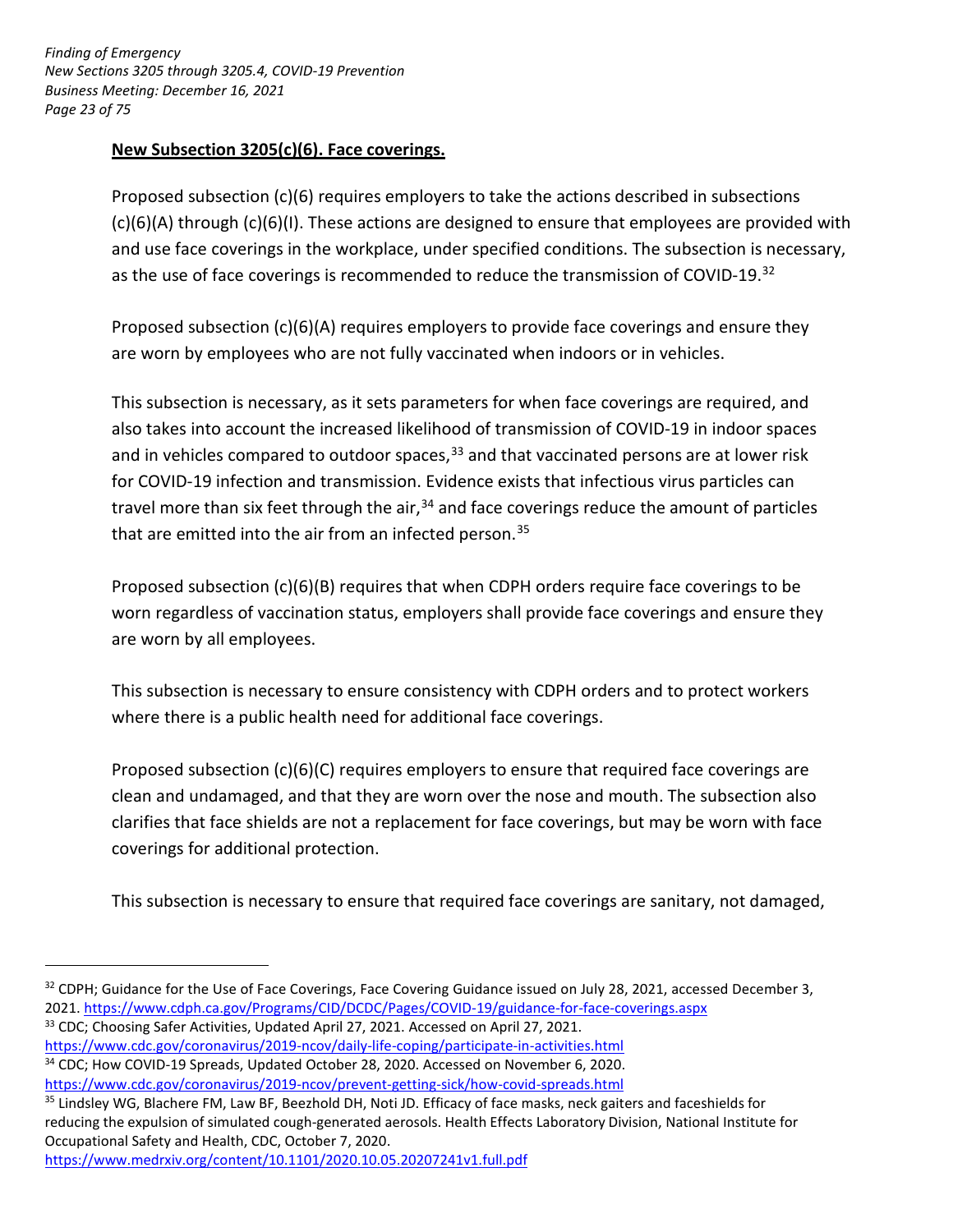**New Subsection 3205(c)(6). Face coverings.**

Proposed subsection (c)(6) requires employers to take the actions described in subsections (c)(6)(A) through (c)(6)(I). These actions are designed to ensure that employees are provided with and use face coverings in the workplace, under specified conditions. The subsection is necessary, as the use of face coverings is recommended to reduce the transmission of COVID-19.[32]

Proposed subsection (c)(6)(A) requires employers to provide face coverings and ensure they are worn by employees who are not fully vaccinated when indoors or in vehicles.

This subsection is necessary, as it sets parameters for when face coverings are required, and also takes into account the increased likelihood of transmission of COVID-19 in indoor spaces and in vehicles compared to outdoor spaces,[33] and that vaccinated persons are at lower risk for COVID-19 infection and transmission. Evidence exists that infectious virus particles can travel more than six feet through the air,[34] and face coverings reduce the amount of particles that are emitted into the air from an infected person.[35]

Proposed subsection (c)(6)(B) requires that when CDPH orders require face coverings to be worn regardless of vaccination status, employers shall provide face coverings and ensure they are worn by all employees.

This subsection is necessary to ensure consistency with CDPH orders and to protect workers where there is a public health need for additional face coverings.

Proposed subsection (c)(6)(C) requires employers to ensure that required face coverings are clean and undamaged, and that they are worn over the nose and mouth. The subsection also clarifies that face shields are not a replacement for face coverings, but may be worn with face coverings for additional protection.

This subsection is necessary to ensure that required face coverings are sanitary, not damaged,

---

[32] CDPH; Guidance for the Use of Face Coverings, Face Covering Guidance issued on July 28, 2021, accessed December 3, 2021. https://www.cdph.ca.gov/Programs/CID/DCDC/Pages/COVID-19/guidance-for-face-coverings.aspx

[33] CDC; Choosing Safer Activities, Updated April 27, 2021. Accessed on April 27, 2021. https://www.cdc.gov/coronavirus/2019-ncov/daily-life-coping/participate-in-activities.html

[34] CDC; How COVID-19 Spreads, Updated October 28, 2020. Accessed on November 6, 2020. https://www.cdc.gov/coronavirus/2019-ncov/prevent-getting-sick/how-covid-spreads.html

[35] Lindsley WG, Blachere FM, Law BF, Beezhold DH, Noti JD. Efficacy of face masks, neck gaiters and faceshields for reducing the expulsion of simulated cough-generated aerosols. Health Effects Laboratory Division, National Institute for Occupational Safety and Health, CDC, October 7, 2020. https://www.medrxiv.org/content/10.1101/2020.10.05.20207241v1.full.pdf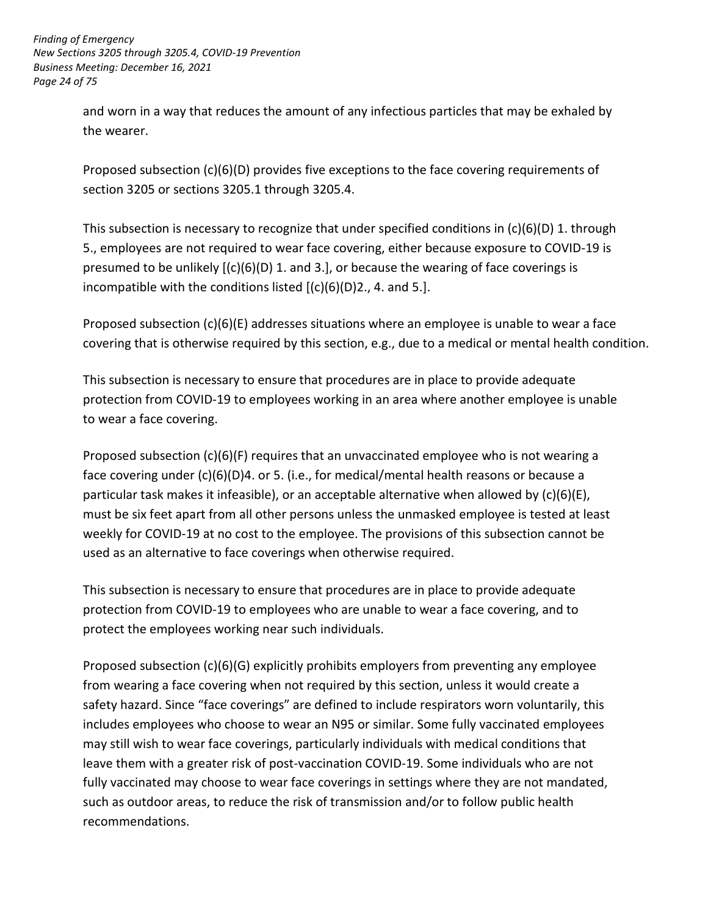and worn in a way that reduces the amount of any infectious particles that may be exhaled by the wearer.

Proposed subsection (c)(6)(D) provides five exceptions to the face covering requirements of section 3205 or sections 3205.1 through 3205.4.

This subsection is necessary to recognize that under specified conditions in (c)(6)(D) 1. through 5., employees are not required to wear face covering, either because exposure to COVID-19 is presumed to be unlikely [(c)(6)(D) 1. and 3.], or because the wearing of face coverings is incompatible with the conditions listed [(c)(6)(D)2., 4. and 5.].

Proposed subsection (c)(6)(E) addresses situations where an employee is unable to wear a face covering that is otherwise required by this section, e.g., due to a medical or mental health condition.

This subsection is necessary to ensure that procedures are in place to provide adequate protection from COVID-19 to employees working in an area where another employee is unable to wear a face covering.

Proposed subsection (c)(6)(F) requires that an unvaccinated employee who is not wearing a face covering under (c)(6)(D)4. or 5. (i.e., for medical/mental health reasons or because a particular task makes it infeasible), or an acceptable alternative when allowed by (c)(6)(E), must be six feet apart from all other persons unless the unmasked employee is tested at least weekly for COVID-19 at no cost to the employee. The provisions of this subsection cannot be used as an alternative to face coverings when otherwise required.

This subsection is necessary to ensure that procedures are in place to provide adequate protection from COVID-19 to employees who are unable to wear a face covering, and to protect the employees working near such individuals.

Proposed subsection (c)(6)(G) explicitly prohibits employers from preventing any employee from wearing a face covering when not required by this section, unless it would create a safety hazard. Since "face coverings" are defined to include respirators worn voluntarily, this includes employees who choose to wear an N95 or similar. Some fully vaccinated employees may still wish to wear face coverings, particularly individuals with medical conditions that leave them with a greater risk of post-vaccination COVID-19. Some individuals who are not fully vaccinated may choose to wear face coverings in settings where they are not mandated, such as outdoor areas, to reduce the risk of transmission and/or to follow public health recommendations.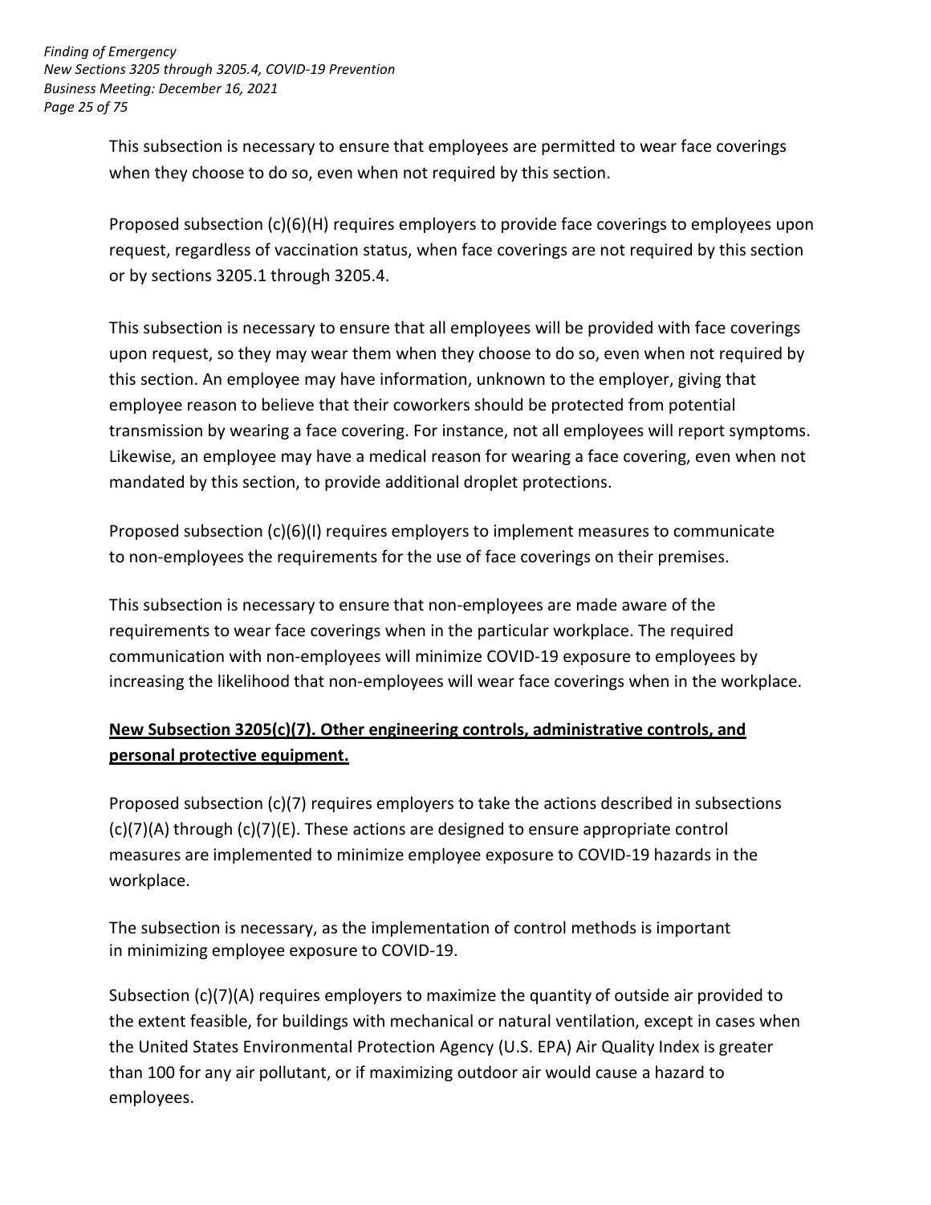This subsection is necessary to ensure that employees are permitted to wear face coverings when they choose to do so, even when not required by this section.

Proposed subsection (c)(6)(H) requires employers to provide face coverings to employees upon request, regardless of vaccination status, when face coverings are not required by this section or by sections 3205.1 through 3205.4.

This subsection is necessary to ensure that all employees will be provided with face coverings upon request, so they may wear them when they choose to do so, even when not required by this section. An employee may have information, unknown to the employer, giving that employee reason to believe that their coworkers should be protected from potential transmission by wearing a face covering. For instance, not all employees will report symptoms. Likewise, an employee may have a medical reason for wearing a face covering, even when not mandated by this section, to provide additional droplet protections.

Proposed subsection (c)(6)(I) requires employers to implement measures to communicate to non-employees the requirements for the use of face coverings on their premises.

This subsection is necessary to ensure that non-employees are made aware of the requirements to wear face coverings when in the particular workplace. The required communication with non-employees will minimize COVID-19 exposure to employees by increasing the likelihood that non-employees will wear face coverings when in the workplace.

## New Subsection 3205(c)(7). Other engineering controls, administrative controls, and personal protective equipment.

Proposed subsection (c)(7) requires employers to take the actions described in subsections (c)(7)(A) through (c)(7)(E). These actions are designed to ensure appropriate control measures are implemented to minimize employee exposure to COVID-19 hazards in the workplace.

The subsection is necessary, as the implementation of control methods is important in minimizing employee exposure to COVID-19.

Subsection (c)(7)(A) requires employers to maximize the quantity of outside air provided to the extent feasible, for buildings with mechanical or natural ventilation, except in cases when the United States Environmental Protection Agency (U.S. EPA) Air Quality Index is greater than 100 for any air pollutant, or if maximizing outdoor air would cause a hazard to employees.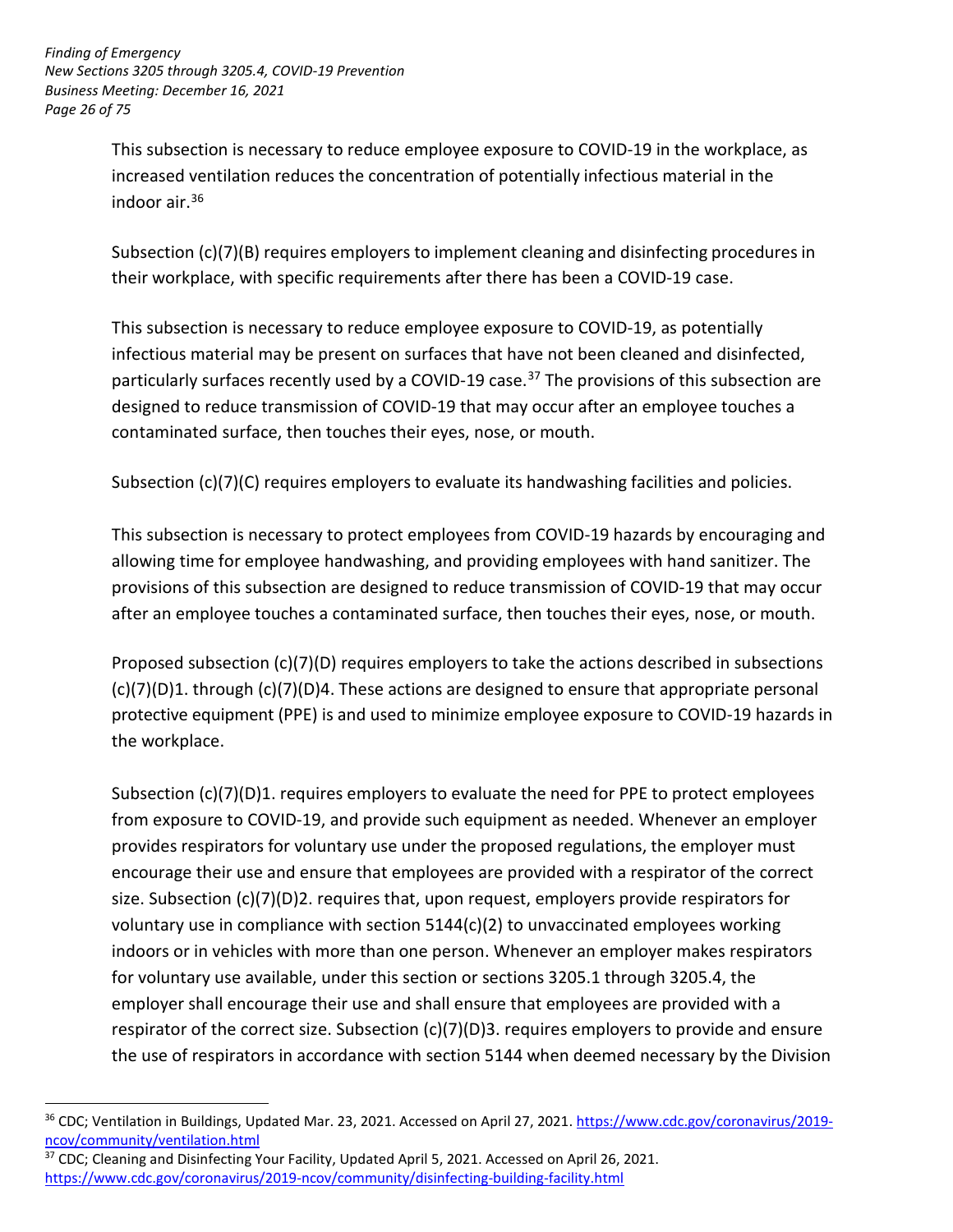This subsection is necessary to reduce employee exposure to COVID-19 in the workplace, as increased ventilation reduces the concentration of potentially infectious material in the indoor air.[36]

Subsection (c)(7)(B) requires employers to implement cleaning and disinfecting procedures in their workplace, with specific requirements after there has been a COVID-19 case.

This subsection is necessary to reduce employee exposure to COVID-19, as potentially infectious material may be present on surfaces that have not been cleaned and disinfected, particularly surfaces recently used by a COVID-19 case.[37] The provisions of this subsection are designed to reduce transmission of COVID-19 that may occur after an employee touches a contaminated surface, then touches their eyes, nose, or mouth.

Subsection (c)(7)(C) requires employers to evaluate its handwashing facilities and policies.

This subsection is necessary to protect employees from COVID-19 hazards by encouraging and allowing time for employee handwashing, and providing employees with hand sanitizer. The provisions of this subsection are designed to reduce transmission of COVID-19 that may occur after an employee touches a contaminated surface, then touches their eyes, nose, or mouth.

Proposed subsection (c)(7)(D) requires employers to take the actions described in subsections (c)(7)(D)1. through (c)(7)(D)4. These actions are designed to ensure that appropriate personal protective equipment (PPE) is and used to minimize employee exposure to COVID-19 hazards in the workplace.

Subsection (c)(7)(D)1. requires employers to evaluate the need for PPE to protect employees from exposure to COVID-19, and provide such equipment as needed. Whenever an employer provides respirators for voluntary use under the proposed regulations, the employer must encourage their use and ensure that employees are provided with a respirator of the correct size. Subsection (c)(7)(D)2. requires that, upon request, employers provide respirators for voluntary use in compliance with section 5144(c)(2) to unvaccinated employees working indoors or in vehicles with more than one person. Whenever an employer makes respirators for voluntary use available, under this section or sections 3205.1 through 3205.4, the employer shall encourage their use and shall ensure that employees are provided with a respirator of the correct size. Subsection (c)(7)(D)3. requires employers to provide and ensure the use of respirators in accordance with section 5144 when deemed necessary by the Division

---

[36] CDC; Ventilation in Buildings, Updated Mar. 23, 2021. Accessed on April 27, 2021. https://www.cdc.gov/coronavirus/2019-ncov/community/ventilation.html

[37] CDC; Cleaning and Disinfecting Your Facility, Updated April 5, 2021. Accessed on April 26, 2021. https://www.cdc.gov/coronavirus/2019-ncov/community/disinfecting-building-facility.html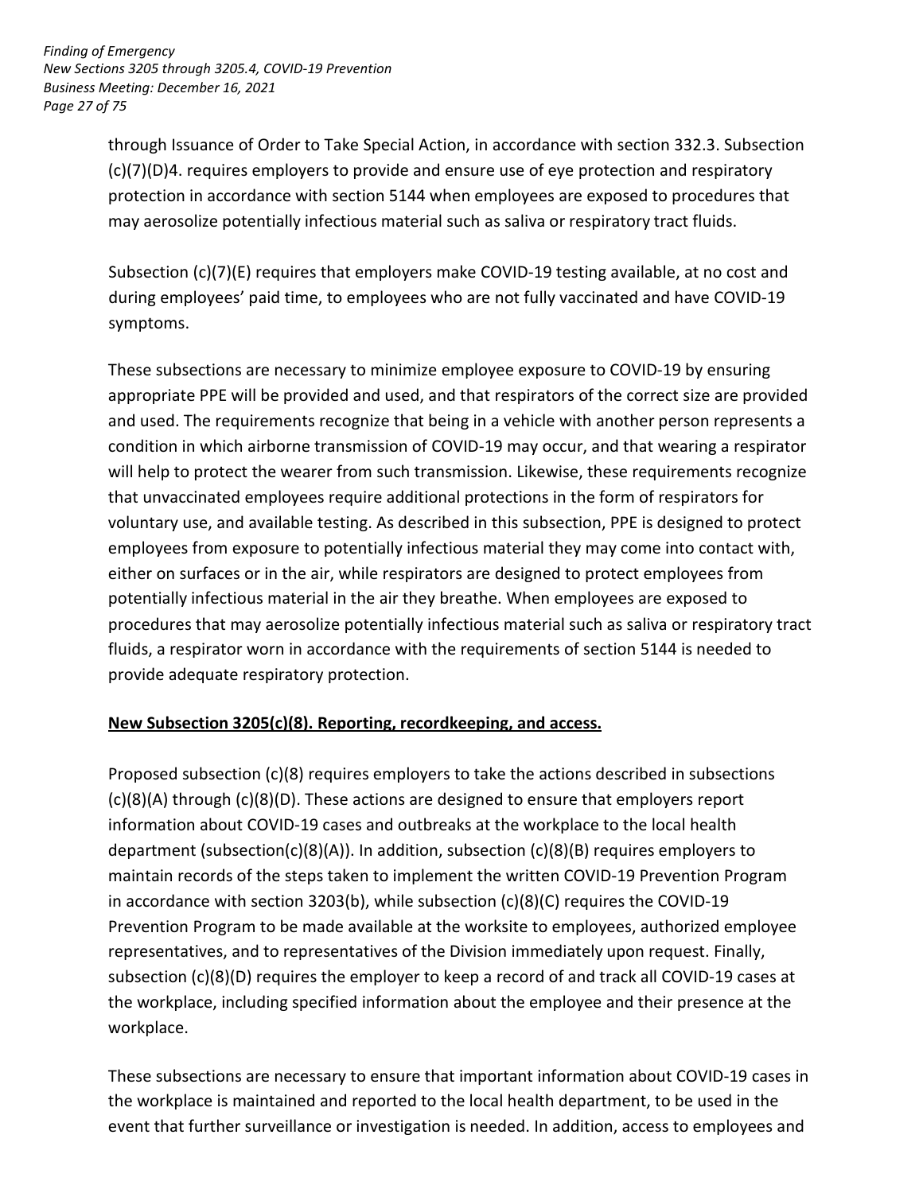through Issuance of Order to Take Special Action, in accordance with section 332.3. Subsection (c)(7)(D)4. requires employers to provide and ensure use of eye protection and respiratory protection in accordance with section 5144 when employees are exposed to procedures that may aerosolize potentially infectious material such as saliva or respiratory tract fluids.

Subsection (c)(7)(E) requires that employers make COVID-19 testing available, at no cost and during employees' paid time, to employees who are not fully vaccinated and have COVID-19 symptoms.

These subsections are necessary to minimize employee exposure to COVID-19 by ensuring appropriate PPE will be provided and used, and that respirators of the correct size are provided and used. The requirements recognize that being in a vehicle with another person represents a condition in which airborne transmission of COVID-19 may occur, and that wearing a respirator will help to protect the wearer from such transmission. Likewise, these requirements recognize that unvaccinated employees require additional protections in the form of respirators for voluntary use, and available testing. As described in this subsection, PPE is designed to protect employees from exposure to potentially infectious material they may come into contact with, either on surfaces or in the air, while respirators are designed to protect employees from potentially infectious material in the air they breathe. When employees are exposed to procedures that may aerosolize potentially infectious material such as saliva or respiratory tract fluids, a respirator worn in accordance with the requirements of section 5144 is needed to provide adequate respiratory protection.

**New Subsection 3205(c)(8). Reporting, recordkeeping, and access.**

Proposed subsection (c)(8) requires employers to take the actions described in subsections (c)(8)(A) through (c)(8)(D). These actions are designed to ensure that employers report information about COVID-19 cases and outbreaks at the workplace to the local health department (subsection(c)(8)(A)). In addition, subsection (c)(8)(B) requires employers to maintain records of the steps taken to implement the written COVID-19 Prevention Program in accordance with section 3203(b), while subsection (c)(8)(C) requires the COVID-19 Prevention Program to be made available at the worksite to employees, authorized employee representatives, and to representatives of the Division immediately upon request. Finally, subsection (c)(8)(D) requires the employer to keep a record of and track all COVID-19 cases at the workplace, including specified information about the employee and their presence at the workplace.

These subsections are necessary to ensure that important information about COVID-19 cases in the workplace is maintained and reported to the local health department, to be used in the event that further surveillance or investigation is needed. In addition, access to employees and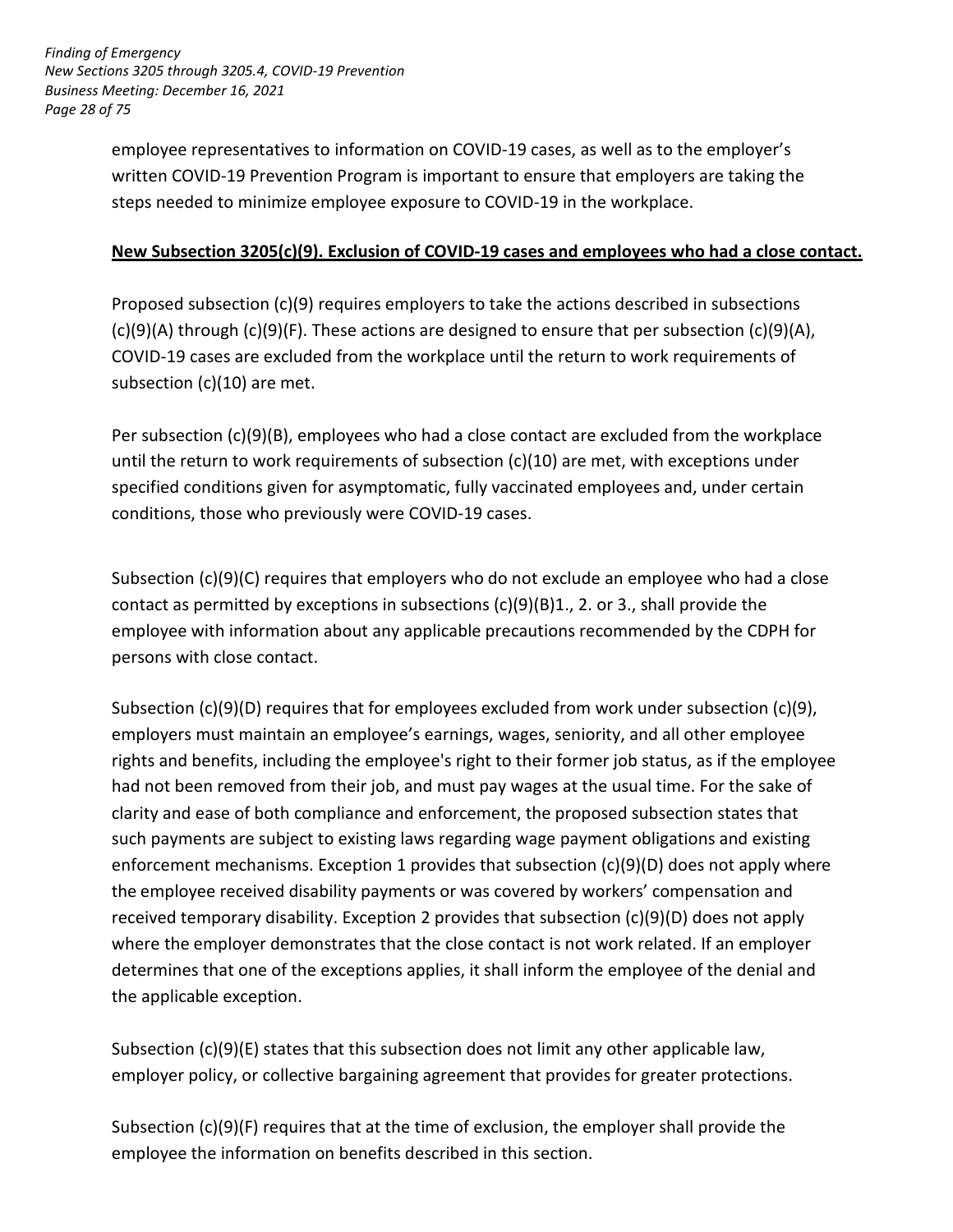employee representatives to information on COVID-19 cases, as well as to the employer's written COVID-19 Prevention Program is important to ensure that employers are taking the steps needed to minimize employee exposure to COVID-19 in the workplace.

**New Subsection 3205(c)(9). Exclusion of COVID-19 cases and employees who had a close contact.**

Proposed subsection (c)(9) requires employers to take the actions described in subsections (c)(9)(A) through (c)(9)(F). These actions are designed to ensure that per subsection (c)(9)(A), COVID-19 cases are excluded from the workplace until the return to work requirements of subsection (c)(10) are met.

Per subsection (c)(9)(B), employees who had a close contact are excluded from the workplace until the return to work requirements of subsection (c)(10) are met, with exceptions under specified conditions given for asymptomatic, fully vaccinated employees and, under certain conditions, those who previously were COVID-19 cases.

Subsection (c)(9)(C) requires that employers who do not exclude an employee who had a close contact as permitted by exceptions in subsections (c)(9)(B)1., 2. or 3., shall provide the employee with information about any applicable precautions recommended by the CDPH for persons with close contact.

Subsection (c)(9)(D) requires that for employees excluded from work under subsection (c)(9), employers must maintain an employee's earnings, wages, seniority, and all other employee rights and benefits, including the employee's right to their former job status, as if the employee had not been removed from their job, and must pay wages at the usual time. For the sake of clarity and ease of both compliance and enforcement, the proposed subsection states that such payments are subject to existing laws regarding wage payment obligations and existing enforcement mechanisms. Exception 1 provides that subsection (c)(9)(D) does not apply where the employee received disability payments or was covered by workers' compensation and received temporary disability. Exception 2 provides that subsection (c)(9)(D) does not apply where the employer demonstrates that the close contact is not work related. If an employer determines that one of the exceptions applies, it shall inform the employee of the denial and the applicable exception.

Subsection (c)(9)(E) states that this subsection does not limit any other applicable law, employer policy, or collective bargaining agreement that provides for greater protections.

Subsection (c)(9)(F) requires that at the time of exclusion, the employer shall provide the employee the information on benefits described in this section.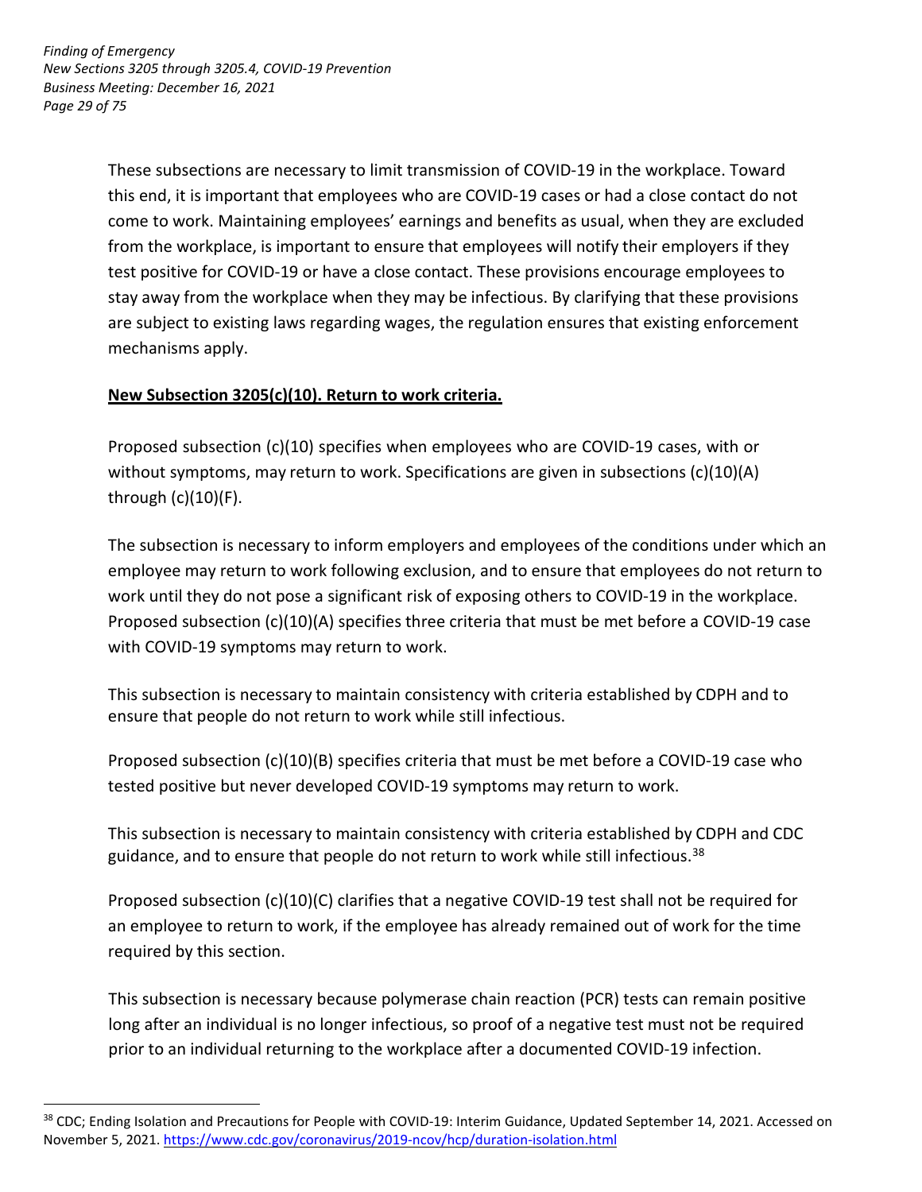These subsections are necessary to limit transmission of COVID-19 in the workplace. Toward this end, it is important that employees who are COVID-19 cases or had a close contact do not come to work. Maintaining employees' earnings and benefits as usual, when they are excluded from the workplace, is important to ensure that employees will notify their employers if they test positive for COVID-19 or have a close contact. These provisions encourage employees to stay away from the workplace when they may be infectious. By clarifying that these provisions are subject to existing laws regarding wages, the regulation ensures that existing enforcement mechanisms apply.

**New Subsection 3205(c)(10). Return to work criteria.**

Proposed subsection (c)(10) specifies when employees who are COVID-19 cases, with or without symptoms, may return to work. Specifications are given in subsections (c)(10)(A) through (c)(10)(F).

The subsection is necessary to inform employers and employees of the conditions under which an employee may return to work following exclusion, and to ensure that employees do not return to work until they do not pose a significant risk of exposing others to COVID-19 in the workplace. Proposed subsection (c)(10)(A) specifies three criteria that must be met before a COVID-19 case with COVID-19 symptoms may return to work.

This subsection is necessary to maintain consistency with criteria established by CDPH and to ensure that people do not return to work while still infectious.

Proposed subsection (c)(10)(B) specifies criteria that must be met before a COVID-19 case who tested positive but never developed COVID-19 symptoms may return to work.

This subsection is necessary to maintain consistency with criteria established by CDPH and CDC guidance, and to ensure that people do not return to work while still infectious.[38]

Proposed subsection (c)(10)(C) clarifies that a negative COVID-19 test shall not be required for an employee to return to work, if the employee has already remained out of work for the time required by this section.

This subsection is necessary because polymerase chain reaction (PCR) tests can remain positive long after an individual is no longer infectious, so proof of a negative test must not be required prior to an individual returning to the workplace after a documented COVID-19 infection.

---

[38] CDC; Ending Isolation and Precautions for People with COVID-19: Interim Guidance, Updated September 14, 2021. Accessed on November 5, 2021. https://www.cdc.gov/coronavirus/2019-ncov/hcp/duration-isolation.html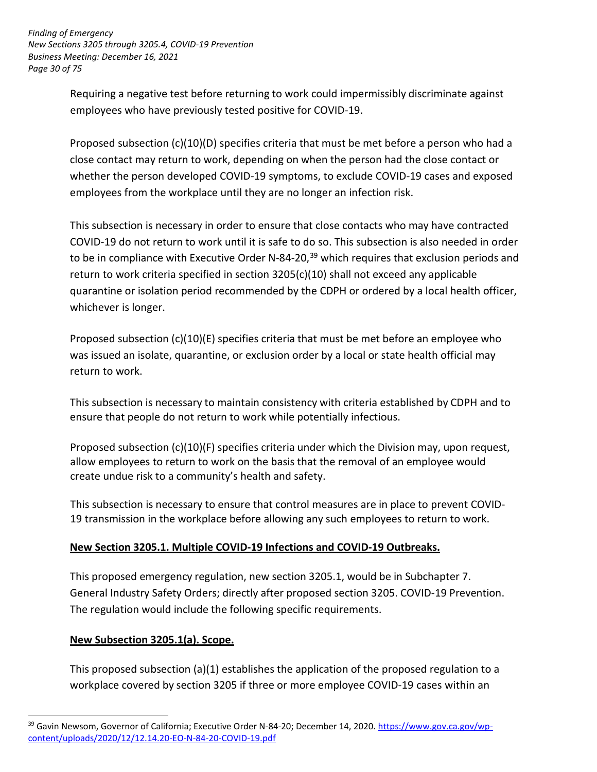Requiring a negative test before returning to work could impermissibly discriminate against employees who have previously tested positive for COVID-19.

Proposed subsection (c)(10)(D) specifies criteria that must be met before a person who had a close contact may return to work, depending on when the person had the close contact or whether the person developed COVID-19 symptoms, to exclude COVID-19 cases and exposed employees from the workplace until they are no longer an infection risk.

This subsection is necessary in order to ensure that close contacts who may have contracted COVID-19 do not return to work until it is safe to do so. This subsection is also needed in order to be in compliance with Executive Order N-84-20,[39] which requires that exclusion periods and return to work criteria specified in section 3205(c)(10) shall not exceed any applicable quarantine or isolation period recommended by the CDPH or ordered by a local health officer, whichever is longer.

Proposed subsection (c)(10)(E) specifies criteria that must be met before an employee who was issued an isolate, quarantine, or exclusion order by a local or state health official may return to work.

This subsection is necessary to maintain consistency with criteria established by CDPH and to ensure that people do not return to work while potentially infectious.

Proposed subsection (c)(10)(F) specifies criteria under which the Division may, upon request, allow employees to return to work on the basis that the removal of an employee would create undue risk to a community's health and safety.

This subsection is necessary to ensure that control measures are in place to prevent COVID-19 transmission in the workplace before allowing any such employees to return to work.

## New Section 3205.1. Multiple COVID-19 Infections and COVID-19 Outbreaks.

This proposed emergency regulation, new section 3205.1, would be in Subchapter 7. General Industry Safety Orders; directly after proposed section 3205. COVID-19 Prevention. The regulation would include the following specific requirements.

## New Subsection 3205.1(a). Scope.

This proposed subsection (a)(1) establishes the application of the proposed regulation to a workplace covered by section 3205 if three or more employee COVID-19 cases within an

---

[39] Gavin Newsom, Governor of California; Executive Order N-84-20; December 14, 2020. https://www.gov.ca.gov/wp-content/uploads/2020/12/12.14.20-EO-N-84-20-COVID-19.pdf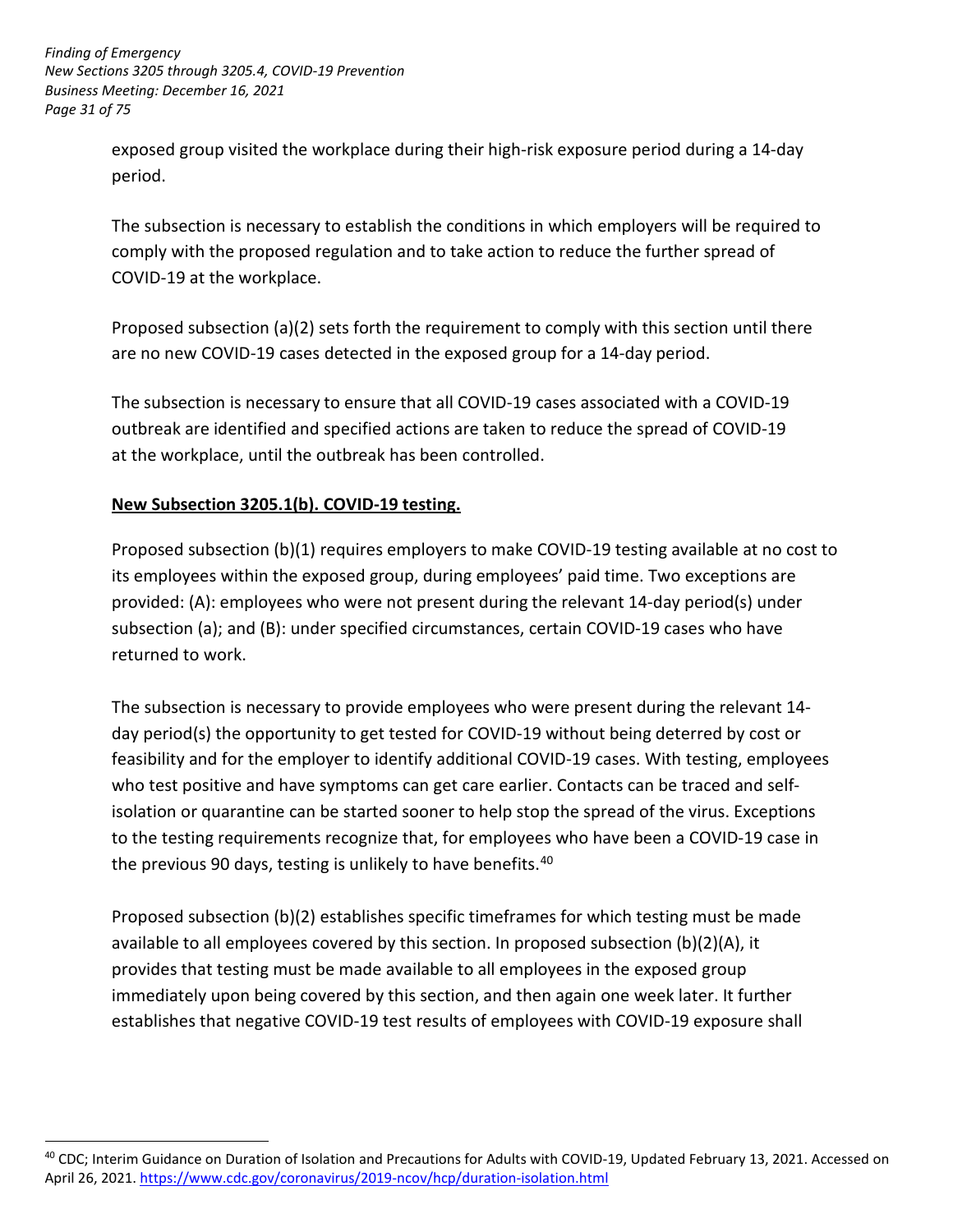exposed group visited the workplace during their high-risk exposure period during a 14-day period.

The subsection is necessary to establish the conditions in which employers will be required to comply with the proposed regulation and to take action to reduce the further spread of COVID-19 at the workplace.

Proposed subsection (a)(2) sets forth the requirement to comply with this section until there are no new COVID-19 cases detected in the exposed group for a 14-day period.

The subsection is necessary to ensure that all COVID-19 cases associated with a COVID-19 outbreak are identified and specified actions are taken to reduce the spread of COVID-19 at the workplace, until the outbreak has been controlled.

**New Subsection 3205.1(b). COVID-19 testing.**

Proposed subsection (b)(1) requires employers to make COVID-19 testing available at no cost to its employees within the exposed group, during employees' paid time. Two exceptions are provided: (A): employees who were not present during the relevant 14-day period(s) under subsection (a); and (B): under specified circumstances, certain COVID-19 cases who have returned to work.

The subsection is necessary to provide employees who were present during the relevant 14-day period(s) the opportunity to get tested for COVID-19 without being deterred by cost or feasibility and for the employer to identify additional COVID-19 cases. With testing, employees who test positive and have symptoms can get care earlier. Contacts can be traced and self-isolation or quarantine can be started sooner to help stop the spread of the virus. Exceptions to the testing requirements recognize that, for employees who have been a COVID-19 case in the previous 90 days, testing is unlikely to have benefits.[40]

Proposed subsection (b)(2) establishes specific timeframes for which testing must be made available to all employees covered by this section. In proposed subsection (b)(2)(A), it provides that testing must be made available to all employees in the exposed group immediately upon being covered by this section, and then again one week later. It further establishes that negative COVID-19 test results of employees with COVID-19 exposure shall

[40] CDC; Interim Guidance on Duration of Isolation and Precautions for Adults with COVID-19, Updated February 13, 2021. Accessed on April 26, 2021. https://www.cdc.gov/coronavirus/2019-ncov/hcp/duration-isolation.html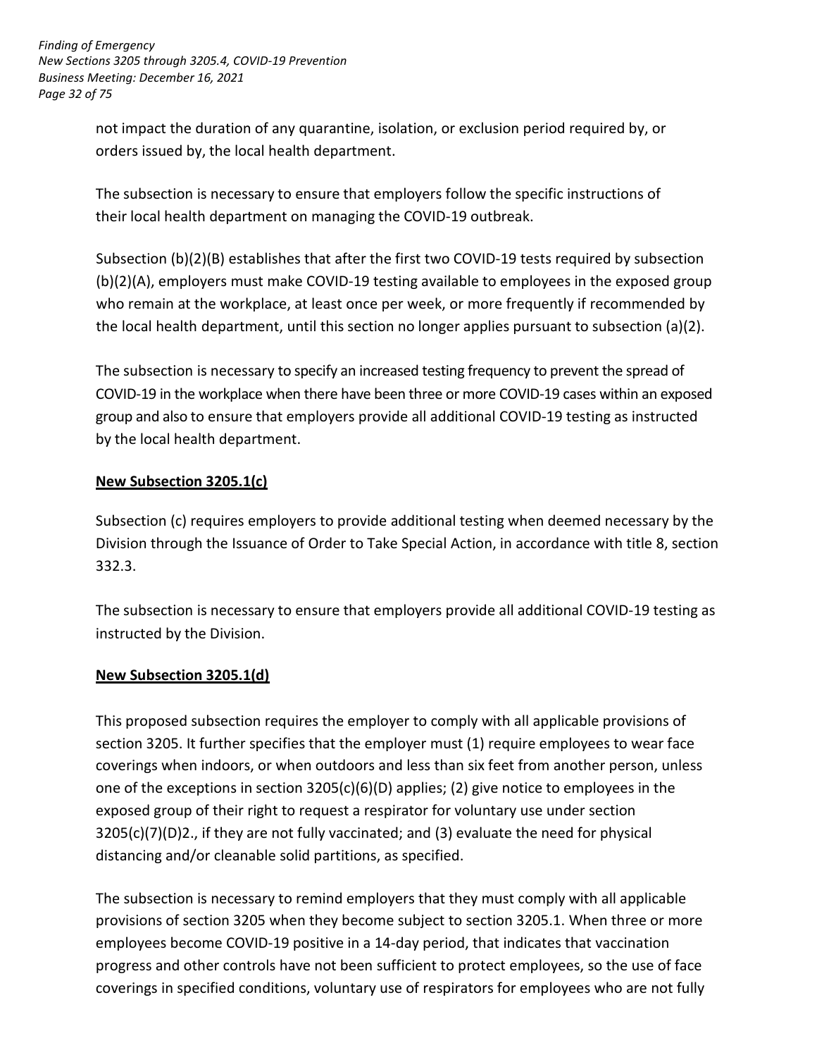not impact the duration of any quarantine, isolation, or exclusion period required by, or orders issued by, the local health department.

The subsection is necessary to ensure that employers follow the specific instructions of their local health department on managing the COVID-19 outbreak.

Subsection (b)(2)(B) establishes that after the first two COVID-19 tests required by subsection (b)(2)(A), employers must make COVID-19 testing available to employees in the exposed group who remain at the workplace, at least once per week, or more frequently if recommended by the local health department, until this section no longer applies pursuant to subsection (a)(2).

The subsection is necessary to specify an increased testing frequency to prevent the spread of COVID-19 in the workplace when there have been three or more COVID-19 cases within an exposed group and also to ensure that employers provide all additional COVID-19 testing as instructed by the local health department.

**New Subsection 3205.1(c)**

Subsection (c) requires employers to provide additional testing when deemed necessary by the Division through the Issuance of Order to Take Special Action, in accordance with title 8, section 332.3.

The subsection is necessary to ensure that employers provide all additional COVID-19 testing as instructed by the Division.

**New Subsection 3205.1(d)**

This proposed subsection requires the employer to comply with all applicable provisions of section 3205. It further specifies that the employer must (1) require employees to wear face coverings when indoors, or when outdoors and less than six feet from another person, unless one of the exceptions in section 3205(c)(6)(D) applies; (2) give notice to employees in the exposed group of their right to request a respirator for voluntary use under section 3205(c)(7)(D)2., if they are not fully vaccinated; and (3) evaluate the need for physical distancing and/or cleanable solid partitions, as specified.

The subsection is necessary to remind employers that they must comply with all applicable provisions of section 3205 when they become subject to section 3205.1. When three or more employees become COVID-19 positive in a 14-day period, that indicates that vaccination progress and other controls have not been sufficient to protect employees, so the use of face coverings in specified conditions, voluntary use of respirators for employees who are not fully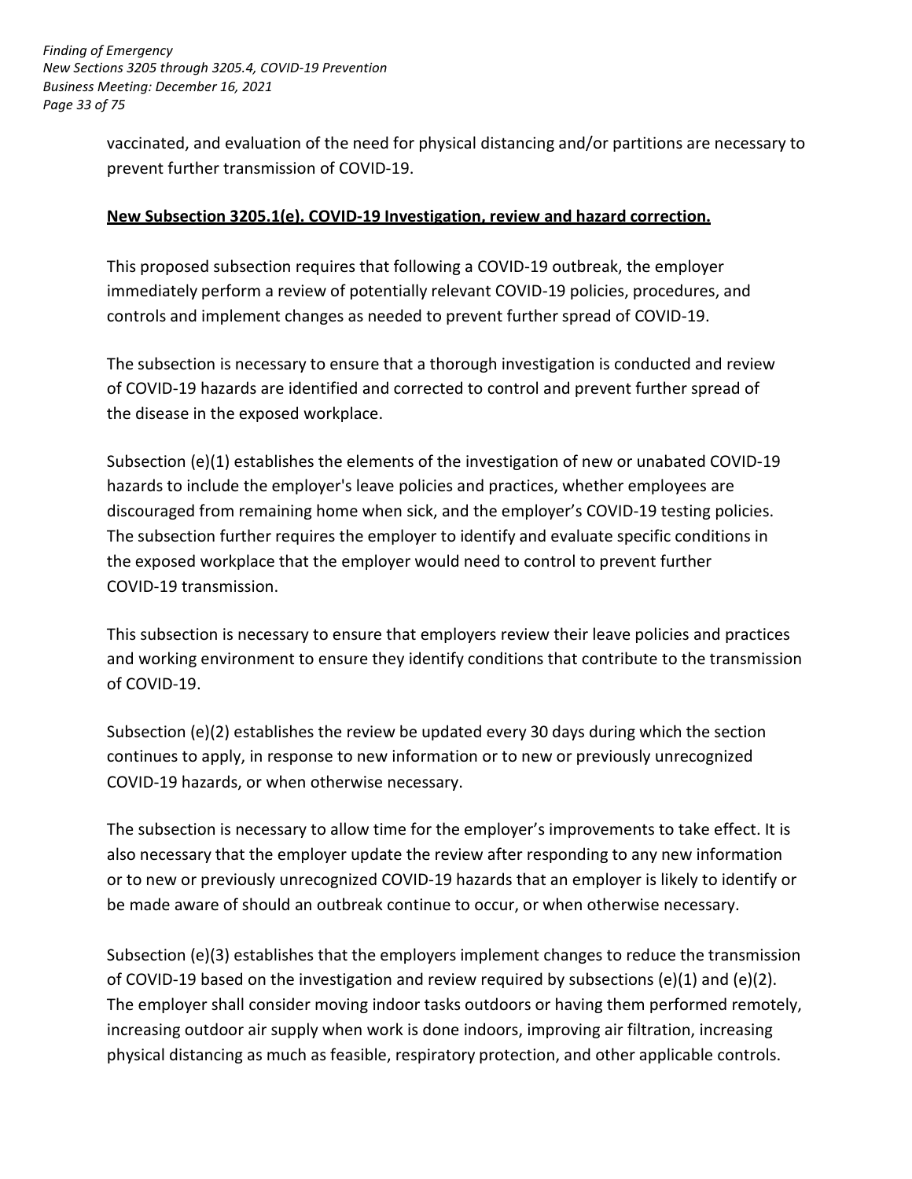vaccinated, and evaluation of the need for physical distancing and/or partitions are necessary to prevent further transmission of COVID-19.

**New Subsection 3205.1(e). COVID-19 Investigation, review and hazard correction.**

This proposed subsection requires that following a COVID-19 outbreak, the employer immediately perform a review of potentially relevant COVID-19 policies, procedures, and controls and implement changes as needed to prevent further spread of COVID-19.

The subsection is necessary to ensure that a thorough investigation is conducted and review of COVID-19 hazards are identified and corrected to control and prevent further spread of the disease in the exposed workplace.

Subsection (e)(1) establishes the elements of the investigation of new or unabated COVID-19 hazards to include the employer's leave policies and practices, whether employees are discouraged from remaining home when sick, and the employer's COVID-19 testing policies. The subsection further requires the employer to identify and evaluate specific conditions in the exposed workplace that the employer would need to control to prevent further COVID-19 transmission.

This subsection is necessary to ensure that employers review their leave policies and practices and working environment to ensure they identify conditions that contribute to the transmission of COVID-19.

Subsection (e)(2) establishes the review be updated every 30 days during which the section continues to apply, in response to new information or to new or previously unrecognized COVID-19 hazards, or when otherwise necessary.

The subsection is necessary to allow time for the employer's improvements to take effect. It is also necessary that the employer update the review after responding to any new information or to new or previously unrecognized COVID-19 hazards that an employer is likely to identify or be made aware of should an outbreak continue to occur, or when otherwise necessary.

Subsection (e)(3) establishes that the employers implement changes to reduce the transmission of COVID-19 based on the investigation and review required by subsections (e)(1) and (e)(2). The employer shall consider moving indoor tasks outdoors or having them performed remotely, increasing outdoor air supply when work is done indoors, improving air filtration, increasing physical distancing as much as feasible, respiratory protection, and other applicable controls.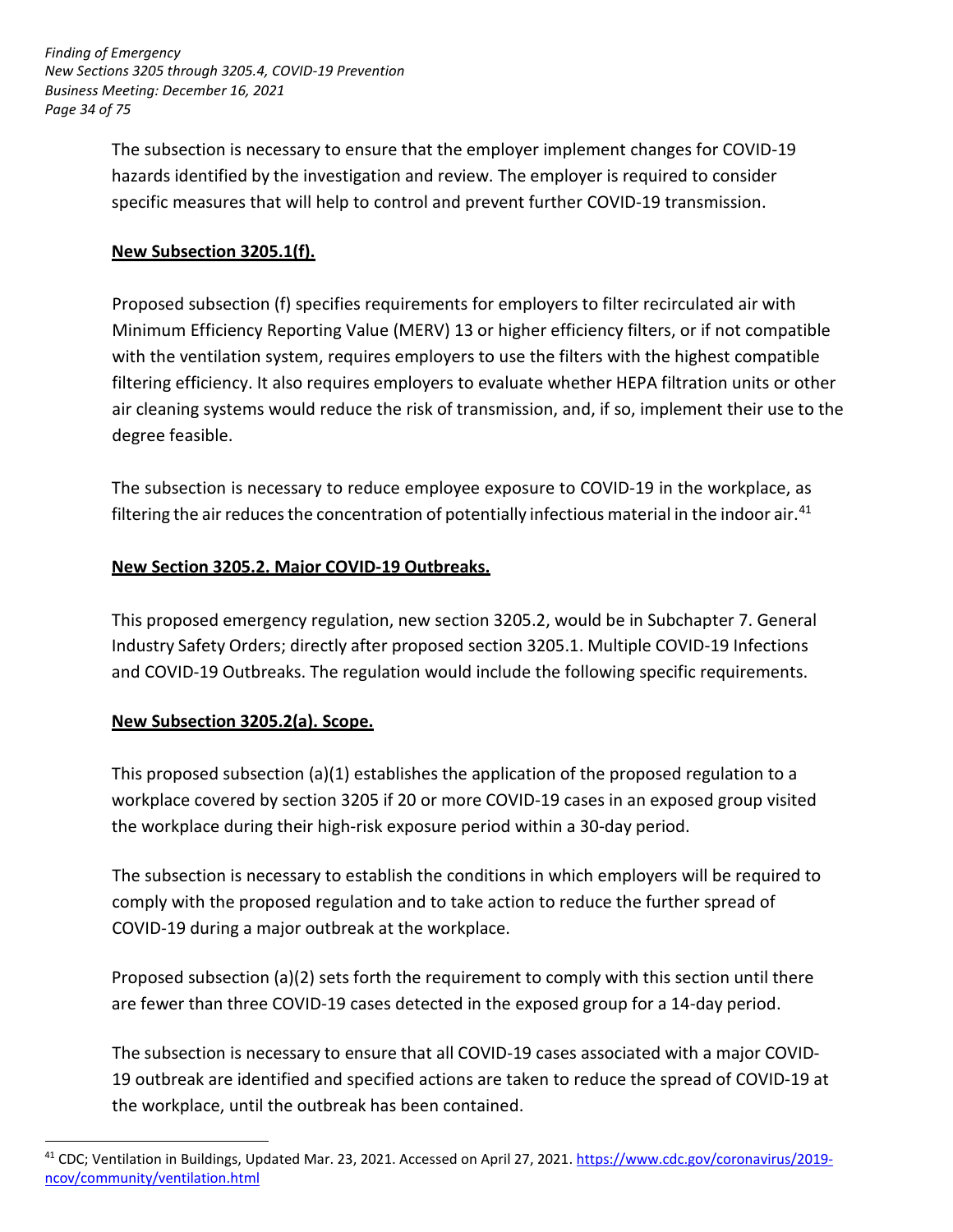The subsection is necessary to ensure that the employer implement changes for COVID-19 hazards identified by the investigation and review. The employer is required to consider specific measures that will help to control and prevent further COVID-19 transmission.

**New Subsection 3205.1(f).**

Proposed subsection (f) specifies requirements for employers to filter recirculated air with Minimum Efficiency Reporting Value (MERV) 13 or higher efficiency filters, or if not compatible with the ventilation system, requires employers to use the filters with the highest compatible filtering efficiency. It also requires employers to evaluate whether HEPA filtration units or other air cleaning systems would reduce the risk of transmission, and, if so, implement their use to the degree feasible.

The subsection is necessary to reduce employee exposure to COVID-19 in the workplace, as filtering the air reduces the concentration of potentially infectious material in the indoor air.[41]

**New Section 3205.2. Major COVID-19 Outbreaks.**

This proposed emergency regulation, new section 3205.2, would be in Subchapter 7. General Industry Safety Orders; directly after proposed section 3205.1. Multiple COVID-19 Infections and COVID-19 Outbreaks. The regulation would include the following specific requirements.

**New Subsection 3205.2(a). Scope.**

This proposed subsection (a)(1) establishes the application of the proposed regulation to a workplace covered by section 3205 if 20 or more COVID-19 cases in an exposed group visited the workplace during their high-risk exposure period within a 30-day period.

The subsection is necessary to establish the conditions in which employers will be required to comply with the proposed regulation and to take action to reduce the further spread of COVID-19 during a major outbreak at the workplace.

Proposed subsection (a)(2) sets forth the requirement to comply with this section until there are fewer than three COVID-19 cases detected in the exposed group for a 14-day period.

The subsection is necessary to ensure that all COVID-19 cases associated with a major COVID-19 outbreak are identified and specified actions are taken to reduce the spread of COVID-19 at the workplace, until the outbreak has been contained.

---

[41] CDC; Ventilation in Buildings, Updated Mar. 23, 2021. Accessed on April 27, 2021. https://www.cdc.gov/coronavirus/2019-ncov/community/ventilation.html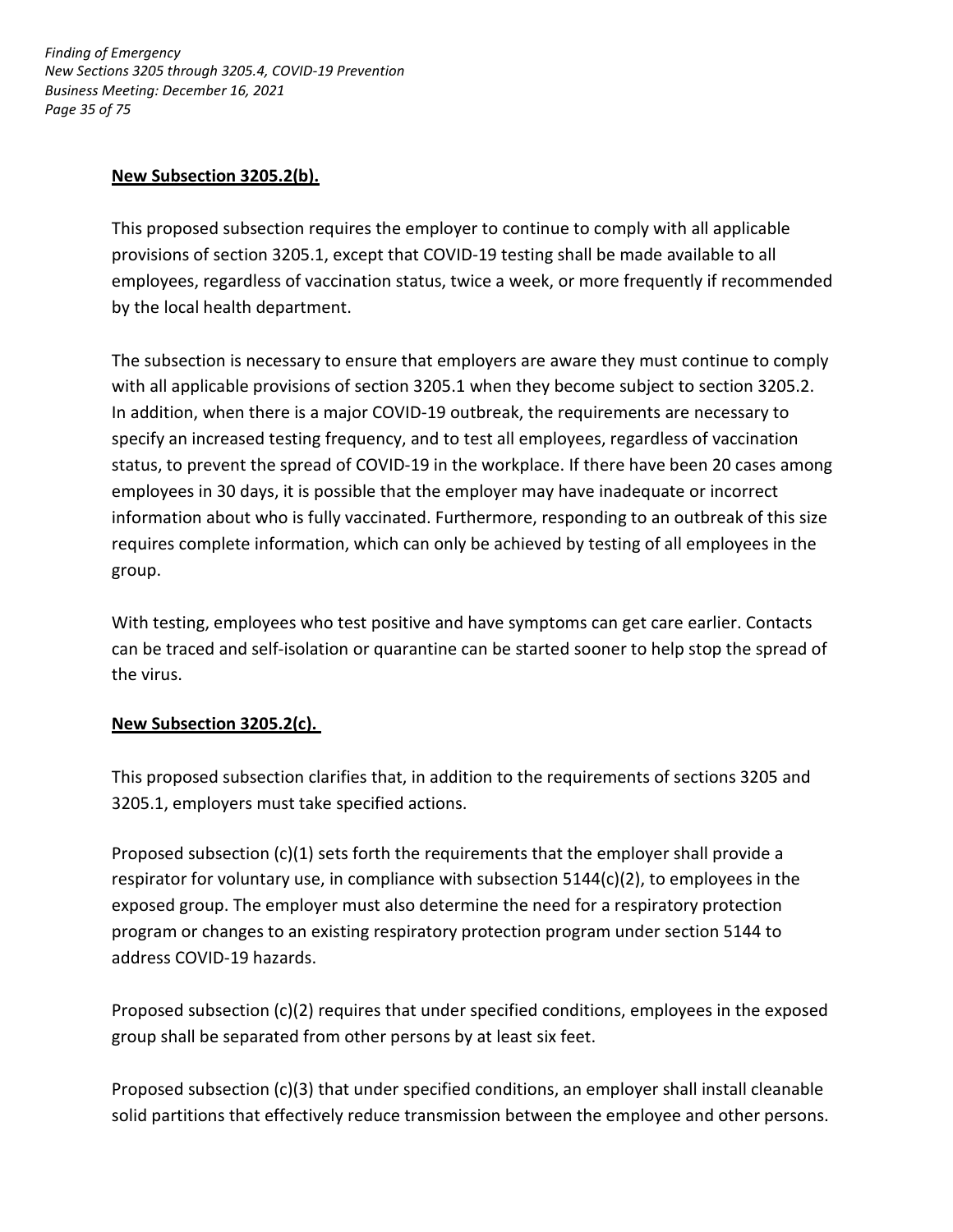**New Subsection 3205.2(b).**

This proposed subsection requires the employer to continue to comply with all applicable provisions of section 3205.1, except that COVID-19 testing shall be made available to all employees, regardless of vaccination status, twice a week, or more frequently if recommended by the local health department.

The subsection is necessary to ensure that employers are aware they must continue to comply with all applicable provisions of section 3205.1 when they become subject to section 3205.2. In addition, when there is a major COVID-19 outbreak, the requirements are necessary to specify an increased testing frequency, and to test all employees, regardless of vaccination status, to prevent the spread of COVID-19 in the workplace. If there have been 20 cases among employees in 30 days, it is possible that the employer may have inadequate or incorrect information about who is fully vaccinated. Furthermore, responding to an outbreak of this size requires complete information, which can only be achieved by testing of all employees in the group.

With testing, employees who test positive and have symptoms can get care earlier. Contacts can be traced and self-isolation or quarantine can be started sooner to help stop the spread of the virus.

**New Subsection 3205.2(c).**

This proposed subsection clarifies that, in addition to the requirements of sections 3205 and 3205.1, employers must take specified actions.

Proposed subsection (c)(1) sets forth the requirements that the employer shall provide a respirator for voluntary use, in compliance with subsection 5144(c)(2), to employees in the exposed group. The employer must also determine the need for a respiratory protection program or changes to an existing respiratory protection program under section 5144 to address COVID-19 hazards.

Proposed subsection (c)(2) requires that under specified conditions, employees in the exposed group shall be separated from other persons by at least six feet.

Proposed subsection (c)(3) that under specified conditions, an employer shall install cleanable solid partitions that effectively reduce transmission between the employee and other persons.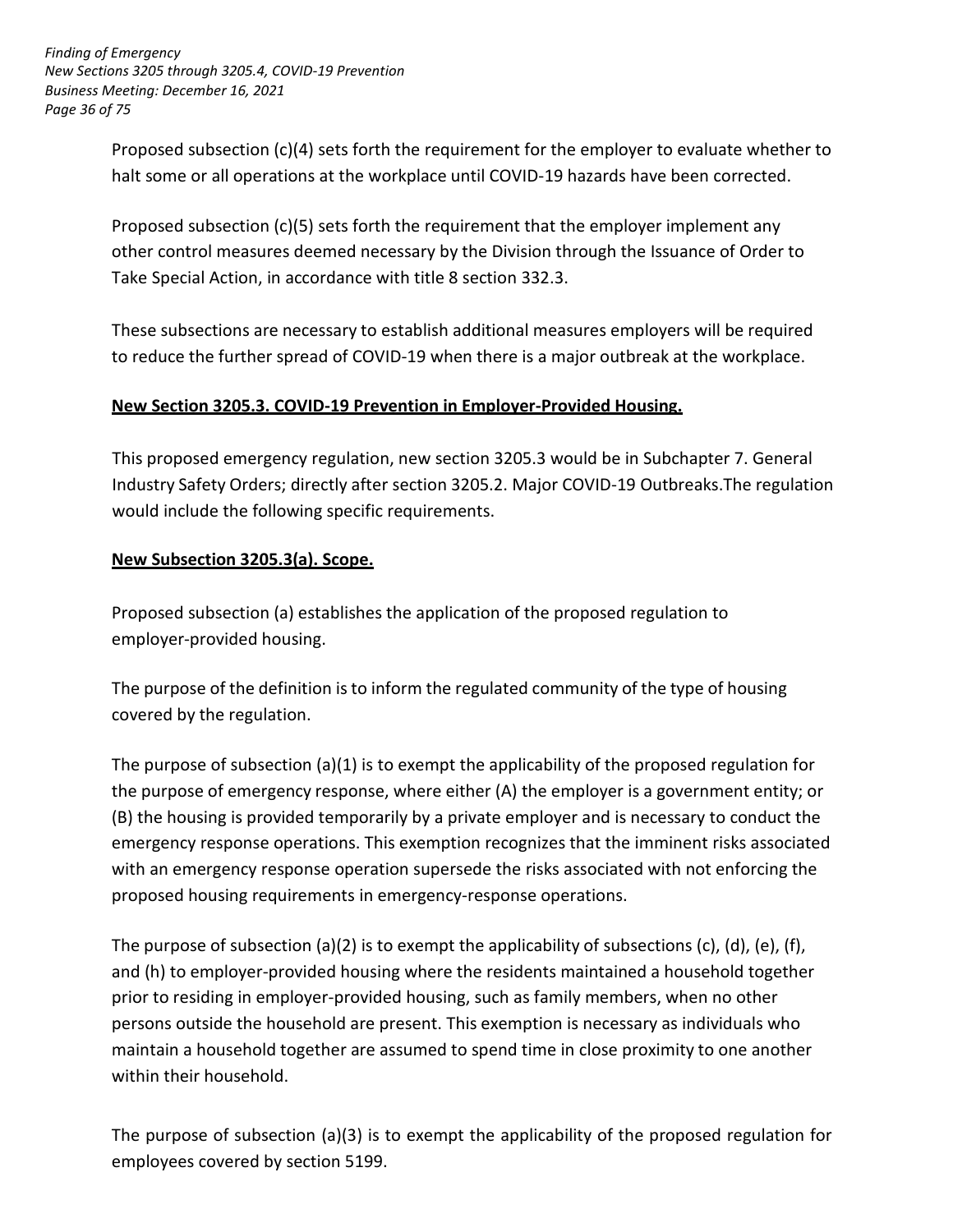Proposed subsection (c)(4) sets forth the requirement for the employer to evaluate whether to halt some or all operations at the workplace until COVID-19 hazards have been corrected.

Proposed subsection (c)(5) sets forth the requirement that the employer implement any other control measures deemed necessary by the Division through the Issuance of Order to Take Special Action, in accordance with title 8 section 332.3.

These subsections are necessary to establish additional measures employers will be required to reduce the further spread of COVID-19 when there is a major outbreak at the workplace.

**New Section 3205.3. COVID-19 Prevention in Employer-Provided Housing.**

This proposed emergency regulation, new section 3205.3 would be in Subchapter 7. General Industry Safety Orders; directly after section 3205.2. Major COVID-19 Outbreaks.The regulation would include the following specific requirements.

**New Subsection 3205.3(a). Scope.**

Proposed subsection (a) establishes the application of the proposed regulation to employer-provided housing.

The purpose of the definition is to inform the regulated community of the type of housing covered by the regulation.

The purpose of subsection (a)(1) is to exempt the applicability of the proposed regulation for the purpose of emergency response, where either (A) the employer is a government entity; or (B) the housing is provided temporarily by a private employer and is necessary to conduct the emergency response operations. This exemption recognizes that the imminent risks associated with an emergency response operation supersede the risks associated with not enforcing the proposed housing requirements in emergency-response operations.

The purpose of subsection (a)(2) is to exempt the applicability of subsections (c), (d), (e), (f), and (h) to employer-provided housing where the residents maintained a household together prior to residing in employer-provided housing, such as family members, when no other persons outside the household are present. This exemption is necessary as individuals who maintain a household together are assumed to spend time in close proximity to one another within their household.

The purpose of subsection (a)(3) is to exempt the applicability of the proposed regulation for employees covered by section 5199.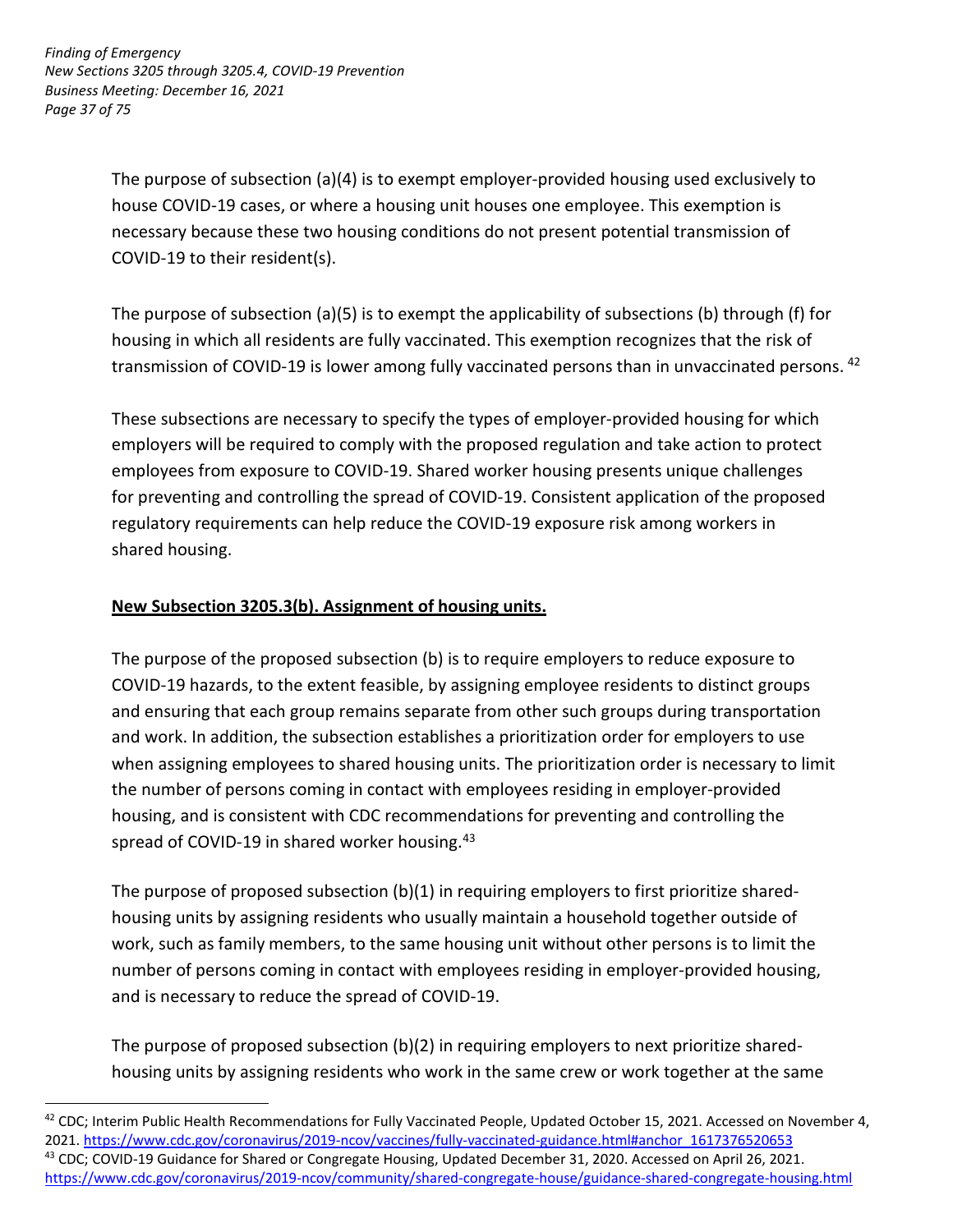The purpose of subsection (a)(4) is to exempt employer-provided housing used exclusively to house COVID-19 cases, or where a housing unit houses one employee. This exemption is necessary because these two housing conditions do not present potential transmission of COVID-19 to their resident(s).

The purpose of subsection (a)(5) is to exempt the applicability of subsections (b) through (f) for housing in which all residents are fully vaccinated. This exemption recognizes that the risk of transmission of COVID-19 is lower among fully vaccinated persons than in unvaccinated persons. [42]

These subsections are necessary to specify the types of employer-provided housing for which employers will be required to comply with the proposed regulation and take action to protect employees from exposure to COVID-19. Shared worker housing presents unique challenges for preventing and controlling the spread of COVID-19. Consistent application of the proposed regulatory requirements can help reduce the COVID-19 exposure risk among workers in shared housing.

**New Subsection 3205.3(b). Assignment of housing units.**

The purpose of the proposed subsection (b) is to require employers to reduce exposure to COVID-19 hazards, to the extent feasible, by assigning employee residents to distinct groups and ensuring that each group remains separate from other such groups during transportation and work. In addition, the subsection establishes a prioritization order for employers to use when assigning employees to shared housing units. The prioritization order is necessary to limit the number of persons coming in contact with employees residing in employer-provided housing, and is consistent with CDC recommendations for preventing and controlling the spread of COVID-19 in shared worker housing.[43]

The purpose of proposed subsection (b)(1) in requiring employers to first prioritize shared-housing units by assigning residents who usually maintain a household together outside of work, such as family members, to the same housing unit without other persons is to limit the number of persons coming in contact with employees residing in employer-provided housing, and is necessary to reduce the spread of COVID-19.

The purpose of proposed subsection (b)(2) in requiring employers to next prioritize shared-housing units by assigning residents who work in the same crew or work together at the same

---

[42] CDC; Interim Public Health Recommendations for Fully Vaccinated People, Updated October 15, 2021. Accessed on November 4, 2021. https://www.cdc.gov/coronavirus/2019-ncov/vaccines/fully-vaccinated-guidance.html#anchor_1617376520653

[43] CDC; COVID-19 Guidance for Shared or Congregate Housing, Updated December 31, 2020. Accessed on April 26, 2021. https://www.cdc.gov/coronavirus/2019-ncov/community/shared-congregate-house/guidance-shared-congregate-housing.html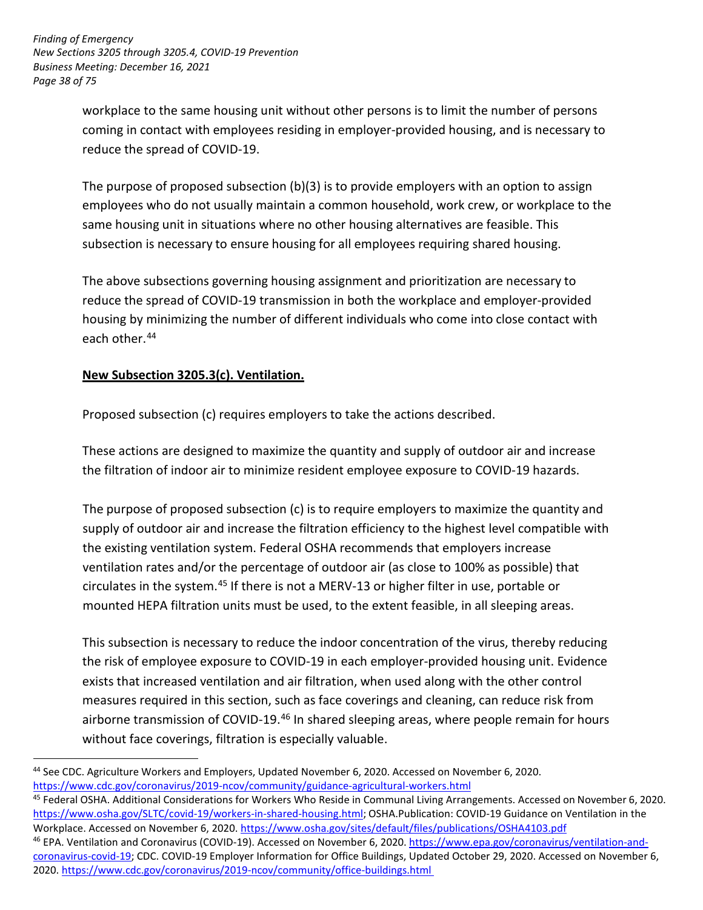workplace to the same housing unit without other persons is to limit the number of persons coming in contact with employees residing in employer-provided housing, and is necessary to reduce the spread of COVID-19.

The purpose of proposed subsection (b)(3) is to provide employers with an option to assign employees who do not usually maintain a common household, work crew, or workplace to the same housing unit in situations where no other housing alternatives are feasible. This subsection is necessary to ensure housing for all employees requiring shared housing.

The above subsections governing housing assignment and prioritization are necessary to reduce the spread of COVID-19 transmission in both the workplace and employer-provided housing by minimizing the number of different individuals who come into close contact with each other.[44]

**New Subsection 3205.3(c). Ventilation.**

Proposed subsection (c) requires employers to take the actions described.

These actions are designed to maximize the quantity and supply of outdoor air and increase the filtration of indoor air to minimize resident employee exposure to COVID-19 hazards.

The purpose of proposed subsection (c) is to require employers to maximize the quantity and supply of outdoor air and increase the filtration efficiency to the highest level compatible with the existing ventilation system. Federal OSHA recommends that employers increase ventilation rates and/or the percentage of outdoor air (as close to 100% as possible) that circulates in the system.[45] If there is not a MERV-13 or higher filter in use, portable or mounted HEPA filtration units must be used, to the extent feasible, in all sleeping areas.

This subsection is necessary to reduce the indoor concentration of the virus, thereby reducing the risk of employee exposure to COVID-19 in each employer-provided housing unit. Evidence exists that increased ventilation and air filtration, when used along with the other control measures required in this section, such as face coverings and cleaning, can reduce risk from airborne transmission of COVID-19.[46] In shared sleeping areas, where people remain for hours without face coverings, filtration is especially valuable.

---

[44] See CDC. Agriculture Workers and Employers, Updated November 6, 2020. Accessed on November 6, 2020. https://www.cdc.gov/coronavirus/2019-ncov/community/guidance-agricultural-workers.html

[45] Federal OSHA. Additional Considerations for Workers Who Reside in Communal Living Arrangements. Accessed on November 6, 2020. https://www.osha.gov/SLTC/covid-19/workers-in-shared-housing.html; OSHA.Publication: COVID-19 Guidance on Ventilation in the Workplace. Accessed on November 6, 2020. https://www.osha.gov/sites/default/files/publications/OSHA4103.pdf

[46] EPA. Ventilation and Coronavirus (COVID-19). Accessed on November 6, 2020. https://www.epa.gov/coronavirus/ventilation-and-coronavirus-covid-19; CDC. COVID-19 Employer Information for Office Buildings, Updated October 29, 2020. Accessed on November 6, 2020. https://www.cdc.gov/coronavirus/2019-ncov/community/office-buildings.html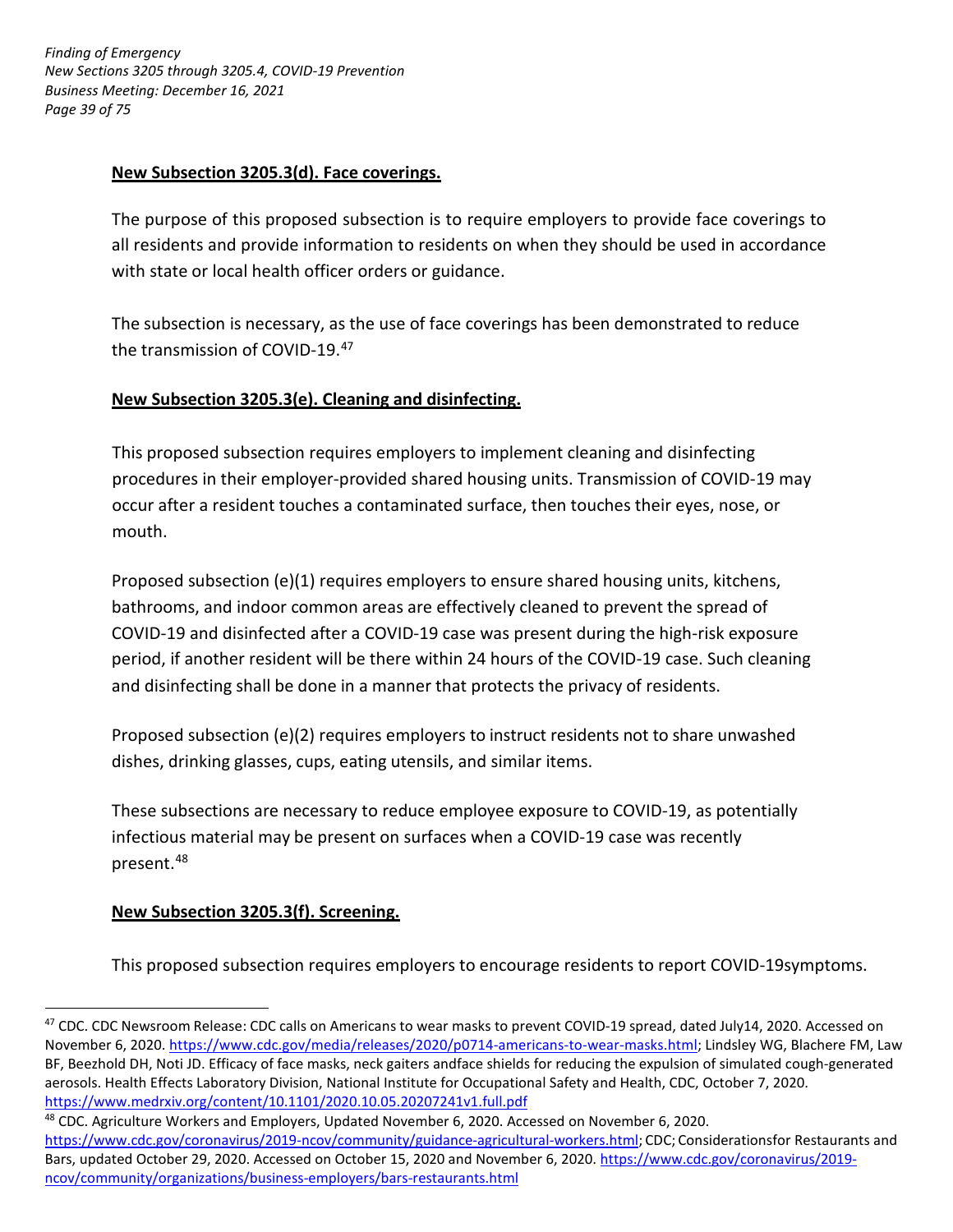**New Subsection 3205.3(d). Face coverings.**

The purpose of this proposed subsection is to require employers to provide face coverings to all residents and provide information to residents on when they should be used in accordance with state or local health officer orders or guidance.

The subsection is necessary, as the use of face coverings has been demonstrated to reduce the transmission of COVID-19.[47]

**New Subsection 3205.3(e). Cleaning and disinfecting.**

This proposed subsection requires employers to implement cleaning and disinfecting procedures in their employer-provided shared housing units. Transmission of COVID-19 may occur after a resident touches a contaminated surface, then touches their eyes, nose, or mouth.

Proposed subsection (e)(1) requires employers to ensure shared housing units, kitchens, bathrooms, and indoor common areas are effectively cleaned to prevent the spread of COVID-19 and disinfected after a COVID-19 case was present during the high-risk exposure period, if another resident will be there within 24 hours of the COVID-19 case. Such cleaning and disinfecting shall be done in a manner that protects the privacy of residents.

Proposed subsection (e)(2) requires employers to instruct residents not to share unwashed dishes, drinking glasses, cups, eating utensils, and similar items.

These subsections are necessary to reduce employee exposure to COVID-19, as potentially infectious material may be present on surfaces when a COVID-19 case was recently present.[48]

**New Subsection 3205.3(f). Screening.**

This proposed subsection requires employers to encourage residents to report COVID-19symptoms.

---

[47] CDC. CDC Newsroom Release: CDC calls on Americans to wear masks to prevent COVID-19 spread, dated July14, 2020. Accessed on November 6, 2020. https://www.cdc.gov/media/releases/2020/p0714-americans-to-wear-masks.html; Lindsley WG, Blachere FM, Law BF, Beezhold DH, Noti JD. Efficacy of face masks, neck gaiters andface shields for reducing the expulsion of simulated cough-generated aerosols. Health Effects Laboratory Division, National Institute for Occupational Safety and Health, CDC, October 7, 2020. https://www.medrxiv.org/content/10.1101/2020.10.05.20207241v1.full.pdf

[48] CDC. Agriculture Workers and Employers, Updated November 6, 2020. Accessed on November 6, 2020. https://www.cdc.gov/coronavirus/2019-ncov/community/guidance-agricultural-workers.html; CDC; Considerationsfor Restaurants and Bars, updated October 29, 2020. Accessed on October 15, 2020 and November 6, 2020. https://www.cdc.gov/coronavirus/2019-ncov/community/organizations/business-employers/bars-restaurants.html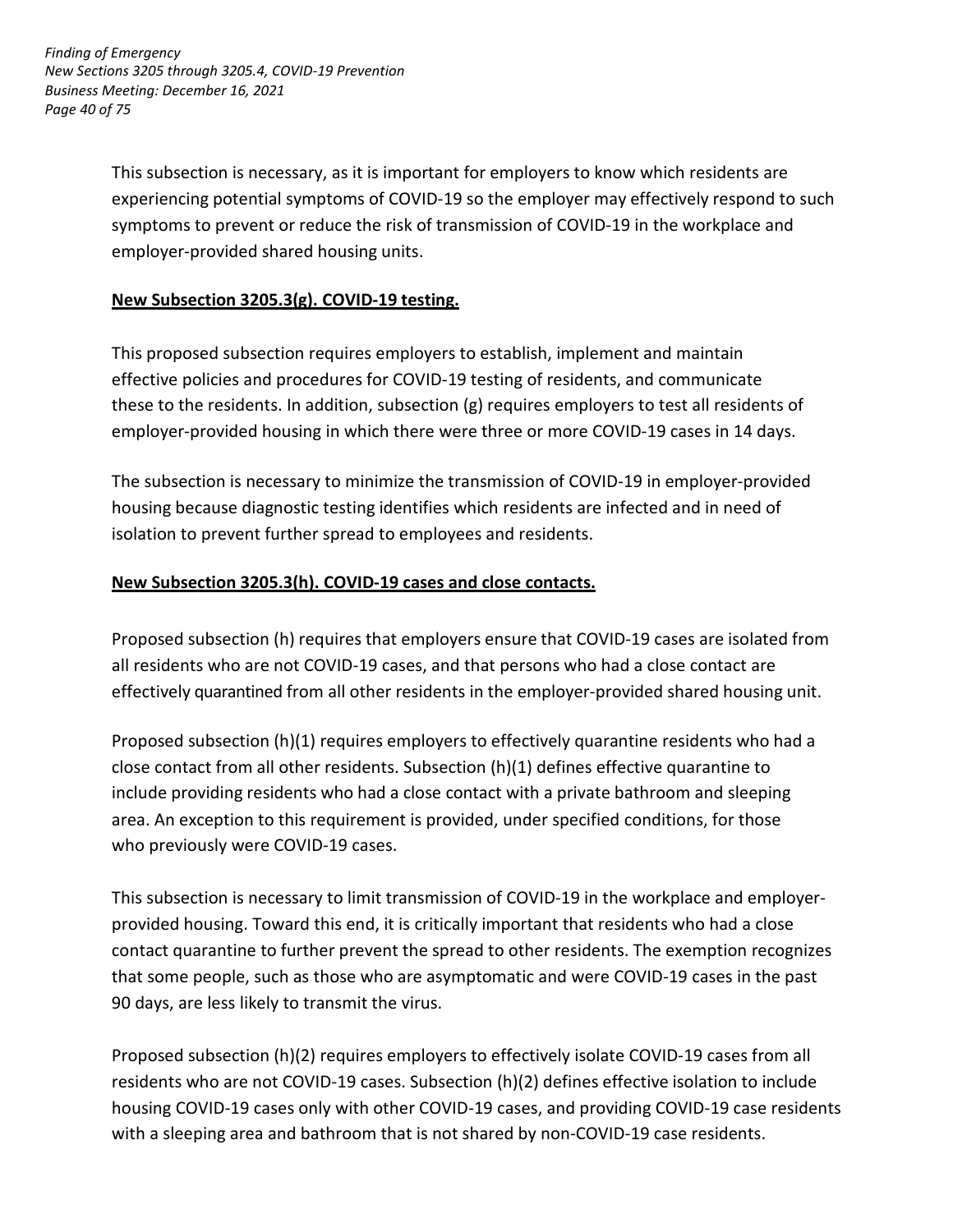This subsection is necessary, as it is important for employers to know which residents are experiencing potential symptoms of COVID-19 so the employer may effectively respond to such symptoms to prevent or reduce the risk of transmission of COVID-19 in the workplace and employer-provided shared housing units.

**New Subsection 3205.3(g). COVID-19 testing.**

This proposed subsection requires employers to establish, implement and maintain effective policies and procedures for COVID-19 testing of residents, and communicate these to the residents. In addition, subsection (g) requires employers to test all residents of employer-provided housing in which there were three or more COVID-19 cases in 14 days.

The subsection is necessary to minimize the transmission of COVID-19 in employer-provided housing because diagnostic testing identifies which residents are infected and in need of isolation to prevent further spread to employees and residents.

**New Subsection 3205.3(h). COVID-19 cases and close contacts.**

Proposed subsection (h) requires that employers ensure that COVID-19 cases are isolated from all residents who are not COVID-19 cases, and that persons who had a close contact are effectively quarantined from all other residents in the employer-provided shared housing unit.

Proposed subsection (h)(1) requires employers to effectively quarantine residents who had a close contact from all other residents. Subsection (h)(1) defines effective quarantine to include providing residents who had a close contact with a private bathroom and sleeping area. An exception to this requirement is provided, under specified conditions, for those who previously were COVID-19 cases.

This subsection is necessary to limit transmission of COVID-19 in the workplace and employer-provided housing. Toward this end, it is critically important that residents who had a close contact quarantine to further prevent the spread to other residents. The exemption recognizes that some people, such as those who are asymptomatic and were COVID-19 cases in the past 90 days, are less likely to transmit the virus.

Proposed subsection (h)(2) requires employers to effectively isolate COVID-19 cases from all residents who are not COVID-19 cases. Subsection (h)(2) defines effective isolation to include housing COVID-19 cases only with other COVID-19 cases, and providing COVID-19 case residents with a sleeping area and bathroom that is not shared by non-COVID-19 case residents.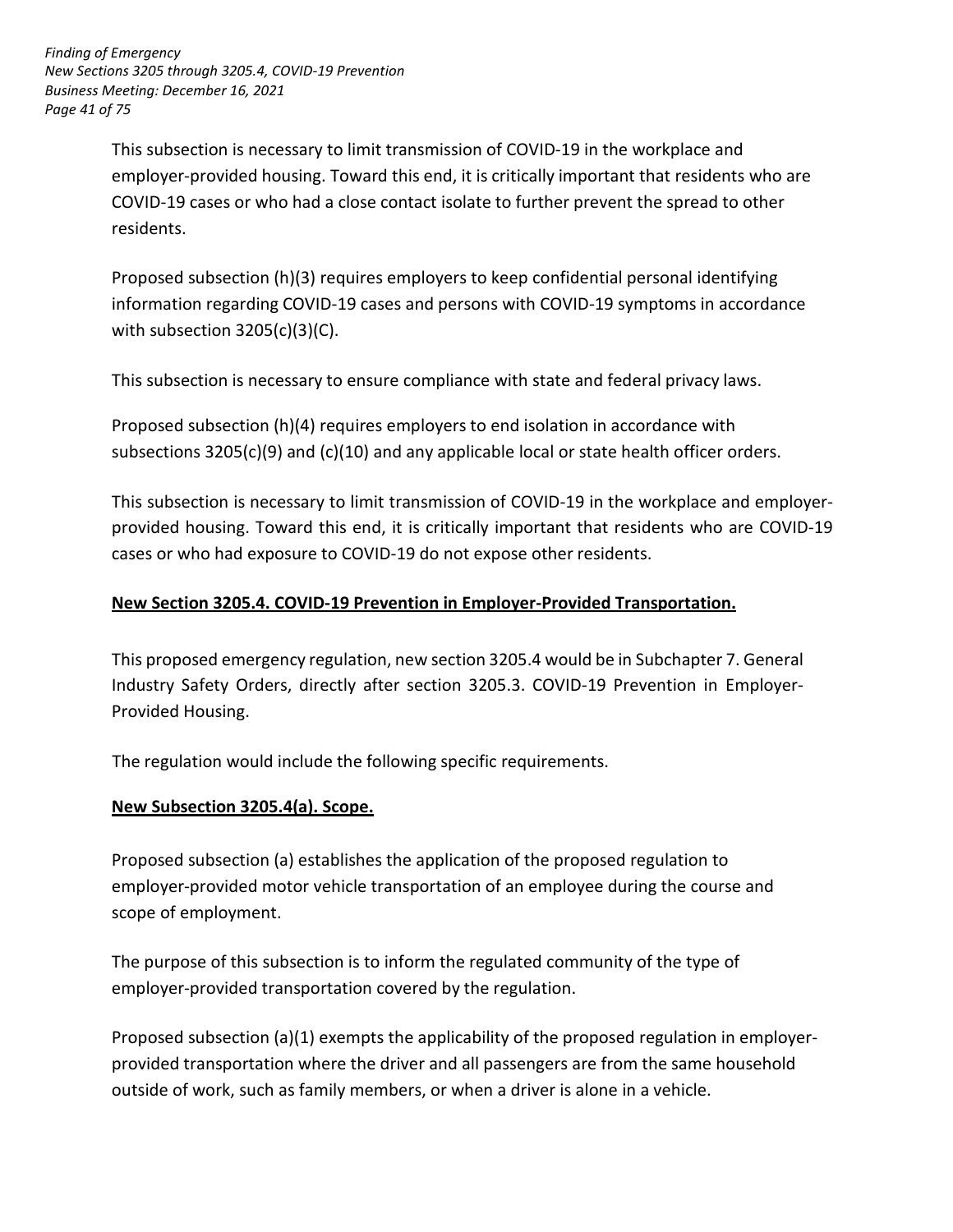This subsection is necessary to limit transmission of COVID-19 in the workplace and employer-provided housing. Toward this end, it is critically important that residents who are COVID-19 cases or who had a close contact isolate to further prevent the spread to other residents.

Proposed subsection (h)(3) requires employers to keep confidential personal identifying information regarding COVID-19 cases and persons with COVID-19 symptoms in accordance with subsection 3205(c)(3)(C).

This subsection is necessary to ensure compliance with state and federal privacy laws.

Proposed subsection (h)(4) requires employers to end isolation in accordance with subsections 3205(c)(9) and (c)(10) and any applicable local or state health officer orders.

This subsection is necessary to limit transmission of COVID-19 in the workplace and employer-provided housing. Toward this end, it is critically important that residents who are COVID-19 cases or who had exposure to COVID-19 do not expose other residents.

## **New Section 3205.4. COVID-19 Prevention in Employer-Provided Transportation.**

This proposed emergency regulation, new section 3205.4 would be in Subchapter 7. General Industry Safety Orders, directly after section 3205.3. COVID-19 Prevention in Employer-Provided Housing.

The regulation would include the following specific requirements.

### **New Subsection 3205.4(a). Scope.**

Proposed subsection (a) establishes the application of the proposed regulation to employer-provided motor vehicle transportation of an employee during the course and scope of employment.

The purpose of this subsection is to inform the regulated community of the type of employer-provided transportation covered by the regulation.

Proposed subsection (a)(1) exempts the applicability of the proposed regulation in employer-provided transportation where the driver and all passengers are from the same household outside of work, such as family members, or when a driver is alone in a vehicle.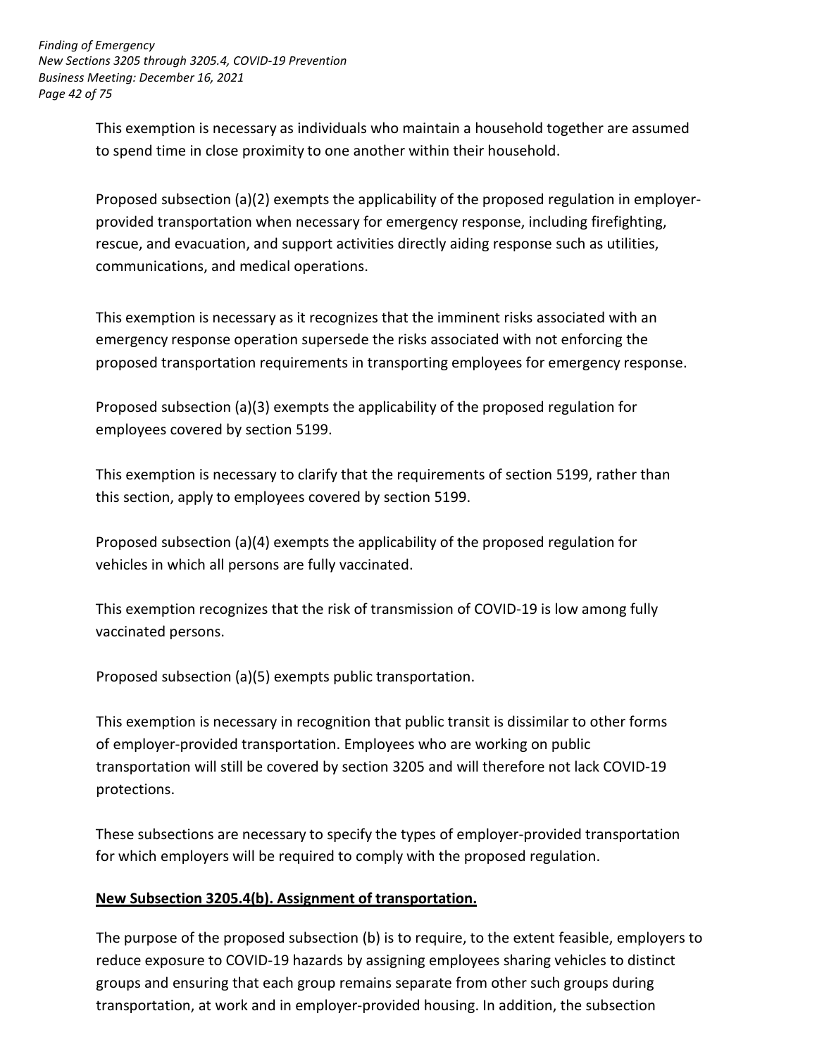This exemption is necessary as individuals who maintain a household together are assumed to spend time in close proximity to one another within their household.

Proposed subsection (a)(2) exempts the applicability of the proposed regulation in employer-provided transportation when necessary for emergency response, including firefighting, rescue, and evacuation, and support activities directly aiding response such as utilities, communications, and medical operations.

This exemption is necessary as it recognizes that the imminent risks associated with an emergency response operation supersede the risks associated with not enforcing the proposed transportation requirements in transporting employees for emergency response.

Proposed subsection (a)(3) exempts the applicability of the proposed regulation for employees covered by section 5199.

This exemption is necessary to clarify that the requirements of section 5199, rather than this section, apply to employees covered by section 5199.

Proposed subsection (a)(4) exempts the applicability of the proposed regulation for vehicles in which all persons are fully vaccinated.

This exemption recognizes that the risk of transmission of COVID-19 is low among fully vaccinated persons.

Proposed subsection (a)(5) exempts public transportation.

This exemption is necessary in recognition that public transit is dissimilar to other forms of employer-provided transportation. Employees who are working on public transportation will still be covered by section 3205 and will therefore not lack COVID-19 protections.

These subsections are necessary to specify the types of employer-provided transportation for which employers will be required to comply with the proposed regulation.

**New Subsection 3205.4(b). Assignment of transportation.**

The purpose of the proposed subsection (b) is to require, to the extent feasible, employers to reduce exposure to COVID-19 hazards by assigning employees sharing vehicles to distinct groups and ensuring that each group remains separate from other such groups during transportation, at work and in employer-provided housing. In addition, the subsection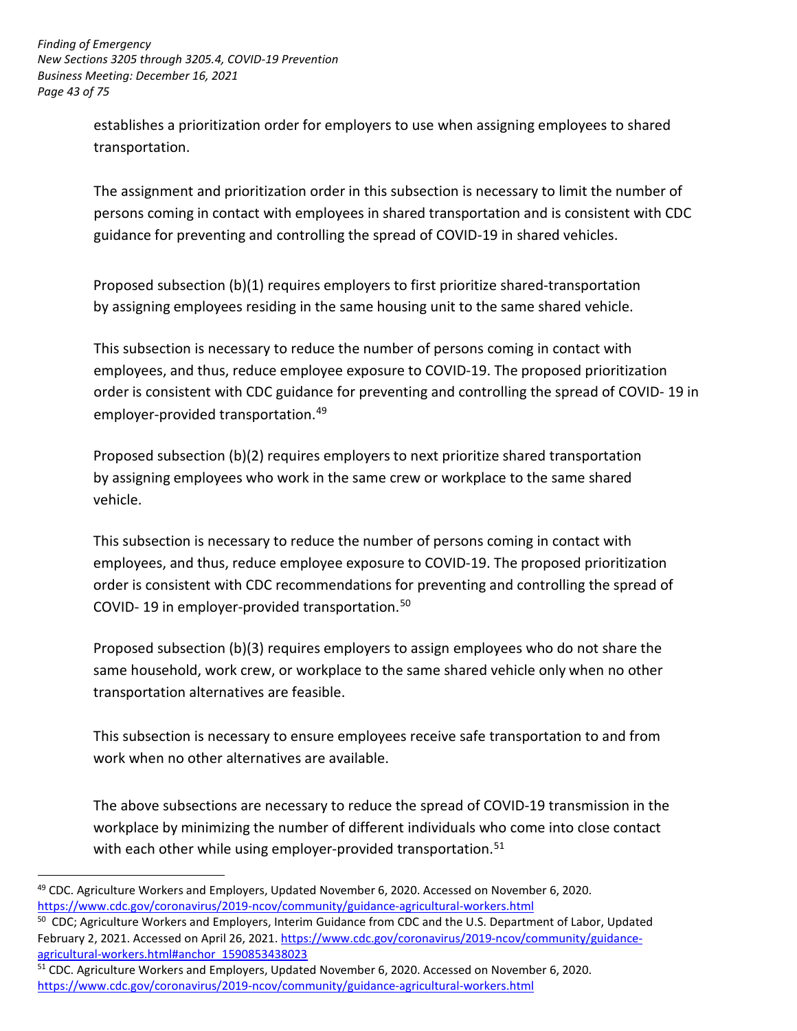establishes a prioritization order for employers to use when assigning employees to shared transportation.

The assignment and prioritization order in this subsection is necessary to limit the number of persons coming in contact with employees in shared transportation and is consistent with CDC guidance for preventing and controlling the spread of COVID-19 in shared vehicles.

Proposed subsection (b)(1) requires employers to first prioritize shared-transportation by assigning employees residing in the same housing unit to the same shared vehicle.

This subsection is necessary to reduce the number of persons coming in contact with employees, and thus, reduce employee exposure to COVID-19. The proposed prioritization order is consistent with CDC guidance for preventing and controlling the spread of COVID- 19 in employer-provided transportation.[49]

Proposed subsection (b)(2) requires employers to next prioritize shared transportation by assigning employees who work in the same crew or workplace to the same shared vehicle.

This subsection is necessary to reduce the number of persons coming in contact with employees, and thus, reduce employee exposure to COVID-19. The proposed prioritization order is consistent with CDC recommendations for preventing and controlling the spread of COVID- 19 in employer-provided transportation.[50]

Proposed subsection (b)(3) requires employers to assign employees who do not share the same household, work crew, or workplace to the same shared vehicle only when no other transportation alternatives are feasible.

This subsection is necessary to ensure employees receive safe transportation to and from work when no other alternatives are available.

The above subsections are necessary to reduce the spread of COVID-19 transmission in the workplace by minimizing the number of different individuals who come into close contact with each other while using employer-provided transportation.[51]

---

[49] CDC. Agriculture Workers and Employers, Updated November 6, 2020. Accessed on November 6, 2020. https://www.cdc.gov/coronavirus/2019-ncov/community/guidance-agricultural-workers.html

[50] CDC; Agriculture Workers and Employers, Interim Guidance from CDC and the U.S. Department of Labor, Updated February 2, 2021. Accessed on April 26, 2021. https://www.cdc.gov/coronavirus/2019-ncov/community/guidance-agricultural-workers.html#anchor_1590853438023

[51] CDC. Agriculture Workers and Employers, Updated November 6, 2020. Accessed on November 6, 2020. https://www.cdc.gov/coronavirus/2019-ncov/community/guidance-agricultural-workers.html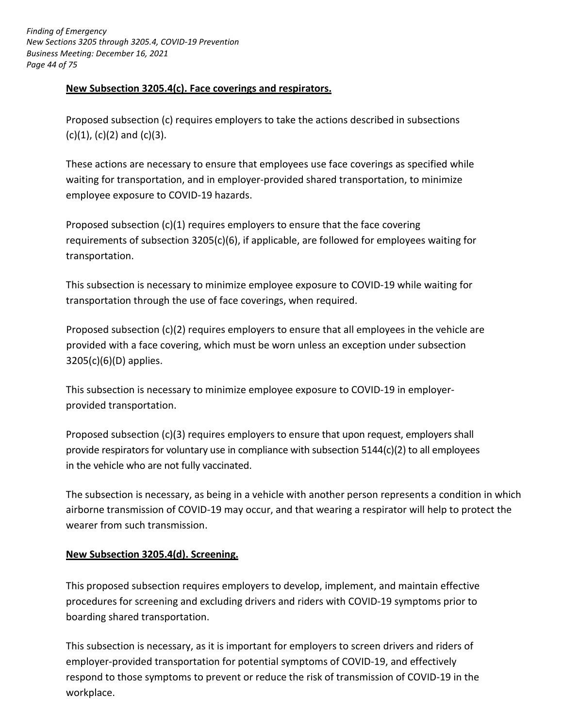**New Subsection 3205.4(c). Face coverings and respirators.**

Proposed subsection (c) requires employers to take the actions described in subsections (c)(1), (c)(2) and (c)(3).

These actions are necessary to ensure that employees use face coverings as specified while waiting for transportation, and in employer-provided shared transportation, to minimize employee exposure to COVID-19 hazards.

Proposed subsection (c)(1) requires employers to ensure that the face covering requirements of subsection 3205(c)(6), if applicable, are followed for employees waiting for transportation.

This subsection is necessary to minimize employee exposure to COVID-19 while waiting for transportation through the use of face coverings, when required.

Proposed subsection (c)(2) requires employers to ensure that all employees in the vehicle are provided with a face covering, which must be worn unless an exception under subsection 3205(c)(6)(D) applies.

This subsection is necessary to minimize employee exposure to COVID-19 in employer-provided transportation.

Proposed subsection (c)(3) requires employers to ensure that upon request, employers shall provide respirators for voluntary use in compliance with subsection 5144(c)(2) to all employees in the vehicle who are not fully vaccinated.

The subsection is necessary, as being in a vehicle with another person represents a condition in which airborne transmission of COVID-19 may occur, and that wearing a respirator will help to protect the wearer from such transmission.

**New Subsection 3205.4(d). Screening.**

This proposed subsection requires employers to develop, implement, and maintain effective procedures for screening and excluding drivers and riders with COVID-19 symptoms prior to boarding shared transportation.

This subsection is necessary, as it is important for employers to screen drivers and riders of employer-provided transportation for potential symptoms of COVID-19, and effectively respond to those symptoms to prevent or reduce the risk of transmission of COVID-19 in the workplace.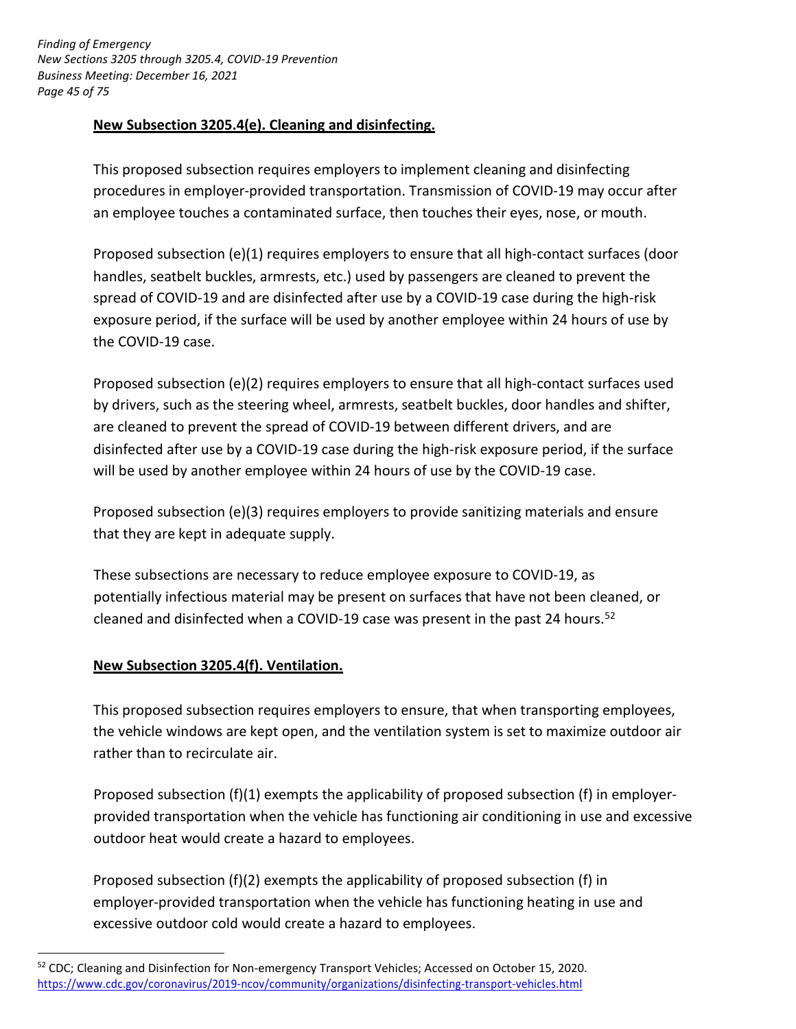**New Subsection 3205.4(e). Cleaning and disinfecting.**

This proposed subsection requires employers to implement cleaning and disinfecting procedures in employer-provided transportation. Transmission of COVID-19 may occur after an employee touches a contaminated surface, then touches their eyes, nose, or mouth.

Proposed subsection (e)(1) requires employers to ensure that all high-contact surfaces (door handles, seatbelt buckles, armrests, etc.) used by passengers are cleaned to prevent the spread of COVID-19 and are disinfected after use by a COVID-19 case during the high-risk exposure period, if the surface will be used by another employee within 24 hours of use by the COVID-19 case.

Proposed subsection (e)(2) requires employers to ensure that all high-contact surfaces used by drivers, such as the steering wheel, armrests, seatbelt buckles, door handles and shifter, are cleaned to prevent the spread of COVID-19 between different drivers, and are disinfected after use by a COVID-19 case during the high-risk exposure period, if the surface will be used by another employee within 24 hours of use by the COVID-19 case.

Proposed subsection (e)(3) requires employers to provide sanitizing materials and ensure that they are kept in adequate supply.

These subsections are necessary to reduce employee exposure to COVID-19, as potentially infectious material may be present on surfaces that have not been cleaned, or cleaned and disinfected when a COVID-19 case was present in the past 24 hours.[52]

**New Subsection 3205.4(f). Ventilation.**

This proposed subsection requires employers to ensure, that when transporting employees, the vehicle windows are kept open, and the ventilation system is set to maximize outdoor air rather than to recirculate air.

Proposed subsection (f)(1) exempts the applicability of proposed subsection (f) in employer-provided transportation when the vehicle has functioning air conditioning in use and excessive outdoor heat would create a hazard to employees.

Proposed subsection (f)(2) exempts the applicability of proposed subsection (f) in employer-provided transportation when the vehicle has functioning heating in use and excessive outdoor cold would create a hazard to employees.

---

[52] CDC; Cleaning and Disinfection for Non-emergency Transport Vehicles; Accessed on October 15, 2020. https://www.cdc.gov/coronavirus/2019-ncov/community/organizations/disinfecting-transport-vehicles.html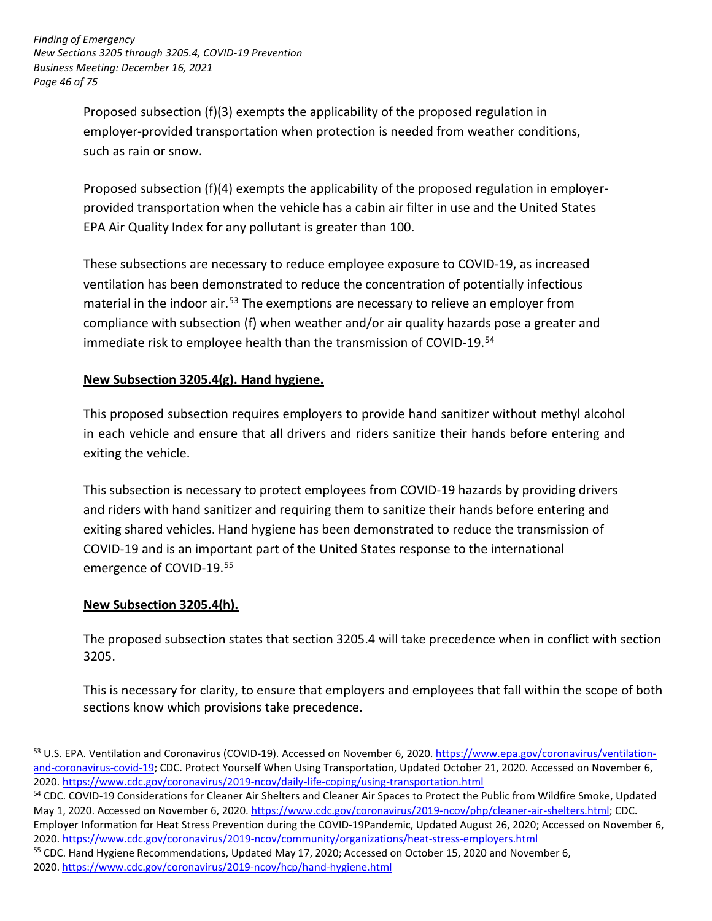Proposed subsection (f)(3) exempts the applicability of the proposed regulation in employer-provided transportation when protection is needed from weather conditions, such as rain or snow.

Proposed subsection (f)(4) exempts the applicability of the proposed regulation in employer-provided transportation when the vehicle has a cabin air filter in use and the United States EPA Air Quality Index for any pollutant is greater than 100.

These subsections are necessary to reduce employee exposure to COVID-19, as increased ventilation has been demonstrated to reduce the concentration of potentially infectious material in the indoor air.[53] The exemptions are necessary to relieve an employer from compliance with subsection (f) when weather and/or air quality hazards pose a greater and immediate risk to employee health than the transmission of COVID-19.[54]

**New Subsection 3205.4(g). Hand hygiene.**

This proposed subsection requires employers to provide hand sanitizer without methyl alcohol in each vehicle and ensure that all drivers and riders sanitize their hands before entering and exiting the vehicle.

This subsection is necessary to protect employees from COVID-19 hazards by providing drivers and riders with hand sanitizer and requiring them to sanitize their hands before entering and exiting shared vehicles. Hand hygiene has been demonstrated to reduce the transmission of COVID-19 and is an important part of the United States response to the international emergence of COVID-19.[55]

**New Subsection 3205.4(h).**

The proposed subsection states that section 3205.4 will take precedence when in conflict with section 3205.

This is necessary for clarity, to ensure that employers and employees that fall within the scope of both sections know which provisions take precedence.

---

[53] U.S. EPA. Ventilation and Coronavirus (COVID-19). Accessed on November 6, 2020. https://www.epa.gov/coronavirus/ventilation-and-coronavirus-covid-19; CDC. Protect Yourself When Using Transportation, Updated October 21, 2020. Accessed on November 6, 2020. https://www.cdc.gov/coronavirus/2019-ncov/daily-life-coping/using-transportation.html

[54] CDC. COVID-19 Considerations for Cleaner Air Shelters and Cleaner Air Spaces to Protect the Public from Wildfire Smoke, Updated May 1, 2020. Accessed on November 6, 2020. https://www.cdc.gov/coronavirus/2019-ncov/php/cleaner-air-shelters.html; CDC. Employer Information for Heat Stress Prevention during the COVID-19Pandemic, Updated August 26, 2020; Accessed on November 6, 2020. https://www.cdc.gov/coronavirus/2019-ncov/community/organizations/heat-stress-employers.html

[55] CDC. Hand Hygiene Recommendations, Updated May 17, 2020; Accessed on October 15, 2020 and November 6, 2020. https://www.cdc.gov/coronavirus/2019-ncov/hcp/hand-hygiene.html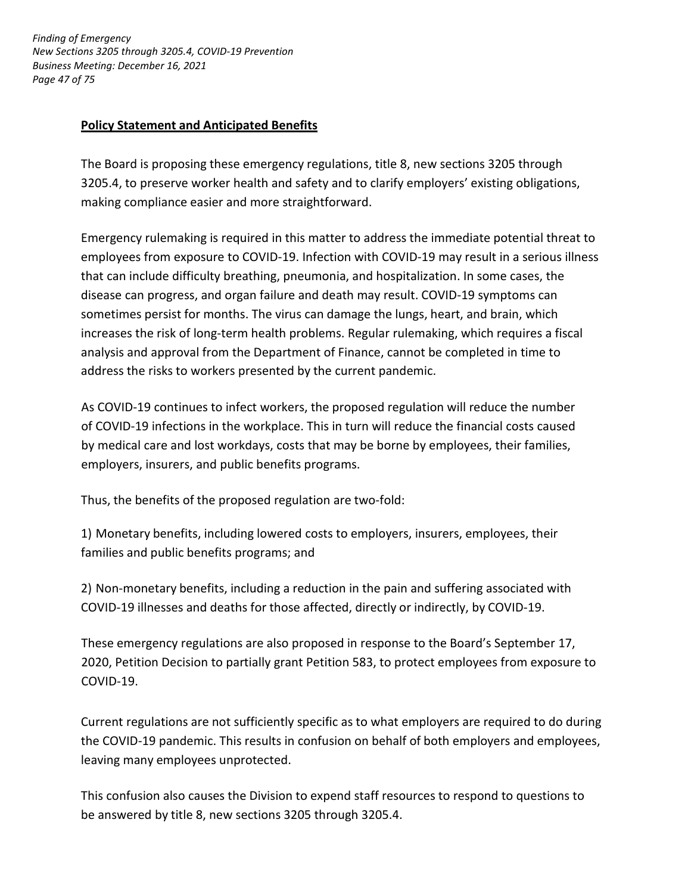**Policy Statement and Anticipated Benefits**

The Board is proposing these emergency regulations, title 8, new sections 3205 through 3205.4, to preserve worker health and safety and to clarify employers' existing obligations, making compliance easier and more straightforward.

Emergency rulemaking is required in this matter to address the immediate potential threat to employees from exposure to COVID-19. Infection with COVID-19 may result in a serious illness that can include difficulty breathing, pneumonia, and hospitalization. In some cases, the disease can progress, and organ failure and death may result. COVID-19 symptoms can sometimes persist for months. The virus can damage the lungs, heart, and brain, which increases the risk of long-term health problems. Regular rulemaking, which requires a fiscal analysis and approval from the Department of Finance, cannot be completed in time to address the risks to workers presented by the current pandemic.

As COVID-19 continues to infect workers, the proposed regulation will reduce the number of COVID-19 infections in the workplace. This in turn will reduce the financial costs caused by medical care and lost workdays, costs that may be borne by employees, their families, employers, insurers, and public benefits programs.

Thus, the benefits of the proposed regulation are two-fold:

1) Monetary benefits, including lowered costs to employers, insurers, employees, their families and public benefits programs; and

2) Non-monetary benefits, including a reduction in the pain and suffering associated with COVID-19 illnesses and deaths for those affected, directly or indirectly, by COVID-19.

These emergency regulations are also proposed in response to the Board's September 17, 2020, Petition Decision to partially grant Petition 583, to protect employees from exposure to COVID-19.

Current regulations are not sufficiently specific as to what employers are required to do during the COVID-19 pandemic. This results in confusion on behalf of both employers and employees, leaving many employees unprotected.

This confusion also causes the Division to expend staff resources to respond to questions to be answered by title 8, new sections 3205 through 3205.4.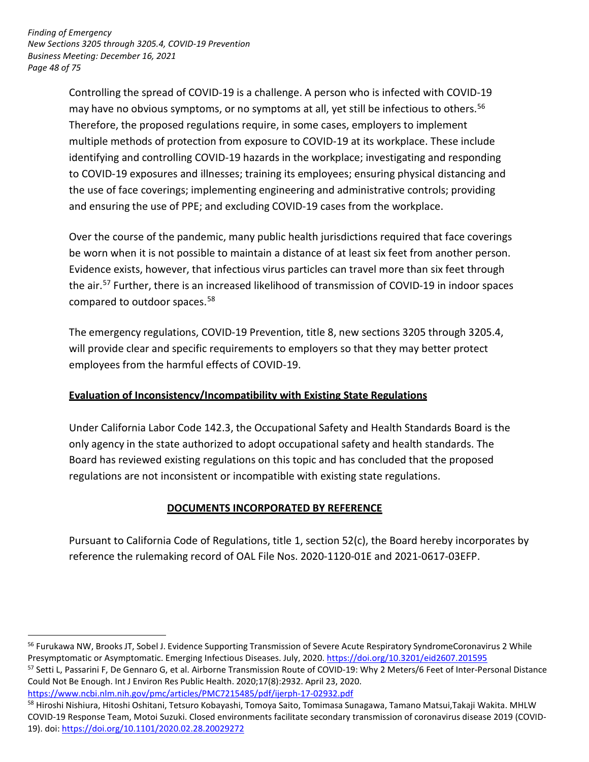Controlling the spread of COVID-19 is a challenge. A person who is infected with COVID-19 may have no obvious symptoms, or no symptoms at all, yet still be infectious to others.[56] Therefore, the proposed regulations require, in some cases, employers to implement multiple methods of protection from exposure to COVID-19 at its workplace. These include identifying and controlling COVID-19 hazards in the workplace; investigating and responding to COVID-19 exposures and illnesses; training its employees; ensuring physical distancing and the use of face coverings; implementing engineering and administrative controls; providing and ensuring the use of PPE; and excluding COVID-19 cases from the workplace.

Over the course of the pandemic, many public health jurisdictions required that face coverings be worn when it is not possible to maintain a distance of at least six feet from another person. Evidence exists, however, that infectious virus particles can travel more than six feet through the air.[57] Further, there is an increased likelihood of transmission of COVID-19 in indoor spaces compared to outdoor spaces.[58]

The emergency regulations, COVID-19 Prevention, title 8, new sections 3205 through 3205.4, will provide clear and specific requirements to employers so that they may better protect employees from the harmful effects of COVID-19.

**Evaluation of Inconsistency/Incompatibility with Existing State Regulations**

Under California Labor Code 142.3, the Occupational Safety and Health Standards Board is the only agency in the state authorized to adopt occupational safety and health standards. The Board has reviewed existing regulations on this topic and has concluded that the proposed regulations are not inconsistent or incompatible with existing state regulations.

## DOCUMENTS INCORPORATED BY REFERENCE

Pursuant to California Code of Regulations, title 1, section 52(c), the Board hereby incorporates by reference the rulemaking record of OAL File Nos. 2020-1120-01E and 2021-0617-03EFP.

---

[56] Furukawa NW, Brooks JT, Sobel J. Evidence Supporting Transmission of Severe Acute Respiratory SyndromeCoronavirus 2 While Presymptomatic or Asymptomatic. Emerging Infectious Diseases. July, 2020. https://doi.org/10.3201/eid2607.201595

[57] Setti L, Passarini F, De Gennaro G, et al. Airborne Transmission Route of COVID-19: Why 2 Meters/6 Feet of Inter-Personal Distance Could Not Be Enough. Int J Environ Res Public Health. 2020;17(8):2932. April 23, 2020. https://www.ncbi.nlm.nih.gov/pmc/articles/PMC7215485/pdf/ijerph-17-02932.pdf

[58] Hiroshi Nishiura, Hitoshi Oshitani, Tetsuro Kobayashi, Tomoya Saito, Tomimasa Sunagawa, Tamano Matsui,Takaji Wakita. MHLW COVID-19 Response Team, Motoi Suzuki. Closed environments facilitate secondary transmission of coronavirus disease 2019 (COVID-19). doi: https://doi.org/10.1101/2020.02.28.20029272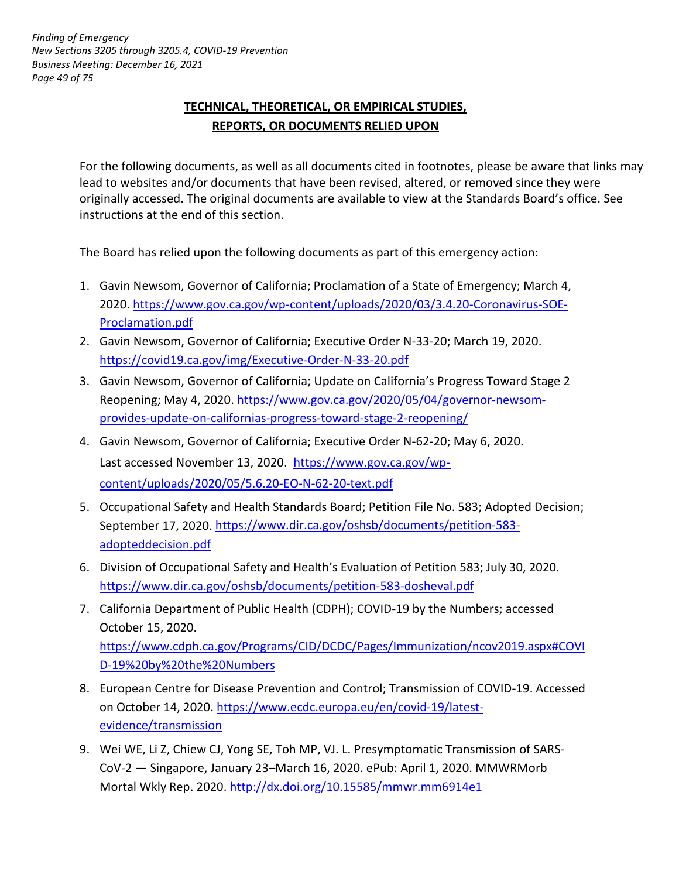## TECHNICAL, THEORETICAL, OR EMPIRICAL STUDIES, REPORTS, OR DOCUMENTS RELIED UPON

For the following documents, as well as all documents cited in footnotes, please be aware that links may lead to websites and/or documents that have been revised, altered, or removed since they were originally accessed. The original documents are available to view at the Standards Board's office. See instructions at the end of this section.

The Board has relied upon the following documents as part of this emergency action:

1. Gavin Newsom, Governor of California; Proclamation of a State of Emergency; March 4, 2020. https://www.gov.ca.gov/wp-content/uploads/2020/03/3.4.20-Coronavirus-SOE-Proclamation.pdf
2. Gavin Newsom, Governor of California; Executive Order N-33-20; March 19, 2020. https://covid19.ca.gov/img/Executive-Order-N-33-20.pdf
3. Gavin Newsom, Governor of California; Update on California's Progress Toward Stage 2 Reopening; May 4, 2020. https://www.gov.ca.gov/2020/05/04/governor-newsom-provides-update-on-californias-progress-toward-stage-2-reopening/
4. Gavin Newsom, Governor of California; Executive Order N-62-20; May 6, 2020. Last accessed November 13, 2020. https://www.gov.ca.gov/wp-content/uploads/2020/05/5.6.20-EO-N-62-20-text.pdf
5. Occupational Safety and Health Standards Board; Petition File No. 583; Adopted Decision; September 17, 2020. https://www.dir.ca.gov/oshsb/documents/petition-583-adopteddecision.pdf
6. Division of Occupational Safety and Health's Evaluation of Petition 583; July 30, 2020. https://www.dir.ca.gov/oshsb/documents/petition-583-dosheval.pdf
7. California Department of Public Health (CDPH); COVID-19 by the Numbers; accessed October 15, 2020. https://www.cdph.ca.gov/Programs/CID/DCDC/Pages/Immunization/ncov2019.aspx#COVID-19%20by%20the%20Numbers
8. European Centre for Disease Prevention and Control; Transmission of COVID-19. Accessed on October 14, 2020. https://www.ecdc.europa.eu/en/covid-19/latest-evidence/transmission
9. Wei WE, Li Z, Chiew CJ, Yong SE, Toh MP, VJ. L. Presymptomatic Transmission of SARS-CoV-2 — Singapore, January 23–March 16, 2020. ePub: April 1, 2020. MMWRMorb Mortal Wkly Rep. 2020. http://dx.doi.org/10.15585/mmwr.mm6914e1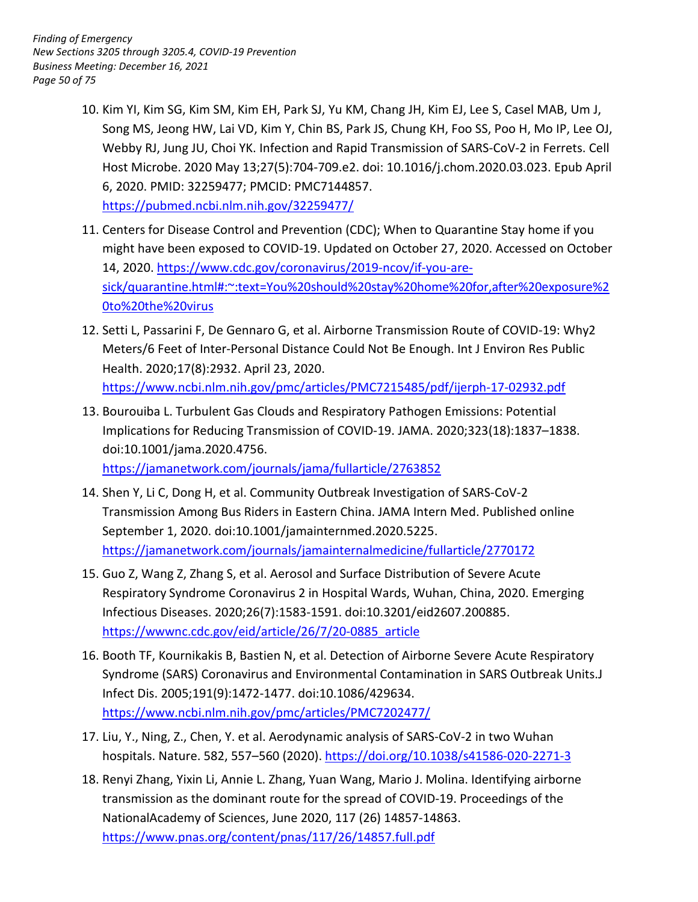10. Kim YI, Kim SG, Kim SM, Kim EH, Park SJ, Yu KM, Chang JH, Kim EJ, Lee S, Casel MAB, Um J, Song MS, Jeong HW, Lai VD, Kim Y, Chin BS, Park JS, Chung KH, Foo SS, Poo H, Mo IP, Lee OJ, Webby RJ, Jung JU, Choi YK. Infection and Rapid Transmission of SARS-CoV-2 in Ferrets. Cell Host Microbe. 2020 May 13;27(5):704-709.e2. doi: 10.1016/j.chom.2020.03.023. Epub April 6, 2020. PMID: 32259477; PMCID: PMC7144857. https://pubmed.ncbi.nlm.nih.gov/32259477/
11. Centers for Disease Control and Prevention (CDC); When to Quarantine Stay home if you might have been exposed to COVID-19. Updated on October 27, 2020. Accessed on October 14, 2020. https://www.cdc.gov/coronavirus/2019-ncov/if-you-are-sick/quarantine.html#:~:text=You%20should%20stay%20home%20for,after%20exposure%20to%20the%20virus
12. Setti L, Passarini F, De Gennaro G, et al. Airborne Transmission Route of COVID-19: Why2 Meters/6 Feet of Inter-Personal Distance Could Not Be Enough. Int J Environ Res Public Health. 2020;17(8):2932. April 23, 2020. https://www.ncbi.nlm.nih.gov/pmc/articles/PMC7215485/pdf/ijerph-17-02932.pdf
13. Bourouiba L. Turbulent Gas Clouds and Respiratory Pathogen Emissions: Potential Implications for Reducing Transmission of COVID-19. JAMA. 2020;323(18):1837–1838. doi:10.1001/jama.2020.4756. https://jamanetwork.com/journals/jama/fullarticle/2763852
14. Shen Y, Li C, Dong H, et al. Community Outbreak Investigation of SARS-CoV-2 Transmission Among Bus Riders in Eastern China. JAMA Intern Med. Published online September 1, 2020. doi:10.1001/jamainternmed.2020.5225. https://jamanetwork.com/journals/jamainternalmedicine/fullarticle/2770172
15. Guo Z, Wang Z, Zhang S, et al. Aerosol and Surface Distribution of Severe Acute Respiratory Syndrome Coronavirus 2 in Hospital Wards, Wuhan, China, 2020. Emerging Infectious Diseases. 2020;26(7):1583-1591. doi:10.3201/eid2607.200885. https://wwwnc.cdc.gov/eid/article/26/7/20-0885_article
16. Booth TF, Kournikakis B, Bastien N, et al. Detection of Airborne Severe Acute Respiratory Syndrome (SARS) Coronavirus and Environmental Contamination in SARS Outbreak Units.J Infect Dis. 2005;191(9):1472-1477. doi:10.1086/429634. https://www.ncbi.nlm.nih.gov/pmc/articles/PMC7202477/
17. Liu, Y., Ning, Z., Chen, Y. et al. Aerodynamic analysis of SARS-CoV-2 in two Wuhan hospitals. Nature. 582, 557–560 (2020). https://doi.org/10.1038/s41586-020-2271-3
18. Renyi Zhang, Yixin Li, Annie L. Zhang, Yuan Wang, Mario J. Molina. Identifying airborne transmission as the dominant route for the spread of COVID-19. Proceedings of the NationalAcademy of Sciences, June 2020, 117 (26) 14857-14863. https://www.pnas.org/content/pnas/117/26/14857.full.pdf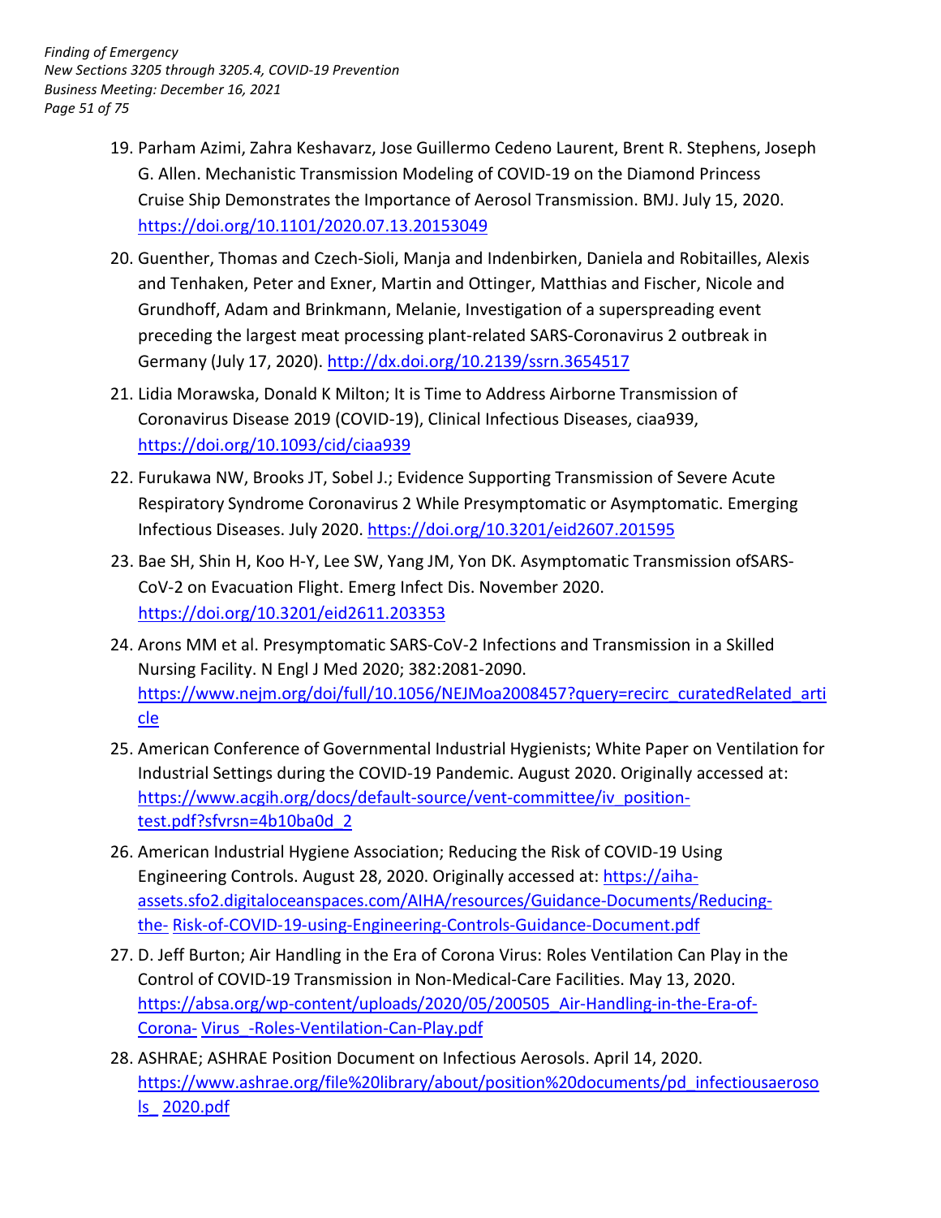19. Parham Azimi, Zahra Keshavarz, Jose Guillermo Cedeno Laurent, Brent R. Stephens, Joseph G. Allen. Mechanistic Transmission Modeling of COVID-19 on the Diamond Princess Cruise Ship Demonstrates the Importance of Aerosol Transmission. BMJ. July 15, 2020. https://doi.org/10.1101/2020.07.13.20153049

20. Guenther, Thomas and Czech-Sioli, Manja and Indenbirken, Daniela and Robitailles, Alexis and Tenhaken, Peter and Exner, Martin and Ottinger, Matthias and Fischer, Nicole and Grundhoff, Adam and Brinkmann, Melanie, Investigation of a superspreading event preceding the largest meat processing plant-related SARS-Coronavirus 2 outbreak in Germany (July 17, 2020). http://dx.doi.org/10.2139/ssrn.3654517

21. Lidia Morawska, Donald K Milton; It is Time to Address Airborne Transmission of Coronavirus Disease 2019 (COVID-19), Clinical Infectious Diseases, ciaa939, https://doi.org/10.1093/cid/ciaa939

22. Furukawa NW, Brooks JT, Sobel J.; Evidence Supporting Transmission of Severe Acute Respiratory Syndrome Coronavirus 2 While Presymptomatic or Asymptomatic. Emerging Infectious Diseases. July 2020. https://doi.org/10.3201/eid2607.201595

23. Bae SH, Shin H, Koo H-Y, Lee SW, Yang JM, Yon DK. Asymptomatic Transmission ofSARS-CoV-2 on Evacuation Flight. Emerg Infect Dis. November 2020. https://doi.org/10.3201/eid2611.203353

24. Arons MM et al. Presymptomatic SARS-CoV-2 Infections and Transmission in a Skilled Nursing Facility. N Engl J Med 2020; 382:2081-2090. https://www.nejm.org/doi/full/10.1056/NEJMoa2008457?query=recirc_curatedRelated_article

25. American Conference of Governmental Industrial Hygienists; White Paper on Ventilation for Industrial Settings during the COVID-19 Pandemic. August 2020. Originally accessed at: https://www.acgih.org/docs/default-source/vent-committee/iv_position-test.pdf?sfvrsn=4b10ba0d_2

26. American Industrial Hygiene Association; Reducing the Risk of COVID-19 Using Engineering Controls. August 28, 2020. Originally accessed at: https://aiha-assets.sfo2.digitaloceanspaces.com/AIHA/resources/Guidance-Documents/Reducing-the- Risk-of-COVID-19-using-Engineering-Controls-Guidance-Document.pdf

27. D. Jeff Burton; Air Handling in the Era of Corona Virus: Roles Ventilation Can Play in the Control of COVID-19 Transmission in Non-Medical-Care Facilities. May 13, 2020. https://absa.org/wp-content/uploads/2020/05/200505_Air-Handling-in-the-Era-of-Corona- Virus_-Roles-Ventilation-Can-Play.pdf

28. ASHRAE; ASHRAE Position Document on Infectious Aerosols. April 14, 2020. https://www.ashrae.org/file%20library/about/position%20documents/pd_infectiousaerosols_ 2020.pdf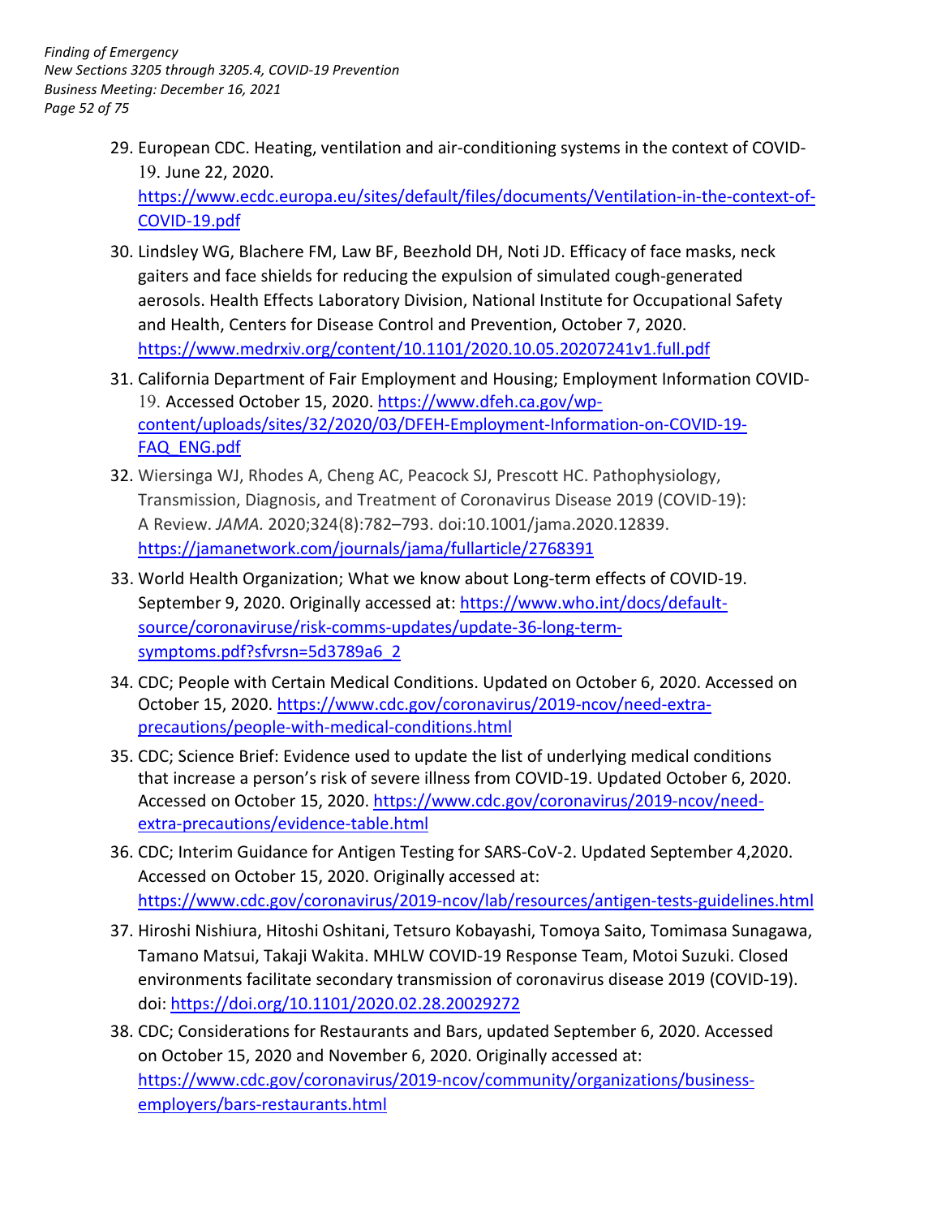29. European CDC. Heating, ventilation and air-conditioning systems in the context of COVID-19. June 22, 2020. https://www.ecdc.europa.eu/sites/default/files/documents/Ventilation-in-the-context-of-COVID-19.pdf
30. Lindsley WG, Blachere FM, Law BF, Beezhold DH, Noti JD. Efficacy of face masks, neck gaiters and face shields for reducing the expulsion of simulated cough-generated aerosols. Health Effects Laboratory Division, National Institute for Occupational Safety and Health, Centers for Disease Control and Prevention, October 7, 2020. https://www.medrxiv.org/content/10.1101/2020.10.05.20207241v1.full.pdf
31. California Department of Fair Employment and Housing; Employment Information COVID-19. Accessed October 15, 2020. https://www.dfeh.ca.gov/wp-content/uploads/sites/32/2020/03/DFEH-Employment-Information-on-COVID-19-FAQ_ENG.pdf
32. Wiersinga WJ, Rhodes A, Cheng AC, Peacock SJ, Prescott HC. Pathophysiology, Transmission, Diagnosis, and Treatment of Coronavirus Disease 2019 (COVID-19): A Review. *JAMA.* 2020;324(8):782–793. doi:10.1001/jama.2020.12839. https://jamanetwork.com/journals/jama/fullarticle/2768391
33. World Health Organization; What we know about Long-term effects of COVID-19. September 9, 2020. Originally accessed at: https://www.who.int/docs/default-source/coronaviruse/risk-comms-updates/update-36-long-term-symptoms.pdf?sfvrsn=5d3789a6_2
34. CDC; People with Certain Medical Conditions. Updated on October 6, 2020. Accessed on October 15, 2020. https://www.cdc.gov/coronavirus/2019-ncov/need-extra-precautions/people-with-medical-conditions.html
35. CDC; Science Brief: Evidence used to update the list of underlying medical conditions that increase a person's risk of severe illness from COVID-19. Updated October 6, 2020. Accessed on October 15, 2020. https://www.cdc.gov/coronavirus/2019-ncov/need-extra-precautions/evidence-table.html
36. CDC; Interim Guidance for Antigen Testing for SARS-CoV-2. Updated September 4,2020. Accessed on October 15, 2020. Originally accessed at: https://www.cdc.gov/coronavirus/2019-ncov/lab/resources/antigen-tests-guidelines.html
37. Hiroshi Nishiura, Hitoshi Oshitani, Tetsuro Kobayashi, Tomoya Saito, Tomimasa Sunagawa, Tamano Matsui, Takaji Wakita. MHLW COVID-19 Response Team, Motoi Suzuki. Closed environments facilitate secondary transmission of coronavirus disease 2019 (COVID-19). doi: https://doi.org/10.1101/2020.02.28.20029272
38. CDC; Considerations for Restaurants and Bars, updated September 6, 2020. Accessed on October 15, 2020 and November 6, 2020. Originally accessed at: https://www.cdc.gov/coronavirus/2019-ncov/community/organizations/business-employers/bars-restaurants.html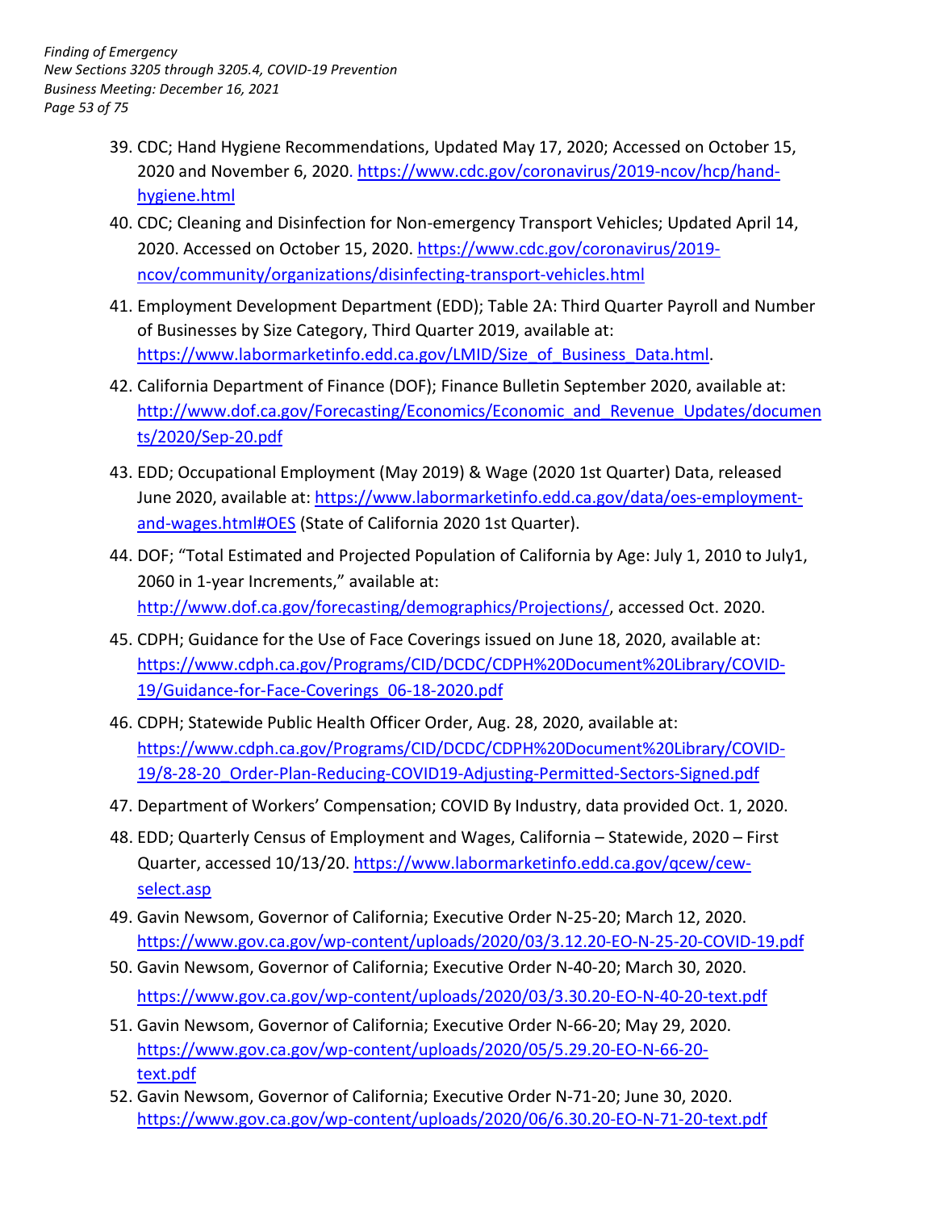39. CDC; Hand Hygiene Recommendations, Updated May 17, 2020; Accessed on October 15, 2020 and November 6, 2020. https://www.cdc.gov/coronavirus/2019-ncov/hcp/hand-hygiene.html
40. CDC; Cleaning and Disinfection for Non-emergency Transport Vehicles; Updated April 14, 2020. Accessed on October 15, 2020. https://www.cdc.gov/coronavirus/2019-ncov/community/organizations/disinfecting-transport-vehicles.html
41. Employment Development Department (EDD); Table 2A: Third Quarter Payroll and Number of Businesses by Size Category, Third Quarter 2019, available at: https://www.labormarketinfo.edd.ca.gov/LMID/Size_of_Business_Data.html.
42. California Department of Finance (DOF); Finance Bulletin September 2020, available at: http://www.dof.ca.gov/Forecasting/Economics/Economic_and_Revenue_Updates/documents/2020/Sep-20.pdf
43. EDD; Occupational Employment (May 2019) & Wage (2020 1st Quarter) Data, released June 2020, available at: https://www.labormarketinfo.edd.ca.gov/data/oes-employment-and-wages.html#OES (State of California 2020 1st Quarter).
44. DOF; "Total Estimated and Projected Population of California by Age: July 1, 2010 to July1, 2060 in 1-year Increments," available at: http://www.dof.ca.gov/forecasting/demographics/Projections/, accessed Oct. 2020.
45. CDPH; Guidance for the Use of Face Coverings issued on June 18, 2020, available at: https://www.cdph.ca.gov/Programs/CID/DCDC/CDPH%20Document%20Library/COVID-19/Guidance-for-Face-Coverings_06-18-2020.pdf
46. CDPH; Statewide Public Health Officer Order, Aug. 28, 2020, available at: https://www.cdph.ca.gov/Programs/CID/DCDC/CDPH%20Document%20Library/COVID-19/8-28-20_Order-Plan-Reducing-COVID19-Adjusting-Permitted-Sectors-Signed.pdf
47. Department of Workers' Compensation; COVID By Industry, data provided Oct. 1, 2020.
48. EDD; Quarterly Census of Employment and Wages, California – Statewide, 2020 – First Quarter, accessed 10/13/20. https://www.labormarketinfo.edd.ca.gov/qcew/cew-select.asp
49. Gavin Newsom, Governor of California; Executive Order N-25-20; March 12, 2020. https://www.gov.ca.gov/wp-content/uploads/2020/03/3.12.20-EO-N-25-20-COVID-19.pdf
50. Gavin Newsom, Governor of California; Executive Order N-40-20; March 30, 2020. https://www.gov.ca.gov/wp-content/uploads/2020/03/3.30.20-EO-N-40-20-text.pdf
51. Gavin Newsom, Governor of California; Executive Order N-66-20; May 29, 2020. https://www.gov.ca.gov/wp-content/uploads/2020/05/5.29.20-EO-N-66-20-text.pdf
52. Gavin Newsom, Governor of California; Executive Order N-71-20; June 30, 2020. https://www.gov.ca.gov/wp-content/uploads/2020/06/6.30.20-EO-N-71-20-text.pdf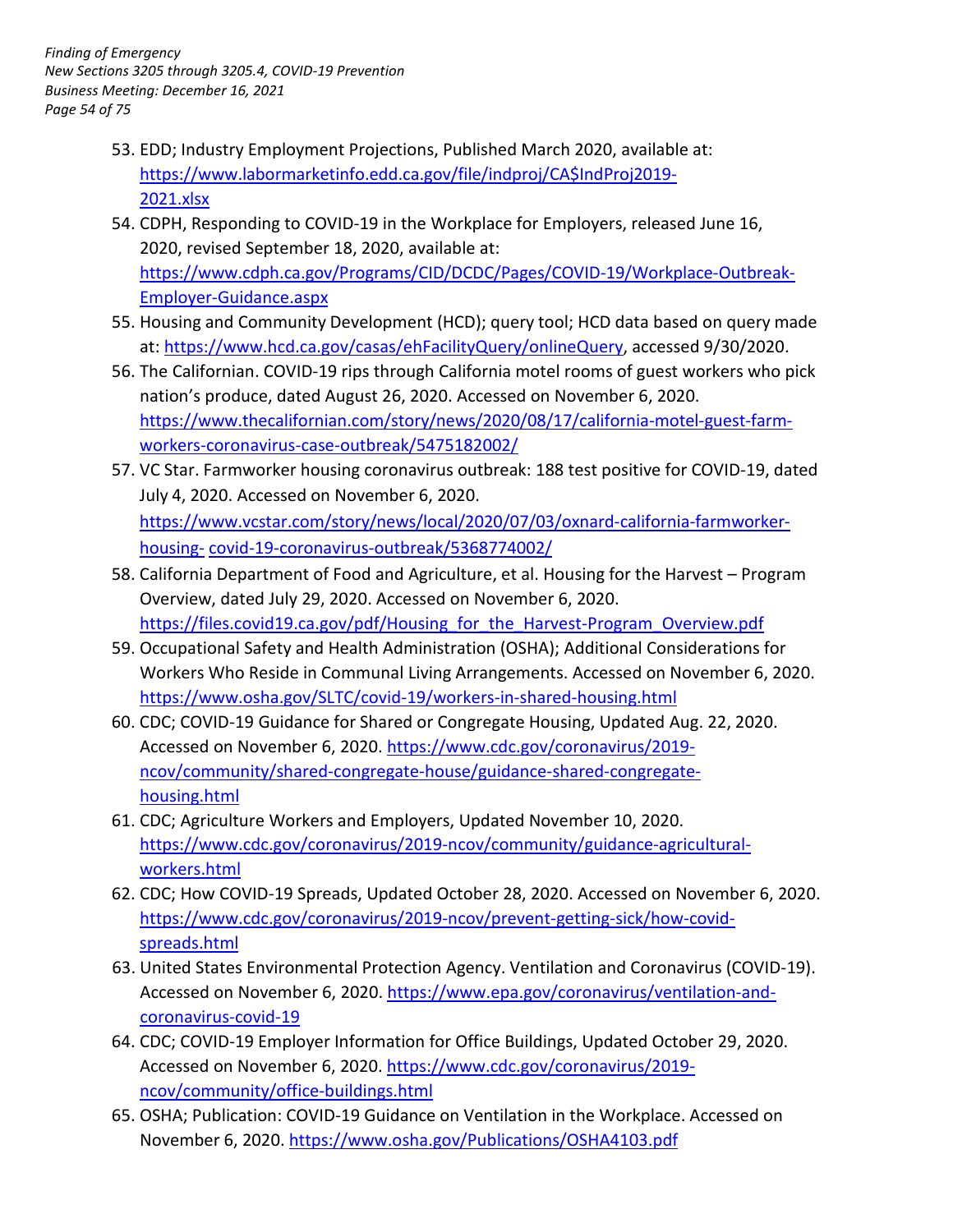53. EDD; Industry Employment Projections, Published March 2020, available at: https://www.labormarketinfo.edd.ca.gov/file/indproj/CA$IndProj2019-2021.xlsx
54. CDPH, Responding to COVID-19 in the Workplace for Employers, released June 16, 2020, revised September 18, 2020, available at: https://www.cdph.ca.gov/Programs/CID/DCDC/Pages/COVID-19/Workplace-Outbreak-Employer-Guidance.aspx
55. Housing and Community Development (HCD); query tool; HCD data based on query made at: https://www.hcd.ca.gov/casas/ehFacilityQuery/onlineQuery, accessed 9/30/2020.
56. The Californian. COVID-19 rips through California motel rooms of guest workers who pick nation's produce, dated August 26, 2020. Accessed on November 6, 2020. https://www.thecalifornian.com/story/news/2020/08/17/california-motel-guest-farm-workers-coronavirus-case-outbreak/5475182002/
57. VC Star. Farmworker housing coronavirus outbreak: 188 test positive for COVID-19, dated July 4, 2020. Accessed on November 6, 2020. https://www.vcstar.com/story/news/local/2020/07/03/oxnard-california-farmworker-housing- covid-19-coronavirus-outbreak/5368774002/
58. California Department of Food and Agriculture, et al. Housing for the Harvest – Program Overview, dated July 29, 2020. Accessed on November 6, 2020. https://files.covid19.ca.gov/pdf/Housing_for_the_Harvest-Program_Overview.pdf
59. Occupational Safety and Health Administration (OSHA); Additional Considerations for Workers Who Reside in Communal Living Arrangements. Accessed on November 6, 2020. https://www.osha.gov/SLTC/covid-19/workers-in-shared-housing.html
60. CDC; COVID-19 Guidance for Shared or Congregate Housing, Updated Aug. 22, 2020. Accessed on November 6, 2020. https://www.cdc.gov/coronavirus/2019-ncov/community/shared-congregate-house/guidance-shared-congregate-housing.html
61. CDC; Agriculture Workers and Employers, Updated November 10, 2020. https://www.cdc.gov/coronavirus/2019-ncov/community/guidance-agricultural-workers.html
62. CDC; How COVID-19 Spreads, Updated October 28, 2020. Accessed on November 6, 2020. https://www.cdc.gov/coronavirus/2019-ncov/prevent-getting-sick/how-covid-spreads.html
63. United States Environmental Protection Agency. Ventilation and Coronavirus (COVID-19). Accessed on November 6, 2020. https://www.epa.gov/coronavirus/ventilation-and-coronavirus-covid-19
64. CDC; COVID-19 Employer Information for Office Buildings, Updated October 29, 2020. Accessed on November 6, 2020. https://www.cdc.gov/coronavirus/2019-ncov/community/office-buildings.html
65. OSHA; Publication: COVID-19 Guidance on Ventilation in the Workplace. Accessed on November 6, 2020. https://www.osha.gov/Publications/OSHA4103.pdf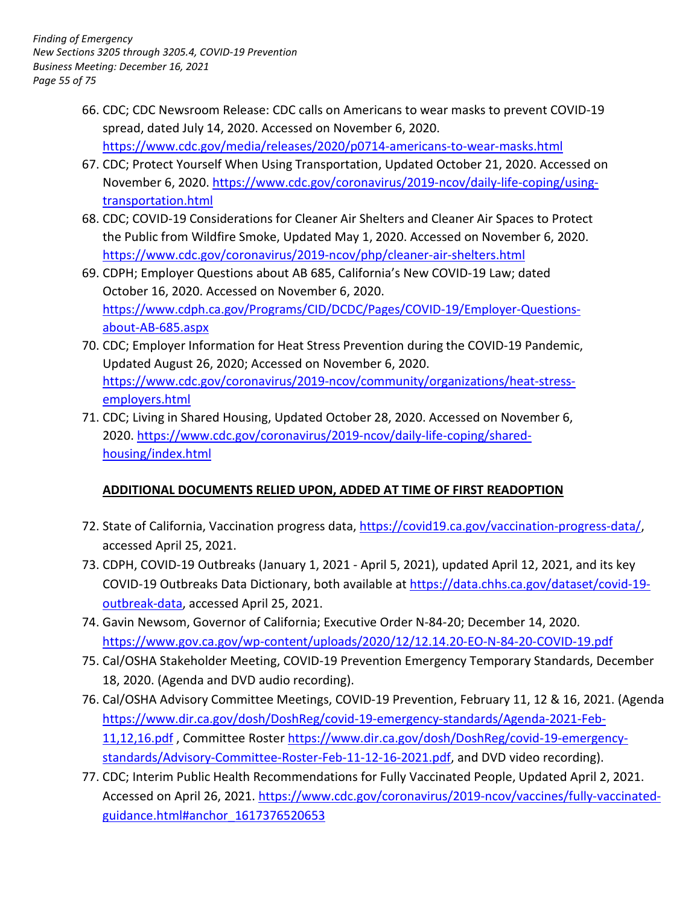66. CDC; CDC Newsroom Release: CDC calls on Americans to wear masks to prevent COVID-19 spread, dated July 14, 2020. Accessed on November 6, 2020. https://www.cdc.gov/media/releases/2020/p0714-americans-to-wear-masks.html
67. CDC; Protect Yourself When Using Transportation, Updated October 21, 2020. Accessed on November 6, 2020. https://www.cdc.gov/coronavirus/2019-ncov/daily-life-coping/using-transportation.html
68. CDC; COVID-19 Considerations for Cleaner Air Shelters and Cleaner Air Spaces to Protect the Public from Wildfire Smoke, Updated May 1, 2020. Accessed on November 6, 2020. https://www.cdc.gov/coronavirus/2019-ncov/php/cleaner-air-shelters.html
69. CDPH; Employer Questions about AB 685, California's New COVID-19 Law; dated October 16, 2020. Accessed on November 6, 2020. https://www.cdph.ca.gov/Programs/CID/DCDC/Pages/COVID-19/Employer-Questions-about-AB-685.aspx
70. CDC; Employer Information for Heat Stress Prevention during the COVID-19 Pandemic, Updated August 26, 2020; Accessed on November 6, 2020. https://www.cdc.gov/coronavirus/2019-ncov/community/organizations/heat-stress-employers.html
71. CDC; Living in Shared Housing, Updated October 28, 2020. Accessed on November 6, 2020. https://www.cdc.gov/coronavirus/2019-ncov/daily-life-coping/shared-housing/index.html

**ADDITIONAL DOCUMENTS RELIED UPON, ADDED AT TIME OF FIRST READOPTION**

72. State of California, Vaccination progress data, https://covid19.ca.gov/vaccination-progress-data/, accessed April 25, 2021.
73. CDPH, COVID-19 Outbreaks (January 1, 2021 - April 5, 2021), updated April 12, 2021, and its key COVID-19 Outbreaks Data Dictionary, both available at https://data.chhs.ca.gov/dataset/covid-19-outbreak-data, accessed April 25, 2021.
74. Gavin Newsom, Governor of California; Executive Order N-84-20; December 14, 2020. https://www.gov.ca.gov/wp-content/uploads/2020/12/12.14.20-EO-N-84-20-COVID-19.pdf
75. Cal/OSHA Stakeholder Meeting, COVID-19 Prevention Emergency Temporary Standards, December 18, 2020. (Agenda and DVD audio recording).
76. Cal/OSHA Advisory Committee Meetings, COVID-19 Prevention, February 11, 12 & 16, 2021. (Agenda https://www.dir.ca.gov/dosh/DoshReg/covid-19-emergency-standards/Agenda-2021-Feb-11,12,16.pdf , Committee Roster https://www.dir.ca.gov/dosh/DoshReg/covid-19-emergency-standards/Advisory-Committee-Roster-Feb-11-12-16-2021.pdf, and DVD video recording).
77. CDC; Interim Public Health Recommendations for Fully Vaccinated People, Updated April 2, 2021. Accessed on April 26, 2021. https://www.cdc.gov/coronavirus/2019-ncov/vaccines/fully-vaccinated-guidance.html#anchor_1617376520653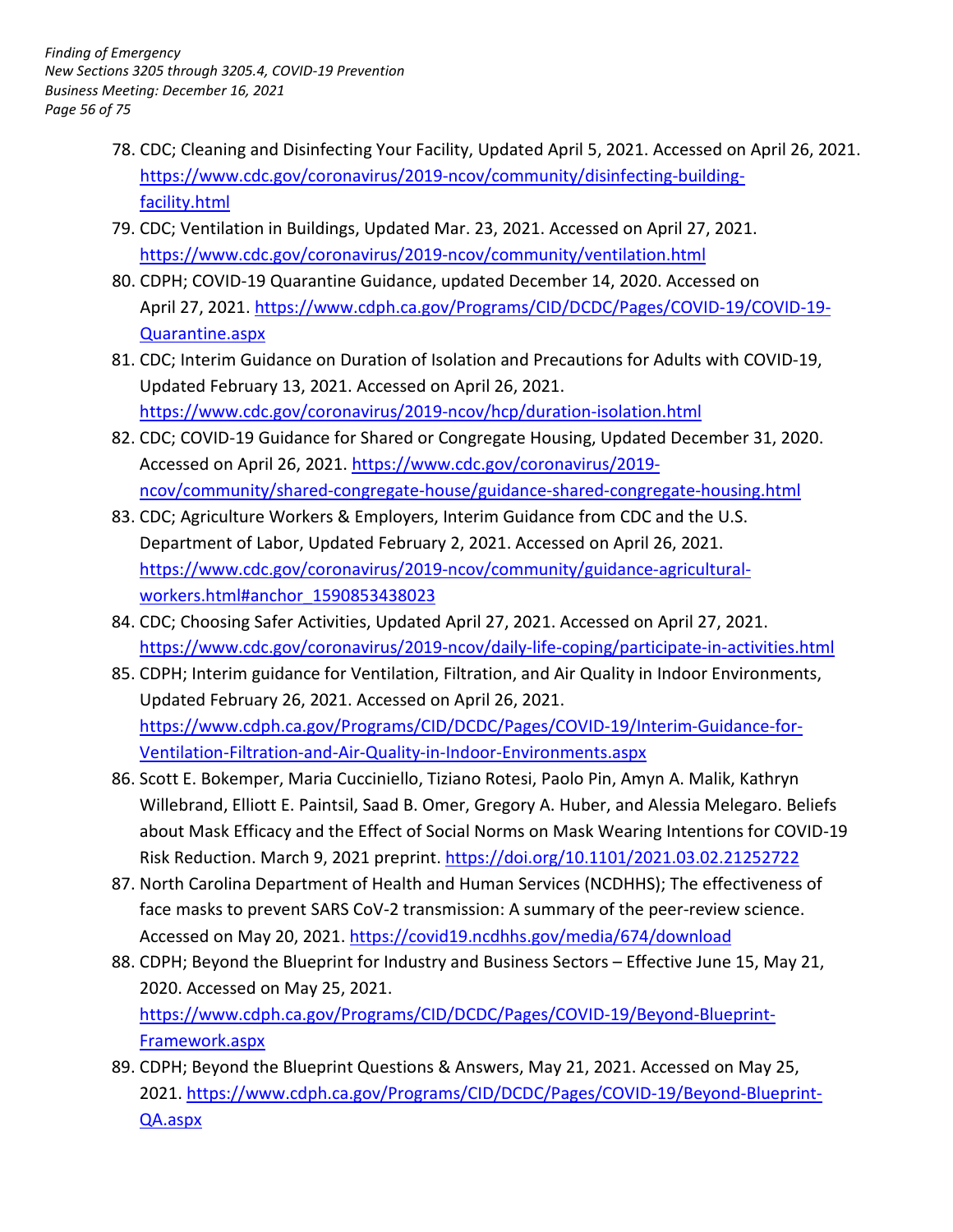78. CDC; Cleaning and Disinfecting Your Facility, Updated April 5, 2021. Accessed on April 26, 2021. https://www.cdc.gov/coronavirus/2019-ncov/community/disinfecting-building-facility.html
79. CDC; Ventilation in Buildings, Updated Mar. 23, 2021. Accessed on April 27, 2021. https://www.cdc.gov/coronavirus/2019-ncov/community/ventilation.html
80. CDPH; COVID-19 Quarantine Guidance, updated December 14, 2020. Accessed on April 27, 2021. https://www.cdph.ca.gov/Programs/CID/DCDC/Pages/COVID-19/COVID-19-Quarantine.aspx
81. CDC; Interim Guidance on Duration of Isolation and Precautions for Adults with COVID-19, Updated February 13, 2021. Accessed on April 26, 2021. https://www.cdc.gov/coronavirus/2019-ncov/hcp/duration-isolation.html
82. CDC; COVID-19 Guidance for Shared or Congregate Housing, Updated December 31, 2020. Accessed on April 26, 2021. https://www.cdc.gov/coronavirus/2019-ncov/community/shared-congregate-house/guidance-shared-congregate-housing.html
83. CDC; Agriculture Workers & Employers, Interim Guidance from CDC and the U.S. Department of Labor, Updated February 2, 2021. Accessed on April 26, 2021. https://www.cdc.gov/coronavirus/2019-ncov/community/guidance-agricultural-workers.html#anchor_1590853438023
84. CDC; Choosing Safer Activities, Updated April 27, 2021. Accessed on April 27, 2021. https://www.cdc.gov/coronavirus/2019-ncov/daily-life-coping/participate-in-activities.html
85. CDPH; Interim guidance for Ventilation, Filtration, and Air Quality in Indoor Environments, Updated February 26, 2021. Accessed on April 26, 2021. https://www.cdph.ca.gov/Programs/CID/DCDC/Pages/COVID-19/Interim-Guidance-for-Ventilation-Filtration-and-Air-Quality-in-Indoor-Environments.aspx
86. Scott E. Bokemper, Maria Cucciniello, Tiziano Rotesi, Paolo Pin, Amyn A. Malik, Kathryn Willebrand, Elliott E. Paintsil, Saad B. Omer, Gregory A. Huber, and Alessia Melegaro. Beliefs about Mask Efficacy and the Effect of Social Norms on Mask Wearing Intentions for COVID-19 Risk Reduction. March 9, 2021 preprint. https://doi.org/10.1101/2021.03.02.21252722
87. North Carolina Department of Health and Human Services (NCDHHS); The effectiveness of face masks to prevent SARS CoV-2 transmission: A summary of the peer-review science. Accessed on May 20, 2021. https://covid19.ncdhhs.gov/media/674/download
88. CDPH; Beyond the Blueprint for Industry and Business Sectors – Effective June 15, May 21, 2020. Accessed on May 25, 2021. https://www.cdph.ca.gov/Programs/CID/DCDC/Pages/COVID-19/Beyond-Blueprint-Framework.aspx
89. CDPH; Beyond the Blueprint Questions & Answers, May 21, 2021. Accessed on May 25, 2021. https://www.cdph.ca.gov/Programs/CID/DCDC/Pages/COVID-19/Beyond-Blueprint-QA.aspx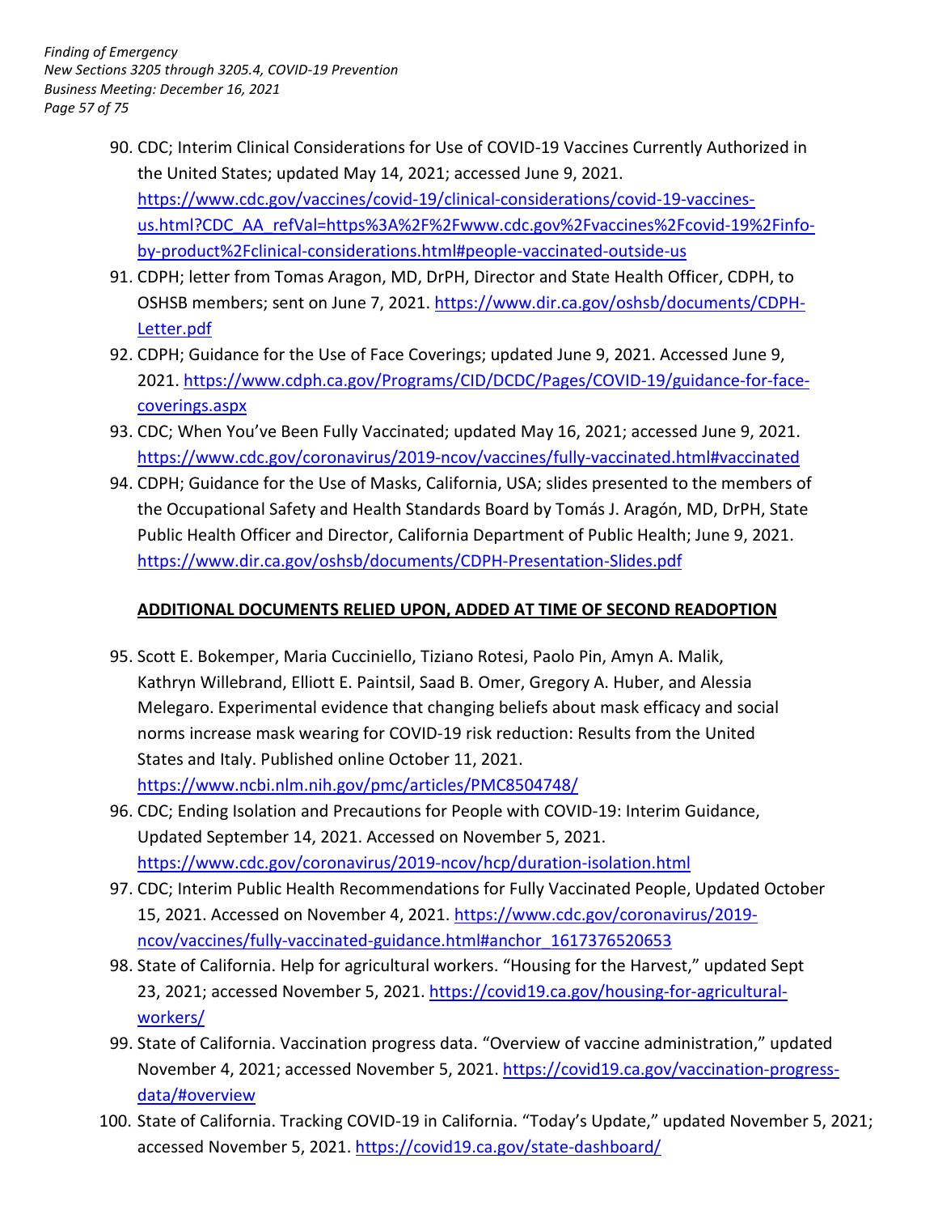90. CDC; Interim Clinical Considerations for Use of COVID-19 Vaccines Currently Authorized in the United States; updated May 14, 2021; accessed June 9, 2021. https://www.cdc.gov/vaccines/covid-19/clinical-considerations/covid-19-vaccines-us.html?CDC_AA_refVal=https%3A%2F%2Fwww.cdc.gov%2Fvaccines%2Fcovid-19%2Finfo-by-product%2Fclinical-considerations.html#people-vaccinated-outside-us
91. CDPH; letter from Tomas Aragon, MD, DrPH, Director and State Health Officer, CDPH, to OSHSB members; sent on June 7, 2021. https://www.dir.ca.gov/oshsb/documents/CDPH-Letter.pdf
92. CDPH; Guidance for the Use of Face Coverings; updated June 9, 2021. Accessed June 9, 2021. https://www.cdph.ca.gov/Programs/CID/DCDC/Pages/COVID-19/guidance-for-face-coverings.aspx
93. CDC; When You've Been Fully Vaccinated; updated May 16, 2021; accessed June 9, 2021. https://www.cdc.gov/coronavirus/2019-ncov/vaccines/fully-vaccinated.html#vaccinated
94. CDPH; Guidance for the Use of Masks, California, USA; slides presented to the members of the Occupational Safety and Health Standards Board by Tomás J. Aragón, MD, DrPH, State Public Health Officer and Director, California Department of Public Health; June 9, 2021. https://www.dir.ca.gov/oshsb/documents/CDPH-Presentation-Slides.pdf

**ADDITIONAL DOCUMENTS RELIED UPON, ADDED AT TIME OF SECOND READOPTION**

95. Scott E. Bokemper, Maria Cucciniello, Tiziano Rotesi, Paolo Pin, Amyn A. Malik, Kathryn Willebrand, Elliott E. Paintsil, Saad B. Omer, Gregory A. Huber, and Alessia Melegaro. Experimental evidence that changing beliefs about mask efficacy and social norms increase mask wearing for COVID-19 risk reduction: Results from the United States and Italy. Published online October 11, 2021. https://www.ncbi.nlm.nih.gov/pmc/articles/PMC8504748/
96. CDC; Ending Isolation and Precautions for People with COVID-19: Interim Guidance, Updated September 14, 2021. Accessed on November 5, 2021. https://www.cdc.gov/coronavirus/2019-ncov/hcp/duration-isolation.html
97. CDC; Interim Public Health Recommendations for Fully Vaccinated People, Updated October 15, 2021. Accessed on November 4, 2021. https://www.cdc.gov/coronavirus/2019-ncov/vaccines/fully-vaccinated-guidance.html#anchor_1617376520653
98. State of California. Help for agricultural workers. "Housing for the Harvest," updated Sept 23, 2021; accessed November 5, 2021. https://covid19.ca.gov/housing-for-agricultural-workers/
99. State of California. Vaccination progress data. "Overview of vaccine administration," updated November 4, 2021; accessed November 5, 2021. https://covid19.ca.gov/vaccination-progress-data/#overview
100. State of California. Tracking COVID-19 in California. "Today's Update," updated November 5, 2021; accessed November 5, 2021. https://covid19.ca.gov/state-dashboard/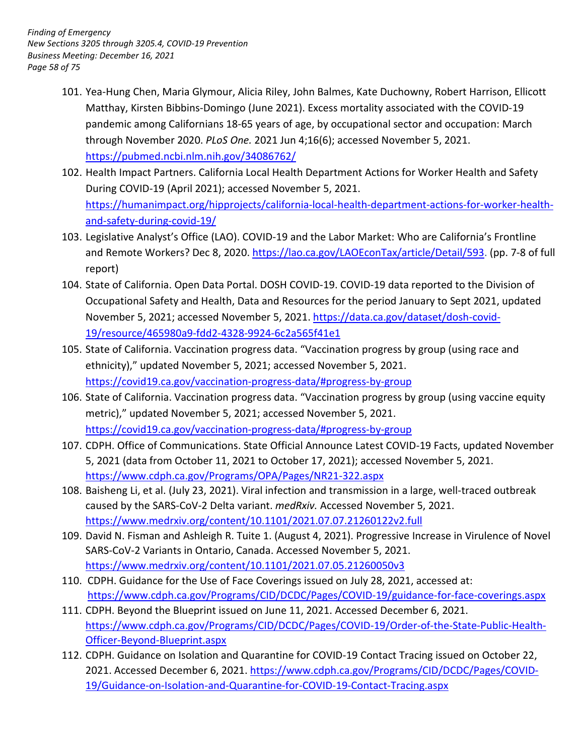101. Yea-Hung Chen, Maria Glymour, Alicia Riley, John Balmes, Kate Duchowny, Robert Harrison, Ellicott Matthay, Kirsten Bibbins-Domingo (June 2021). Excess mortality associated with the COVID-19 pandemic among Californians 18-65 years of age, by occupational sector and occupation: March through November 2020. *PLoS One.* 2021 Jun 4;16(6); accessed November 5, 2021. https://pubmed.ncbi.nlm.nih.gov/34086762/
102. Health Impact Partners. California Local Health Department Actions for Worker Health and Safety During COVID-19 (April 2021); accessed November 5, 2021. https://humanimpact.org/hipprojects/california-local-health-department-actions-for-worker-health-and-safety-during-covid-19/
103. Legislative Analyst's Office (LAO). COVID-19 and the Labor Market: Who are California's Frontline and Remote Workers? Dec 8, 2020. https://lao.ca.gov/LAOEconTax/article/Detail/593. (pp. 7-8 of full report)
104. State of California. Open Data Portal. DOSH COVID-19. COVID-19 data reported to the Division of Occupational Safety and Health, Data and Resources for the period January to Sept 2021, updated November 5, 2021; accessed November 5, 2021. https://data.ca.gov/dataset/dosh-covid-19/resource/465980a9-fdd2-4328-9924-6c2a565f41e1
105. State of California. Vaccination progress data. "Vaccination progress by group (using race and ethnicity)," updated November 5, 2021; accessed November 5, 2021. https://covid19.ca.gov/vaccination-progress-data/#progress-by-group
106. State of California. Vaccination progress data. "Vaccination progress by group (using vaccine equity metric)," updated November 5, 2021; accessed November 5, 2021. https://covid19.ca.gov/vaccination-progress-data/#progress-by-group
107. CDPH. Office of Communications. State Official Announce Latest COVID-19 Facts, updated November 5, 2021 (data from October 11, 2021 to October 17, 2021); accessed November 5, 2021. https://www.cdph.ca.gov/Programs/OPA/Pages/NR21-322.aspx
108. Baisheng Li, et al. (July 23, 2021). Viral infection and transmission in a large, well-traced outbreak caused by the SARS-CoV-2 Delta variant. *medRxiv.* Accessed November 5, 2021. https://www.medrxiv.org/content/10.1101/2021.07.07.21260122v2.full
109. David N. Fisman and Ashleigh R. Tuite 1. (August 4, 2021). Progressive Increase in Virulence of Novel SARS-CoV-2 Variants in Ontario, Canada. Accessed November 5, 2021. https://www.medrxiv.org/content/10.1101/2021.07.05.21260050v3
110. CDPH. Guidance for the Use of Face Coverings issued on July 28, 2021, accessed at: https://www.cdph.ca.gov/Programs/CID/DCDC/Pages/COVID-19/guidance-for-face-coverings.aspx
111. CDPH. Beyond the Blueprint issued on June 11, 2021. Accessed December 6, 2021. https://www.cdph.ca.gov/Programs/CID/DCDC/Pages/COVID-19/Order-of-the-State-Public-Health-Officer-Beyond-Blueprint.aspx
112. CDPH. Guidance on Isolation and Quarantine for COVID-19 Contact Tracing issued on October 22, 2021. Accessed December 6, 2021. https://www.cdph.ca.gov/Programs/CID/DCDC/Pages/COVID-19/Guidance-on-Isolation-and-Quarantine-for-COVID-19-Contact-Tracing.aspx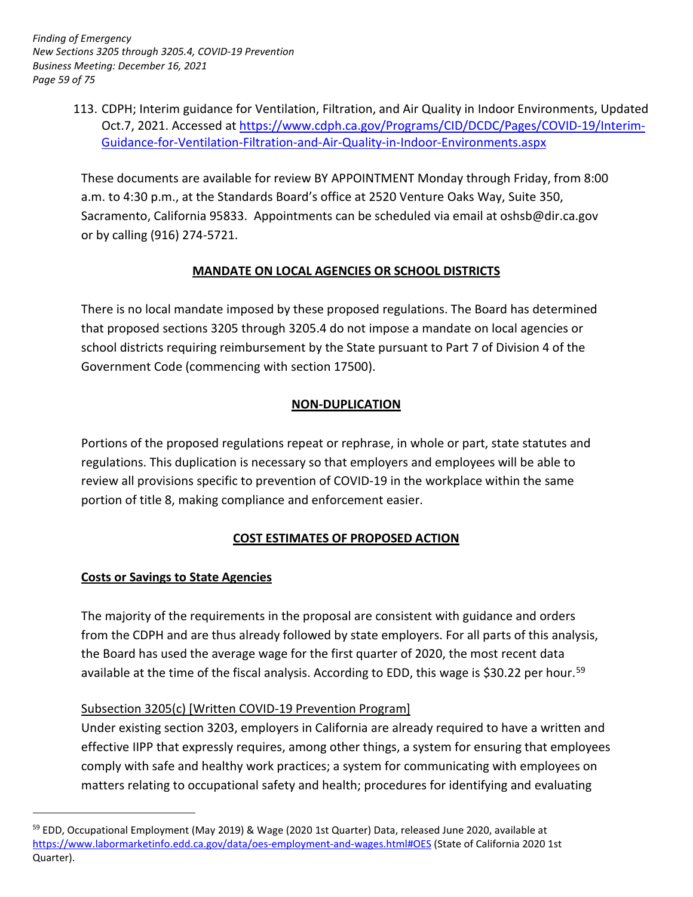113. CDPH; Interim guidance for Ventilation, Filtration, and Air Quality in Indoor Environments, Updated Oct.7, 2021. Accessed at [https://www.cdph.ca.gov/Programs/CID/DCDC/Pages/COVID-19/Interim-Guidance-for-Ventilation-Filtration-and-Air-Quality-in-Indoor-Environments.aspx](https://www.cdph.ca.gov/Programs/CID/DCDC/Pages/COVID-19/Interim-Guidance-for-Ventilation-Filtration-and-Air-Quality-in-Indoor-Environments.aspx)

These documents are available for review BY APPOINTMENT Monday through Friday, from 8:00 a.m. to 4:30 p.m., at the Standards Board's office at 2520 Venture Oaks Way, Suite 350, Sacramento, California 95833. Appointments can be scheduled via email at oshsb@dir.ca.gov or by calling (916) 274-5721.

## MANDATE ON LOCAL AGENCIES OR SCHOOL DISTRICTS

There is no local mandate imposed by these proposed regulations. The Board has determined that proposed sections 3205 through 3205.4 do not impose a mandate on local agencies or school districts requiring reimbursement by the State pursuant to Part 7 of Division 4 of the Government Code (commencing with section 17500).

## NON-DUPLICATION

Portions of the proposed regulations repeat or rephrase, in whole or part, state statutes and regulations. This duplication is necessary so that employers and employees will be able to review all provisions specific to prevention of COVID-19 in the workplace within the same portion of title 8, making compliance and enforcement easier.

## COST ESTIMATES OF PROPOSED ACTION

### Costs or Savings to State Agencies

The majority of the requirements in the proposal are consistent with guidance and orders from the CDPH and are thus already followed by state employers. For all parts of this analysis, the Board has used the average wage for the first quarter of 2020, the most recent data available at the time of the fiscal analysis. According to EDD, this wage is $30.22 per hour.[59]

Subsection 3205(c) [Written COVID-19 Prevention Program]

Under existing section 3203, employers in California are already required to have a written and effective IIPP that expressly requires, among other things, a system for ensuring that employees comply with safe and healthy work practices; a system for communicating with employees on matters relating to occupational safety and health; procedures for identifying and evaluating

---

[59] EDD, Occupational Employment (May 2019) & Wage (2020 1st Quarter) Data, released June 2020, available at [https://www.labormarketinfo.edd.ca.gov/data/oes-employment-and-wages.html#OES](https://www.labormarketinfo.edd.ca.gov/data/oes-employment-and-wages.html#OES) (State of California 2020 1st Quarter).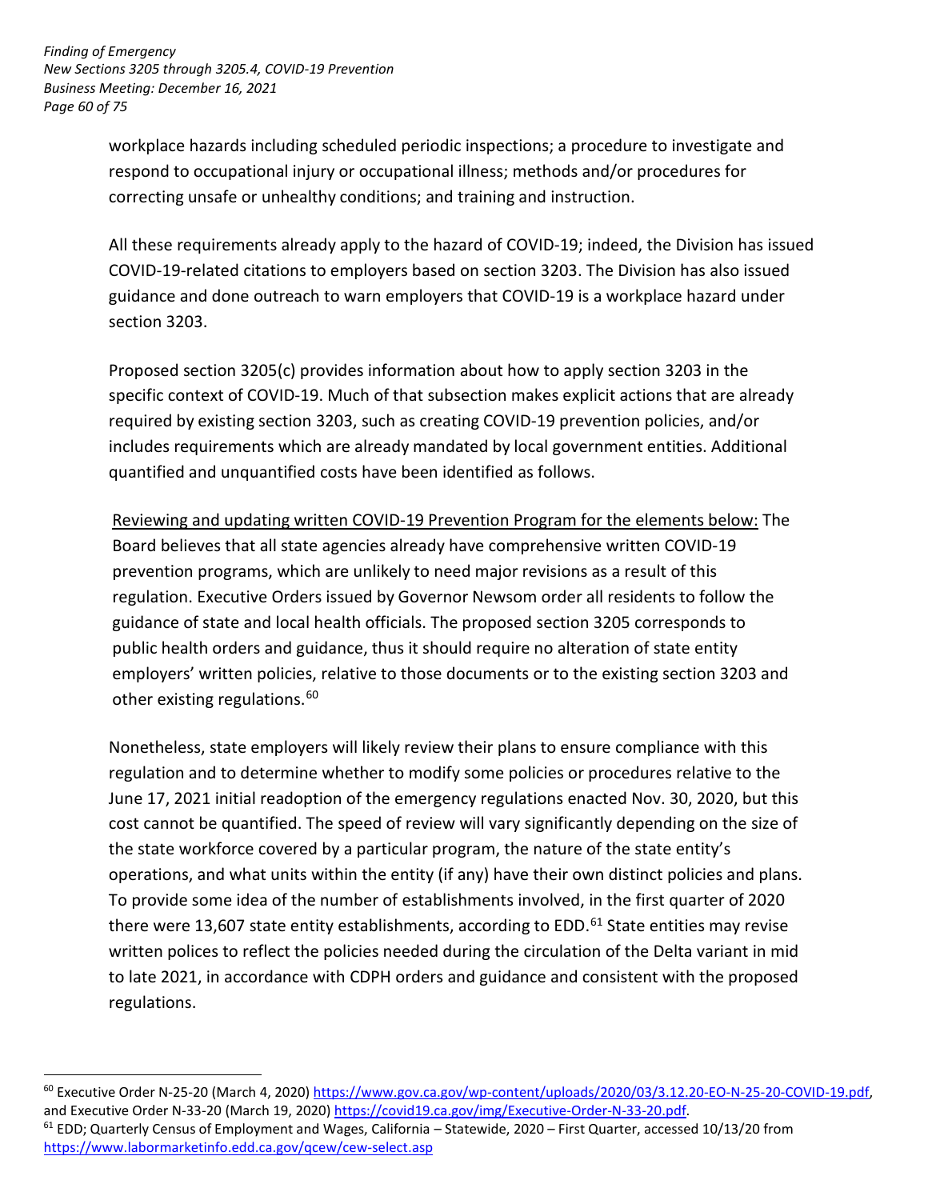workplace hazards including scheduled periodic inspections; a procedure to investigate and respond to occupational injury or occupational illness; methods and/or procedures for correcting unsafe or unhealthy conditions; and training and instruction.

All these requirements already apply to the hazard of COVID-19; indeed, the Division has issued COVID-19-related citations to employers based on section 3203. The Division has also issued guidance and done outreach to warn employers that COVID-19 is a workplace hazard under section 3203.

Proposed section 3205(c) provides information about how to apply section 3203 in the specific context of COVID-19. Much of that subsection makes explicit actions that are already required by existing section 3203, such as creating COVID-19 prevention policies, and/or includes requirements which are already mandated by local government entities. Additional quantified and unquantified costs have been identified as follows.

Reviewing and updating written COVID-19 Prevention Program for the elements below: The Board believes that all state agencies already have comprehensive written COVID-19 prevention programs, which are unlikely to need major revisions as a result of this regulation. Executive Orders issued by Governor Newsom order all residents to follow the guidance of state and local health officials. The proposed section 3205 corresponds to public health orders and guidance, thus it should require no alteration of state entity employers' written policies, relative to those documents or to the existing section 3203 and other existing regulations.[60]

Nonetheless, state employers will likely review their plans to ensure compliance with this regulation and to determine whether to modify some policies or procedures relative to the June 17, 2021 initial readoption of the emergency regulations enacted Nov. 30, 2020, but this cost cannot be quantified. The speed of review will vary significantly depending on the size of the state workforce covered by a particular program, the nature of the state entity's operations, and what units within the entity (if any) have their own distinct policies and plans. To provide some idea of the number of establishments involved, in the first quarter of 2020 there were 13,607 state entity establishments, according to EDD.[61] State entities may revise written polices to reflect the policies needed during the circulation of the Delta variant in mid to late 2021, in accordance with CDPH orders and guidance and consistent with the proposed regulations.

---

[60] Executive Order N-25-20 (March 4, 2020) https://www.gov.ca.gov/wp-content/uploads/2020/03/3.12.20-EO-N-25-20-COVID-19.pdf, and Executive Order N-33-20 (March 19, 2020) https://covid19.ca.gov/img/Executive-Order-N-33-20.pdf.

[61] EDD; Quarterly Census of Employment and Wages, California – Statewide, 2020 – First Quarter, accessed 10/13/20 from https://www.labormarketinfo.edd.ca.gov/qcew/cew-select.asp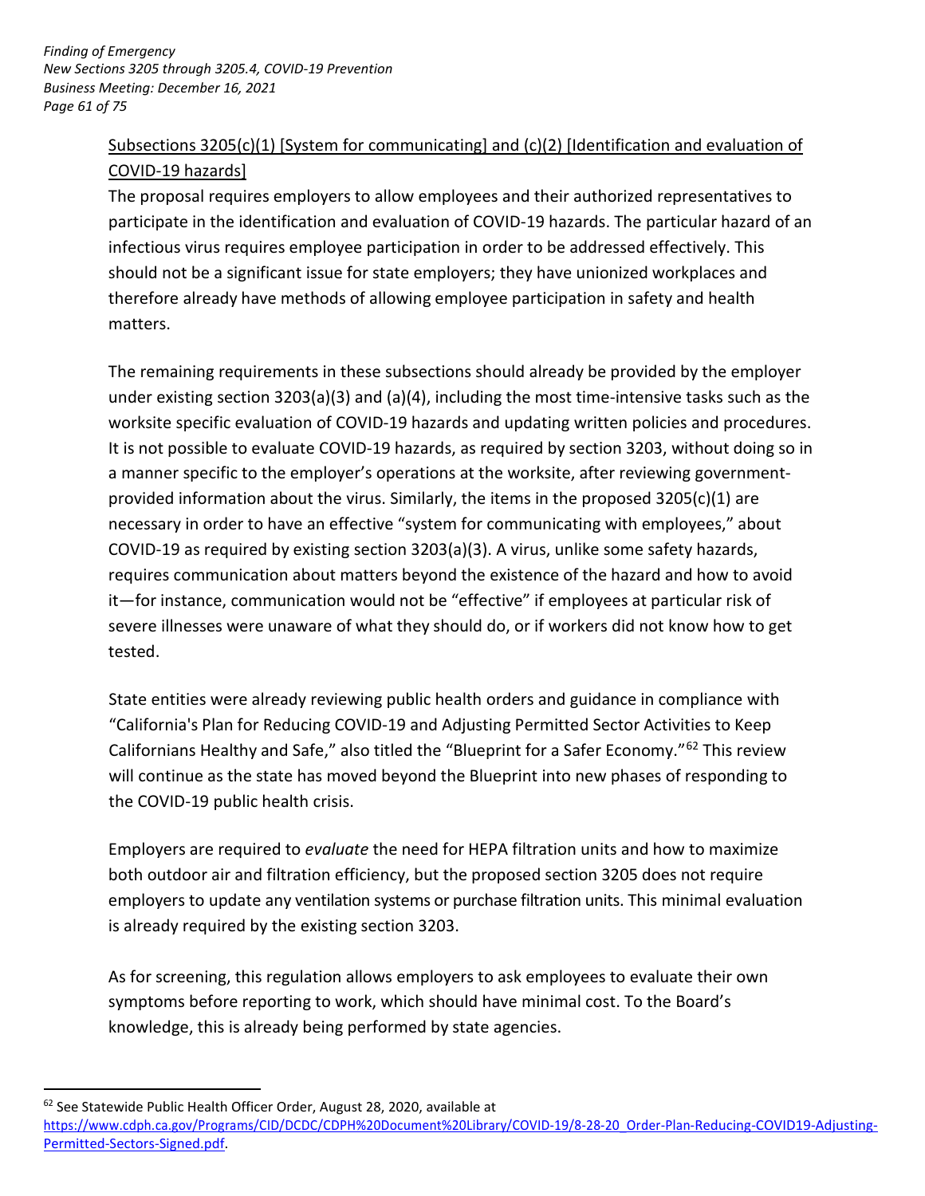Subsections 3205(c)(1) [System for communicating] and (c)(2) [Identification and evaluation of COVID-19 hazards]

The proposal requires employers to allow employees and their authorized representatives to participate in the identification and evaluation of COVID-19 hazards. The particular hazard of an infectious virus requires employee participation in order to be addressed effectively. This should not be a significant issue for state employers; they have unionized workplaces and therefore already have methods of allowing employee participation in safety and health matters.

The remaining requirements in these subsections should already be provided by the employer under existing section 3203(a)(3) and (a)(4), including the most time-intensive tasks such as the worksite specific evaluation of COVID-19 hazards and updating written policies and procedures. It is not possible to evaluate COVID-19 hazards, as required by section 3203, without doing so in a manner specific to the employer's operations at the worksite, after reviewing government-provided information about the virus. Similarly, the items in the proposed 3205(c)(1) are necessary in order to have an effective "system for communicating with employees," about COVID-19 as required by existing section 3203(a)(3). A virus, unlike some safety hazards, requires communication about matters beyond the existence of the hazard and how to avoid it—for instance, communication would not be "effective" if employees at particular risk of severe illnesses were unaware of what they should do, or if workers did not know how to get tested.

State entities were already reviewing public health orders and guidance in compliance with "California's Plan for Reducing COVID-19 and Adjusting Permitted Sector Activities to Keep Californians Healthy and Safe," also titled the "Blueprint for a Safer Economy."[62] This review will continue as the state has moved beyond the Blueprint into new phases of responding to the COVID-19 public health crisis.

Employers are required to *evaluate* the need for HEPA filtration units and how to maximize both outdoor air and filtration efficiency, but the proposed section 3205 does not require employers to update any ventilation systems or purchase filtration units. This minimal evaluation is already required by the existing section 3203.

As for screening, this regulation allows employers to ask employees to evaluate their own symptoms before reporting to work, which should have minimal cost. To the Board's knowledge, this is already being performed by state agencies.

---

[62] See Statewide Public Health Officer Order, August 28, 2020, available at https://www.cdph.ca.gov/Programs/CID/DCDC/CDPH%20Document%20Library/COVID-19/8-28-20_Order-Plan-Reducing-COVID19-Adjusting-Permitted-Sectors-Signed.pdf.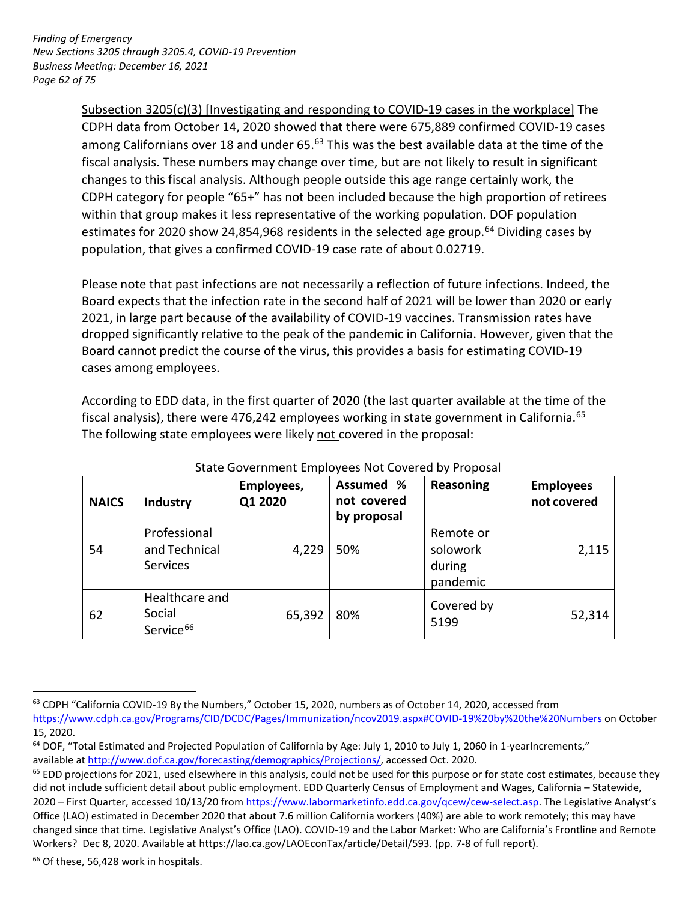Subsection 3205(c)(3) [Investigating and responding to COVID-19 cases in the workplace] The CDPH data from October 14, 2020 showed that there were 675,889 confirmed COVID-19 cases among Californians over 18 and under 65.[63] This was the best available data at the time of the fiscal analysis. These numbers may change over time, but are not likely to result in significant changes to this fiscal analysis. Although people outside this age range certainly work, the CDPH category for people "65+" has not been included because the high proportion of retirees within that group makes it less representative of the working population. DOF population estimates for 2020 show 24,854,968 residents in the selected age group.[64] Dividing cases by population, that gives a confirmed COVID-19 case rate of about 0.02719.

Please note that past infections are not necessarily a reflection of future infections. Indeed, the Board expects that the infection rate in the second half of 2021 will be lower than 2020 or early 2021, in large part because of the availability of COVID-19 vaccines. Transmission rates have dropped significantly relative to the peak of the pandemic in California. However, given that the Board cannot predict the course of the virus, this provides a basis for estimating COVID-19 cases among employees.

According to EDD data, in the first quarter of 2020 (the last quarter available at the time of the fiscal analysis), there were 476,242 employees working in state government in California.[65] The following state employees were likely not covered in the proposal:

State Government Employees Not Covered by Proposal

| NAICS | Industry | Employees, Q1 2020 | Assumed % not covered by proposal | Reasoning | Employees not covered |
|---|---|---|---|---|---|
| 54 | Professional and Technical Services | 4,229 | 50% | Remote or solowork during pandemic | 2,115 |
| 62 | Healthcare and Social Service[66] | 65,392 | 80% | Covered by 5199 | 52,314 |

---

[63] CDPH "California COVID-19 By the Numbers," October 15, 2020, numbers as of October 14, 2020, accessed from https://www.cdph.ca.gov/Programs/CID/DCDC/Pages/Immunization/ncov2019.aspx#COVID-19%20by%20the%20Numbers on October 15, 2020.

[64] DOF, "Total Estimated and Projected Population of California by Age: July 1, 2010 to July 1, 2060 in 1-yearIncrements," available at http://www.dof.ca.gov/forecasting/demographics/Projections/, accessed Oct. 2020.

[65] EDD projections for 2021, used elsewhere in this analysis, could not be used for this purpose or for state cost estimates, because they did not include sufficient detail about public employment. EDD Quarterly Census of Employment and Wages, California – Statewide, 2020 – First Quarter, accessed 10/13/20 from https://www.labormarketinfo.edd.ca.gov/qcew/cew-select.asp. The Legislative Analyst's Office (LAO) estimated in December 2020 that about 7.6 million California workers (40%) are able to work remotely; this may have changed since that time. Legislative Analyst's Office (LAO). COVID-19 and the Labor Market: Who are California's Frontline and Remote Workers? Dec 8, 2020. Available at https://lao.ca.gov/LAOEconTax/article/Detail/593. (pp. 7-8 of full report).

[66] Of these, 56,428 work in hospitals.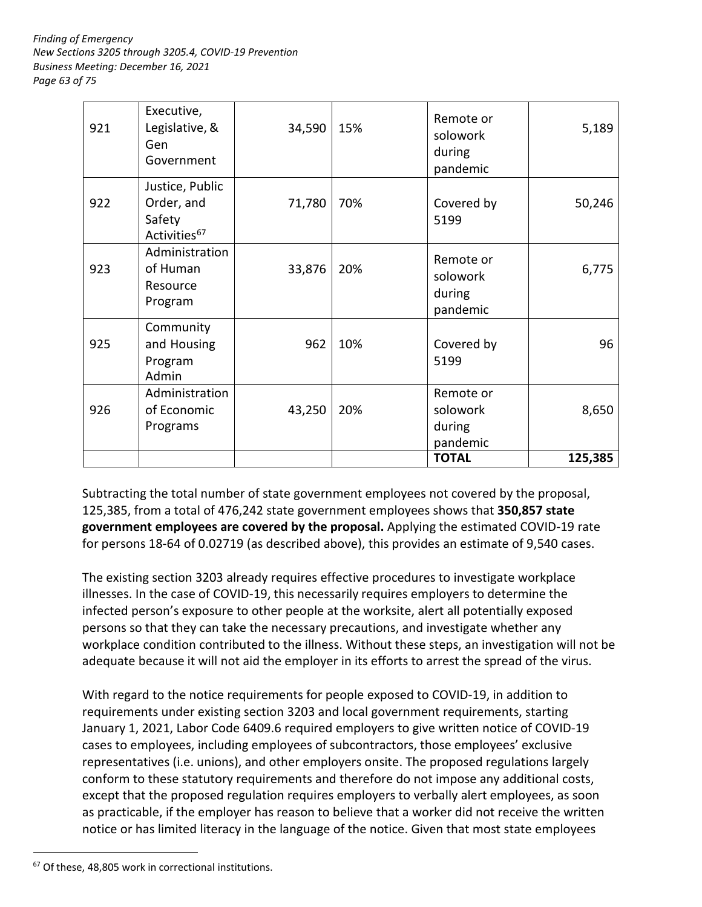| | | | | | |
|---|---|---|---|---|---|
| 921 | Executive, Legislative, & Gen Government | 34,590 | 15% | Remote or solowork during pandemic | 5,189 |
| 922 | Justice, Public Order, and Safety Activities[67] | 71,780 | 70% | Covered by 5199 | 50,246 |
| 923 | Administration of Human Resource Program | 33,876 | 20% | Remote or solowork during pandemic | 6,775 |
| 925 | Community and Housing Program Admin | 962 | 10% | Covered by 5199 | 96 |
| 926 | Administration of Economic Programs | 43,250 | 20% | Remote or solowork during pandemic | 8,650 |
| | | | | **TOTAL** | **125,385** |

Subtracting the total number of state government employees not covered by the proposal, 125,385, from a total of 476,242 state government employees shows that **350,857 state government employees are covered by the proposal.** Applying the estimated COVID-19 rate for persons 18-64 of 0.02719 (as described above), this provides an estimate of 9,540 cases.

The existing section 3203 already requires effective procedures to investigate workplace illnesses. In the case of COVID-19, this necessarily requires employers to determine the infected person's exposure to other people at the worksite, alert all potentially exposed persons so that they can take the necessary precautions, and investigate whether any workplace condition contributed to the illness. Without these steps, an investigation will not be adequate because it will not aid the employer in its efforts to arrest the spread of the virus.

With regard to the notice requirements for people exposed to COVID-19, in addition to requirements under existing section 3203 and local government requirements, starting January 1, 2021, Labor Code 6409.6 required employers to give written notice of COVID-19 cases to employees, including employees of subcontractors, those employees' exclusive representatives (i.e. unions), and other employers onsite. The proposed regulations largely conform to these statutory requirements and therefore do not impose any additional costs, except that the proposed regulation requires employers to verbally alert employees, as soon as practicable, if the employer has reason to believe that a worker did not receive the written notice or has limited literacy in the language of the notice. Given that most state employees

[67] Of these, 48,805 work in correctional institutions.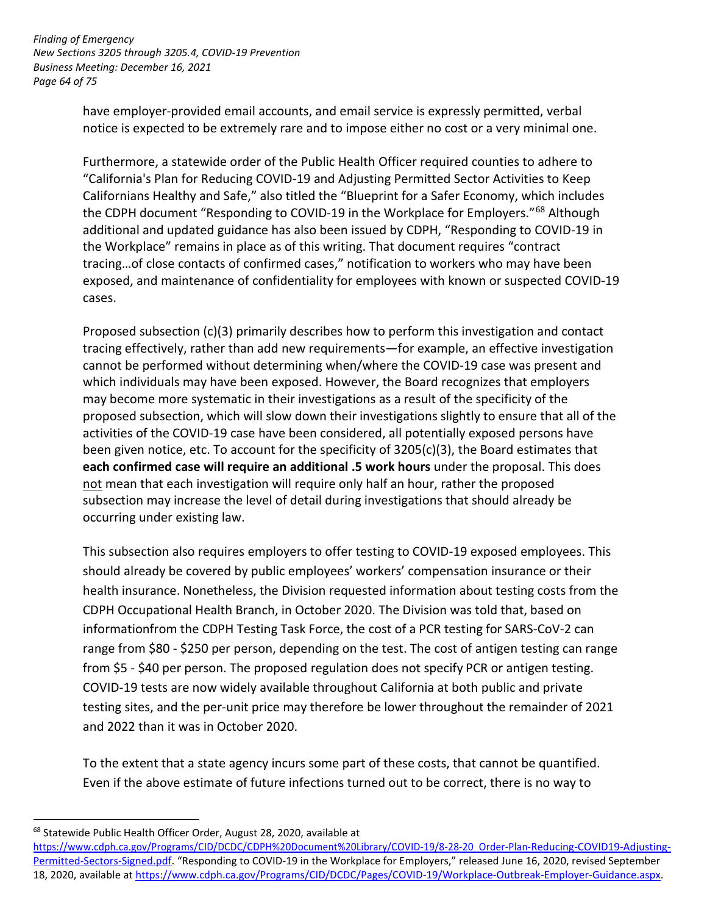have employer-provided email accounts, and email service is expressly permitted, verbal notice is expected to be extremely rare and to impose either no cost or a very minimal one.

Furthermore, a statewide order of the Public Health Officer required counties to adhere to "California's Plan for Reducing COVID-19 and Adjusting Permitted Sector Activities to Keep Californians Healthy and Safe," also titled the "Blueprint for a Safer Economy, which includes the CDPH document "Responding to COVID-19 in the Workplace for Employers."[68] Although additional and updated guidance has also been issued by CDPH, "Responding to COVID-19 in the Workplace" remains in place as of this writing. That document requires "contract tracing…of close contacts of confirmed cases," notification to workers who may have been exposed, and maintenance of confidentiality for employees with known or suspected COVID-19 cases.

Proposed subsection (c)(3) primarily describes how to perform this investigation and contact tracing effectively, rather than add new requirements—for example, an effective investigation cannot be performed without determining when/where the COVID-19 case was present and which individuals may have been exposed. However, the Board recognizes that employers may become more systematic in their investigations as a result of the specificity of the proposed subsection, which will slow down their investigations slightly to ensure that all of the activities of the COVID-19 case have been considered, all potentially exposed persons have been given notice, etc. To account for the specificity of 3205(c)(3), the Board estimates that **each confirmed case will require an additional .5 work hours** under the proposal. This does not mean that each investigation will require only half an hour, rather the proposed subsection may increase the level of detail during investigations that should already be occurring under existing law.

This subsection also requires employers to offer testing to COVID-19 exposed employees. This should already be covered by public employees' workers' compensation insurance or their health insurance. Nonetheless, the Division requested information about testing costs from the CDPH Occupational Health Branch, in October 2020. The Division was told that, based on informationfrom the CDPH Testing Task Force, the cost of a PCR testing for SARS-CoV-2 can range from $80 - $250 per person, depending on the test. The cost of antigen testing can range from $5 - $40 per person. The proposed regulation does not specify PCR or antigen testing. COVID-19 tests are now widely available throughout California at both public and private testing sites, and the per-unit price may therefore be lower throughout the remainder of 2021 and 2022 than it was in October 2020.

To the extent that a state agency incurs some part of these costs, that cannot be quantified. Even if the above estimate of future infections turned out to be correct, there is no way to

---

[68] Statewide Public Health Officer Order, August 28, 2020, available at https://www.cdph.ca.gov/Programs/CID/DCDC/CDPH%20Document%20Library/COVID-19/8-28-20_Order-Plan-Reducing-COVID19-Adjusting-Permitted-Sectors-Signed.pdf. "Responding to COVID-19 in the Workplace for Employers," released June 16, 2020, revised September 18, 2020, available at https://www.cdph.ca.gov/Programs/CID/DCDC/Pages/COVID-19/Workplace-Outbreak-Employer-Guidance.aspx.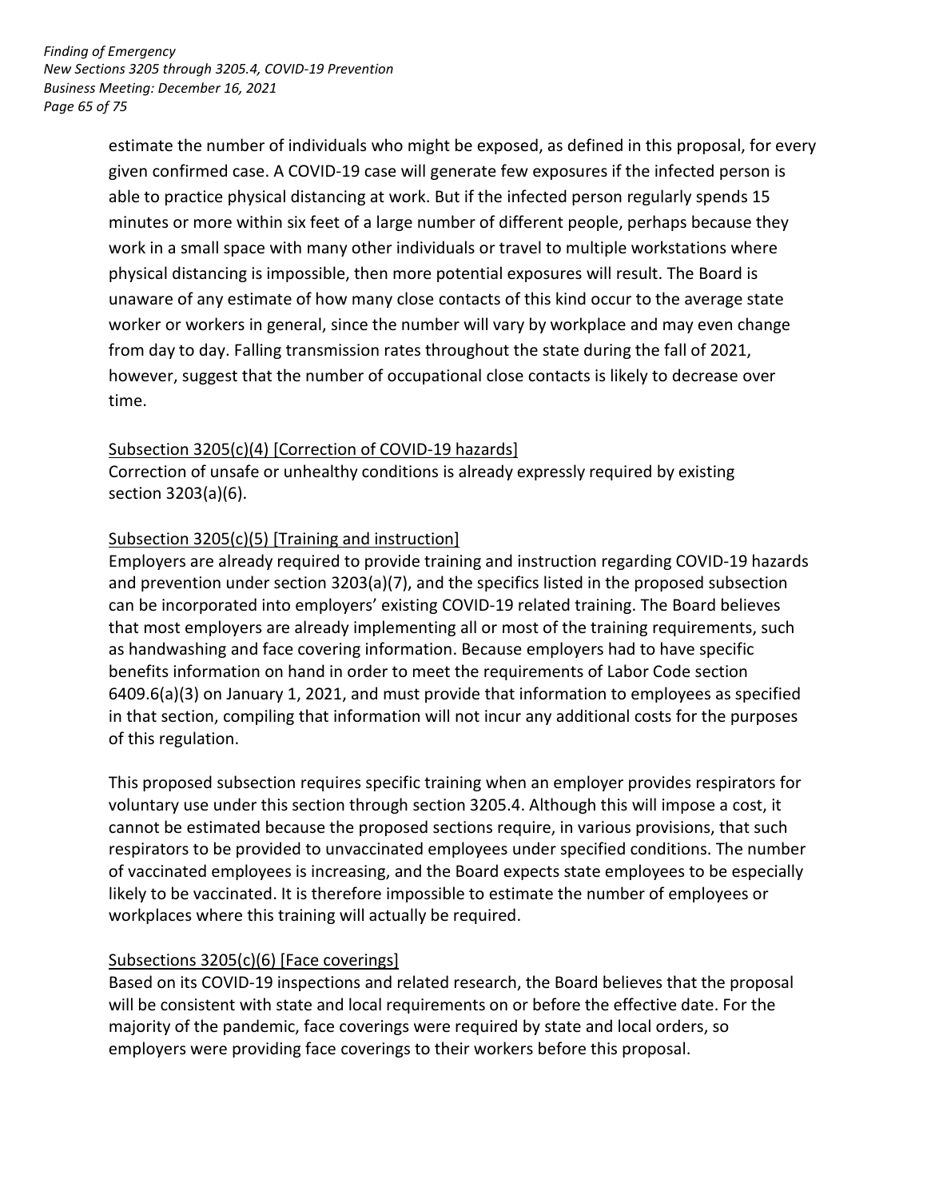estimate the number of individuals who might be exposed, as defined in this proposal, for every given confirmed case. A COVID-19 case will generate few exposures if the infected person is able to practice physical distancing at work. But if the infected person regularly spends 15 minutes or more within six feet of a large number of different people, perhaps because they work in a small space with many other individuals or travel to multiple workstations where physical distancing is impossible, then more potential exposures will result. The Board is unaware of any estimate of how many close contacts of this kind occur to the average state worker or workers in general, since the number will vary by workplace and may even change from day to day. Falling transmission rates throughout the state during the fall of 2021, however, suggest that the number of occupational close contacts is likely to decrease over time.

Subsection 3205(c)(4) [Correction of COVID-19 hazards]

Correction of unsafe or unhealthy conditions is already expressly required by existing section 3203(a)(6).

Subsection 3205(c)(5) [Training and instruction]

Employers are already required to provide training and instruction regarding COVID-19 hazards and prevention under section 3203(a)(7), and the specifics listed in the proposed subsection can be incorporated into employers' existing COVID-19 related training. The Board believes that most employers are already implementing all or most of the training requirements, such as handwashing and face covering information. Because employers had to have specific benefits information on hand in order to meet the requirements of Labor Code section 6409.6(a)(3) on January 1, 2021, and must provide that information to employees as specified in that section, compiling that information will not incur any additional costs for the purposes of this regulation.

This proposed subsection requires specific training when an employer provides respirators for voluntary use under this section through section 3205.4. Although this will impose a cost, it cannot be estimated because the proposed sections require, in various provisions, that such respirators to be provided to unvaccinated employees under specified conditions. The number of vaccinated employees is increasing, and the Board expects state employees to be especially likely to be vaccinated. It is therefore impossible to estimate the number of employees or workplaces where this training will actually be required.

Subsections 3205(c)(6) [Face coverings]

Based on its COVID-19 inspections and related research, the Board believes that the proposal will be consistent with state and local requirements on or before the effective date. For the majority of the pandemic, face coverings were required by state and local orders, so employers were providing face coverings to their workers before this proposal.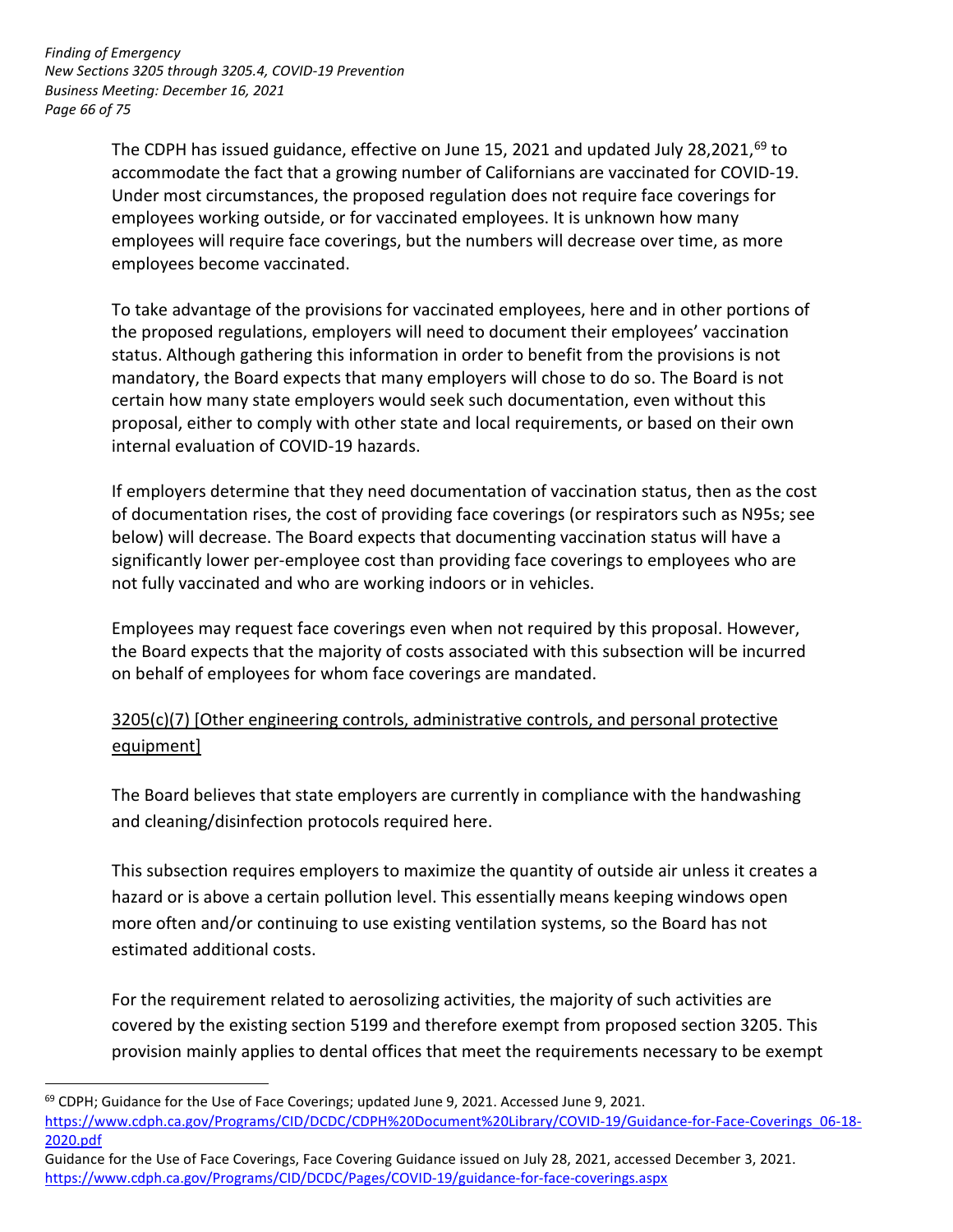The CDPH has issued guidance, effective on June 15, 2021 and updated July 28,2021,[69] to accommodate the fact that a growing number of Californians are vaccinated for COVID-19. Under most circumstances, the proposed regulation does not require face coverings for employees working outside, or for vaccinated employees. It is unknown how many employees will require face coverings, but the numbers will decrease over time, as more employees become vaccinated.

To take advantage of the provisions for vaccinated employees, here and in other portions of the proposed regulations, employers will need to document their employees' vaccination status. Although gathering this information in order to benefit from the provisions is not mandatory, the Board expects that many employers will chose to do so. The Board is not certain how many state employers would seek such documentation, even without this proposal, either to comply with other state and local requirements, or based on their own internal evaluation of COVID-19 hazards.

If employers determine that they need documentation of vaccination status, then as the cost of documentation rises, the cost of providing face coverings (or respirators such as N95s; see below) will decrease. The Board expects that documenting vaccination status will have a significantly lower per-employee cost than providing face coverings to employees who are not fully vaccinated and who are working indoors or in vehicles.

Employees may request face coverings even when not required by this proposal. However, the Board expects that the majority of costs associated with this subsection will be incurred on behalf of employees for whom face coverings are mandated.

<u>3205(c)(7) [Other engineering controls, administrative controls, and personal protective equipment]</u>

The Board believes that state employers are currently in compliance with the handwashing and cleaning/disinfection protocols required here.

This subsection requires employers to maximize the quantity of outside air unless it creates a hazard or is above a certain pollution level. This essentially means keeping windows open more often and/or continuing to use existing ventilation systems, so the Board has not estimated additional costs.

For the requirement related to aerosolizing activities, the majority of such activities are covered by the existing section 5199 and therefore exempt from proposed section 3205. This provision mainly applies to dental offices that meet the requirements necessary to be exempt

---

[69] CDPH; Guidance for the Use of Face Coverings; updated June 9, 2021. Accessed June 9, 2021. https://www.cdph.ca.gov/Programs/CID/DCDC/CDPH%20Document%20Library/COVID-19/Guidance-for-Face-Coverings_06-18-2020.pdf
Guidance for the Use of Face Coverings, Face Covering Guidance issued on July 28, 2021, accessed December 3, 2021. https://www.cdph.ca.gov/Programs/CID/DCDC/Pages/COVID-19/guidance-for-face-coverings.aspx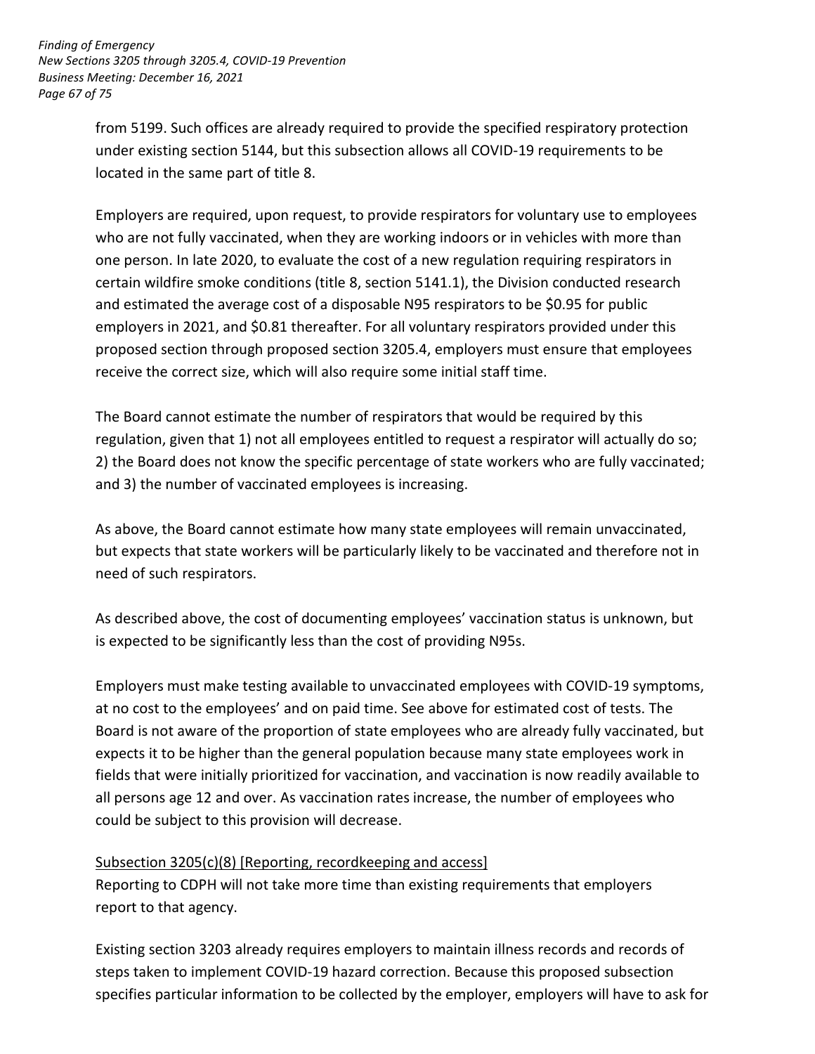from 5199. Such offices are already required to provide the specified respiratory protection under existing section 5144, but this subsection allows all COVID-19 requirements to be located in the same part of title 8.

Employers are required, upon request, to provide respirators for voluntary use to employees who are not fully vaccinated, when they are working indoors or in vehicles with more than one person. In late 2020, to evaluate the cost of a new regulation requiring respirators in certain wildfire smoke conditions (title 8, section 5141.1), the Division conducted research and estimated the average cost of a disposable N95 respirators to be $0.95 for public employers in 2021, and $0.81 thereafter. For all voluntary respirators provided under this proposed section through proposed section 3205.4, employers must ensure that employees receive the correct size, which will also require some initial staff time.

The Board cannot estimate the number of respirators that would be required by this regulation, given that 1) not all employees entitled to request a respirator will actually do so; 2) the Board does not know the specific percentage of state workers who are fully vaccinated; and 3) the number of vaccinated employees is increasing.

As above, the Board cannot estimate how many state employees will remain unvaccinated, but expects that state workers will be particularly likely to be vaccinated and therefore not in need of such respirators.

As described above, the cost of documenting employees' vaccination status is unknown, but is expected to be significantly less than the cost of providing N95s.

Employers must make testing available to unvaccinated employees with COVID-19 symptoms, at no cost to the employees' and on paid time. See above for estimated cost of tests. The Board is not aware of the proportion of state employees who are already fully vaccinated, but expects it to be higher than the general population because many state employees work in fields that were initially prioritized for vaccination, and vaccination is now readily available to all persons age 12 and over. As vaccination rates increase, the number of employees who could be subject to this provision will decrease.

<u>Subsection 3205(c)(8) [Reporting, recordkeeping and access]</u>
Reporting to CDPH will not take more time than existing requirements that employers report to that agency.

Existing section 3203 already requires employers to maintain illness records and records of steps taken to implement COVID-19 hazard correction. Because this proposed subsection specifies particular information to be collected by the employer, employers will have to ask for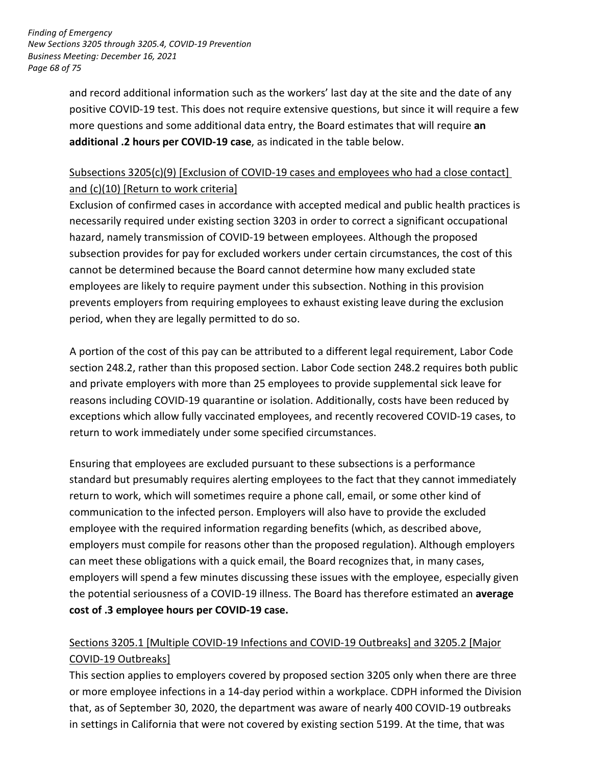and record additional information such as the workers' last day at the site and the date of any positive COVID-19 test. This does not require extensive questions, but since it will require a few more questions and some additional data entry, the Board estimates that will require **an additional .2 hours per COVID-19 case**, as indicated in the table below.

<u>Subsections 3205(c)(9) [Exclusion of COVID-19 cases and employees who had a close contact] and (c)(10) [Return to work criteria]</u>

Exclusion of confirmed cases in accordance with accepted medical and public health practices is necessarily required under existing section 3203 in order to correct a significant occupational hazard, namely transmission of COVID-19 between employees. Although the proposed subsection provides for pay for excluded workers under certain circumstances, the cost of this cannot be determined because the Board cannot determine how many excluded state employees are likely to require payment under this subsection. Nothing in this provision prevents employers from requiring employees to exhaust existing leave during the exclusion period, when they are legally permitted to do so.

A portion of the cost of this pay can be attributed to a different legal requirement, Labor Code section 248.2, rather than this proposed section. Labor Code section 248.2 requires both public and private employers with more than 25 employees to provide supplemental sick leave for reasons including COVID-19 quarantine or isolation. Additionally, costs have been reduced by exceptions which allow fully vaccinated employees, and recently recovered COVID-19 cases, to return to work immediately under some specified circumstances.

Ensuring that employees are excluded pursuant to these subsections is a performance standard but presumably requires alerting employees to the fact that they cannot immediately return to work, which will sometimes require a phone call, email, or some other kind of communication to the infected person. Employers will also have to provide the excluded employee with the required information regarding benefits (which, as described above, employers must compile for reasons other than the proposed regulation). Although employers can meet these obligations with a quick email, the Board recognizes that, in many cases, employers will spend a few minutes discussing these issues with the employee, especially given the potential seriousness of a COVID-19 illness. The Board has therefore estimated an **average cost of .3 employee hours per COVID-19 case.**

<u>Sections 3205.1 [Multiple COVID-19 Infections and COVID-19 Outbreaks] and 3205.2 [Major COVID-19 Outbreaks]</u>

This section applies to employers covered by proposed section 3205 only when there are three or more employee infections in a 14-day period within a workplace. CDPH informed the Division that, as of September 30, 2020, the department was aware of nearly 400 COVID-19 outbreaks in settings in California that were not covered by existing section 5199. At the time, that was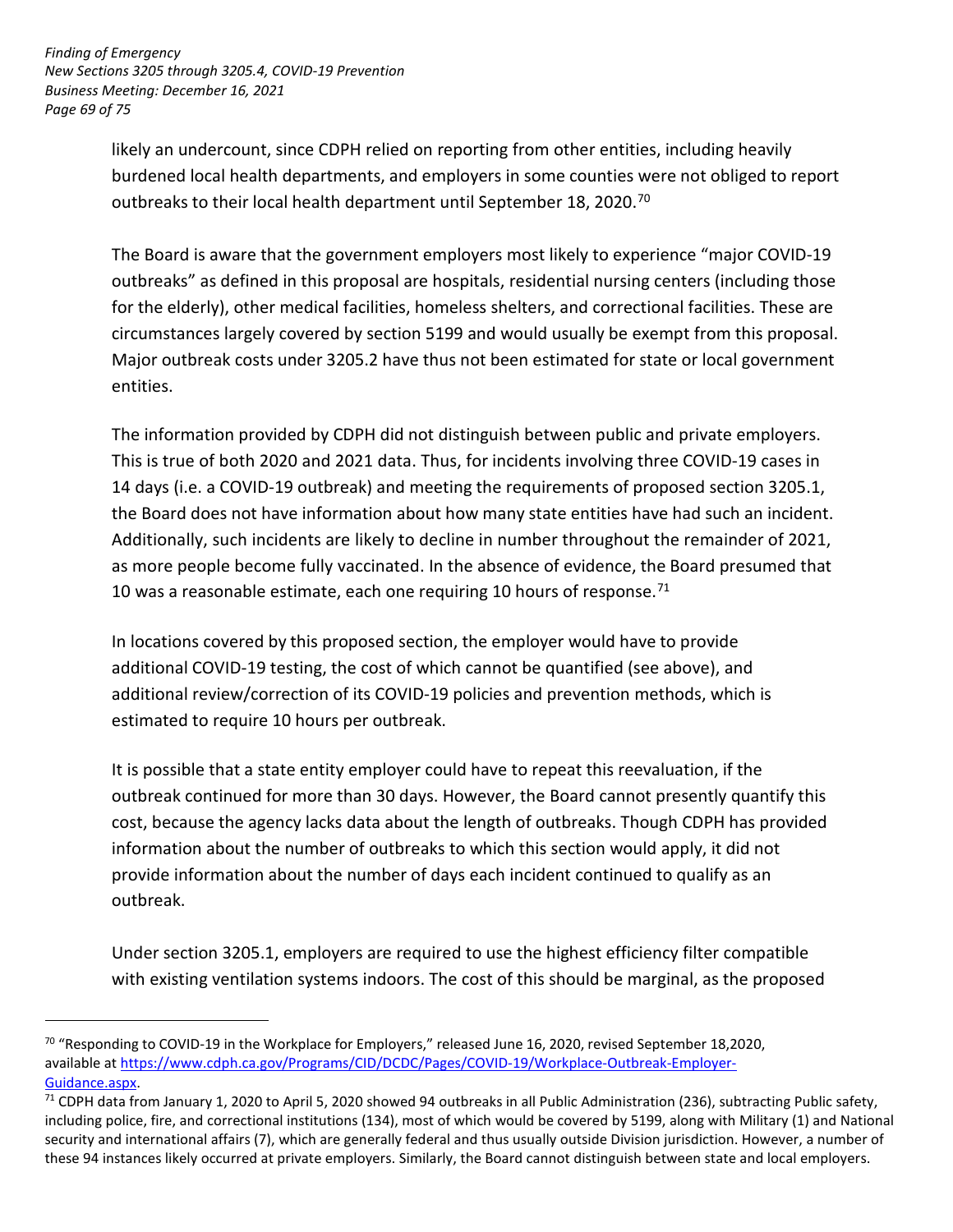likely an undercount, since CDPH relied on reporting from other entities, including heavily burdened local health departments, and employers in some counties were not obliged to report outbreaks to their local health department until September 18, 2020.[70]

The Board is aware that the government employers most likely to experience "major COVID-19 outbreaks" as defined in this proposal are hospitals, residential nursing centers (including those for the elderly), other medical facilities, homeless shelters, and correctional facilities. These are circumstances largely covered by section 5199 and would usually be exempt from this proposal. Major outbreak costs under 3205.2 have thus not been estimated for state or local government entities.

The information provided by CDPH did not distinguish between public and private employers. This is true of both 2020 and 2021 data. Thus, for incidents involving three COVID-19 cases in 14 days (i.e. a COVID-19 outbreak) and meeting the requirements of proposed section 3205.1, the Board does not have information about how many state entities have had such an incident. Additionally, such incidents are likely to decline in number throughout the remainder of 2021, as more people become fully vaccinated. In the absence of evidence, the Board presumed that 10 was a reasonable estimate, each one requiring 10 hours of response.[71]

In locations covered by this proposed section, the employer would have to provide additional COVID-19 testing, the cost of which cannot be quantified (see above), and additional review/correction of its COVID-19 policies and prevention methods, which is estimated to require 10 hours per outbreak.

It is possible that a state entity employer could have to repeat this reevaluation, if the outbreak continued for more than 30 days. However, the Board cannot presently quantify this cost, because the agency lacks data about the length of outbreaks. Though CDPH has provided information about the number of outbreaks to which this section would apply, it did not provide information about the number of days each incident continued to qualify as an outbreak.

Under section 3205.1, employers are required to use the highest efficiency filter compatible with existing ventilation systems indoors. The cost of this should be marginal, as the proposed

---

[70] "Responding to COVID-19 in the Workplace for Employers," released June 16, 2020, revised September 18,2020, available at [https://www.cdph.ca.gov/Programs/CID/DCDC/Pages/COVID-19/Workplace-Outbreak-Employer-Guidance.aspx](https://www.cdph.ca.gov/Programs/CID/DCDC/Pages/COVID-19/Workplace-Outbreak-Employer-Guidance.aspx).

[71] CDPH data from January 1, 2020 to April 5, 2020 showed 94 outbreaks in all Public Administration (236), subtracting Public safety, including police, fire, and correctional institutions (134), most of which would be covered by 5199, along with Military (1) and National security and international affairs (7), which are generally federal and thus usually outside Division jurisdiction. However, a number of these 94 instances likely occurred at private employers. Similarly, the Board cannot distinguish between state and local employers.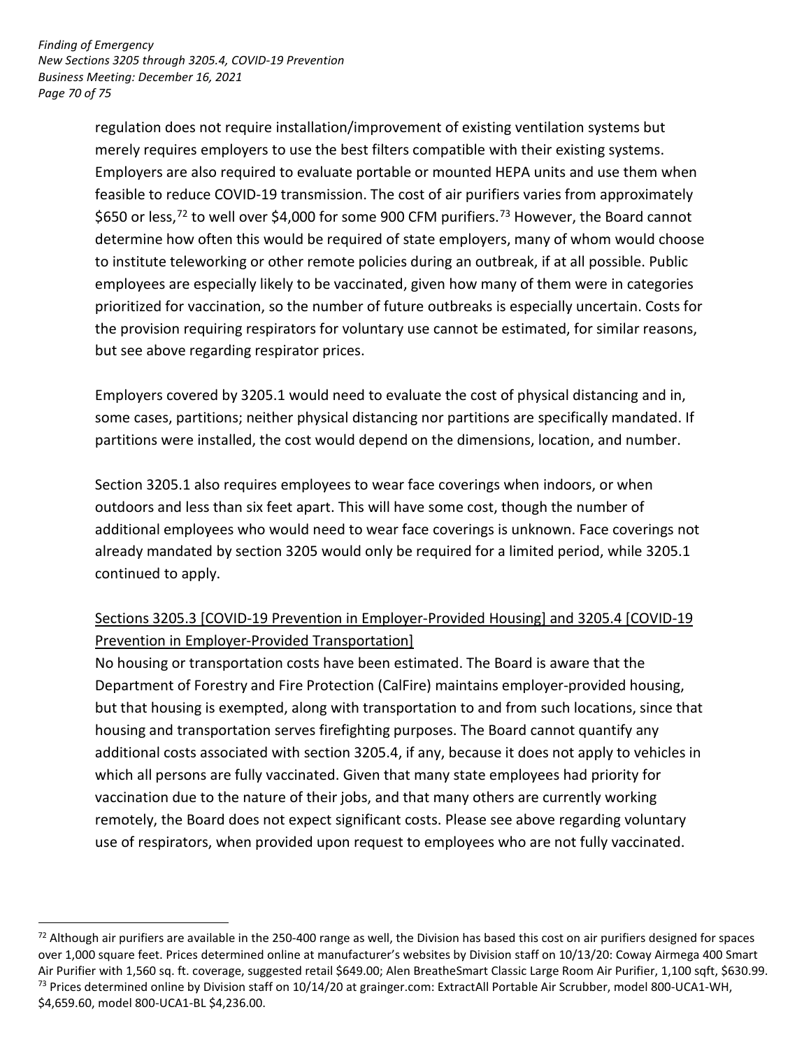regulation does not require installation/improvement of existing ventilation systems but merely requires employers to use the best filters compatible with their existing systems. Employers are also required to evaluate portable or mounted HEPA units and use them when feasible to reduce COVID-19 transmission. The cost of air purifiers varies from approximately $650 or less,[72] to well over $4,000 for some 900 CFM purifiers.[73] However, the Board cannot determine how often this would be required of state employers, many of whom would choose to institute teleworking or other remote policies during an outbreak, if at all possible. Public employees are especially likely to be vaccinated, given how many of them were in categories prioritized for vaccination, so the number of future outbreaks is especially uncertain. Costs for the provision requiring respirators for voluntary use cannot be estimated, for similar reasons, but see above regarding respirator prices.

Employers covered by 3205.1 would need to evaluate the cost of physical distancing and in, some cases, partitions; neither physical distancing nor partitions are specifically mandated. If partitions were installed, the cost would depend on the dimensions, location, and number.

Section 3205.1 also requires employees to wear face coverings when indoors, or when outdoors and less than six feet apart. This will have some cost, though the number of additional employees who would need to wear face coverings is unknown. Face coverings not already mandated by section 3205 would only be required for a limited period, while 3205.1 continued to apply.

<u>Sections 3205.3 [COVID-19 Prevention in Employer-Provided Housing] and 3205.4 [COVID-19 Prevention in Employer-Provided Transportation]</u>

No housing or transportation costs have been estimated. The Board is aware that the Department of Forestry and Fire Protection (CalFire) maintains employer-provided housing, but that housing is exempted, along with transportation to and from such locations, since that housing and transportation serves firefighting purposes. The Board cannot quantify any additional costs associated with section 3205.4, if any, because it does not apply to vehicles in which all persons are fully vaccinated. Given that many state employees had priority for vaccination due to the nature of their jobs, and that many others are currently working remotely, the Board does not expect significant costs. Please see above regarding voluntary use of respirators, when provided upon request to employees who are not fully vaccinated.

---

[72] Although air purifiers are available in the 250-400 range as well, the Division has based this cost on air purifiers designed for spaces over 1,000 square feet. Prices determined online at manufacturer's websites by Division staff on 10/13/20: Coway Airmega 400 Smart Air Purifier with 1,560 sq. ft. coverage, suggested retail $649.00; Alen BreatheSmart Classic Large Room Air Purifier, 1,100 sqft, $630.99.

[73] Prices determined online by Division staff on 10/14/20 at grainger.com: ExtractAll Portable Air Scrubber, model 800-UCA1-WH, $4,659.60, model 800-UCA1-BL $4,236.00.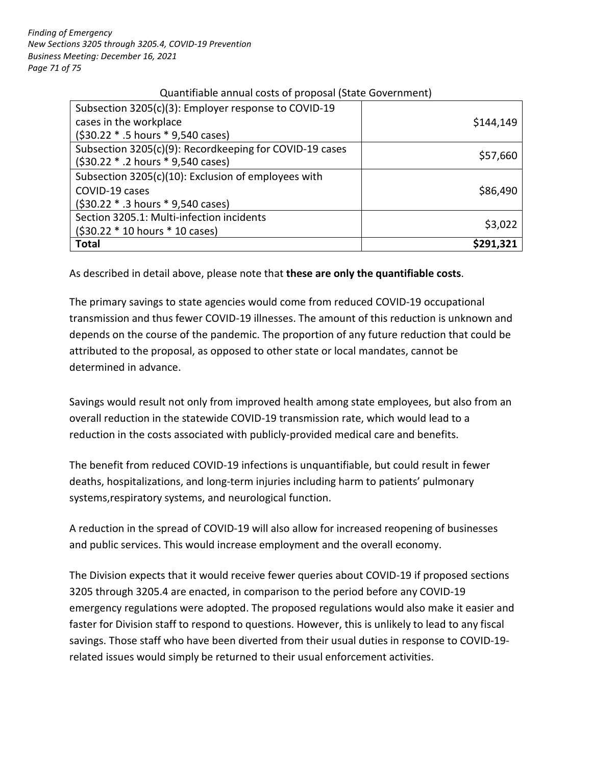Quantifiable annual costs of proposal (State Government)

| | |
|---|---|
| Subsection 3205(c)(3): Employer response to COVID-19 cases in the workplace ($30.22 * .5 hours * 9,540 cases) | $144,149 |
| Subsection 3205(c)(9): Recordkeeping for COVID-19 cases ($30.22 * .2 hours * 9,540 cases) | $57,660 |
| Subsection 3205(c)(10): Exclusion of employees with COVID-19 cases ($30.22 * .3 hours * 9,540 cases) | $86,490 |
| Section 3205.1: Multi-infection incidents ($30.22 * 10 hours * 10 cases) | $3,022 |
| **Total** | **$291,321** |

As described in detail above, please note that **these are only the quantifiable costs**.

The primary savings to state agencies would come from reduced COVID-19 occupational transmission and thus fewer COVID-19 illnesses. The amount of this reduction is unknown and depends on the course of the pandemic. The proportion of any future reduction that could be attributed to the proposal, as opposed to other state or local mandates, cannot be determined in advance.

Savings would result not only from improved health among state employees, but also from an overall reduction in the statewide COVID-19 transmission rate, which would lead to a reduction in the costs associated with publicly-provided medical care and benefits.

The benefit from reduced COVID-19 infections is unquantifiable, but could result in fewer deaths, hospitalizations, and long-term injuries including harm to patients' pulmonary systems,respiratory systems, and neurological function.

A reduction in the spread of COVID-19 will also allow for increased reopening of businesses and public services. This would increase employment and the overall economy.

The Division expects that it would receive fewer queries about COVID-19 if proposed sections 3205 through 3205.4 are enacted, in comparison to the period before any COVID-19 emergency regulations were adopted. The proposed regulations would also make it easier and faster for Division staff to respond to questions. However, this is unlikely to lead to any fiscal savings. Those staff who have been diverted from their usual duties in response to COVID-19-related issues would simply be returned to their usual enforcement activities.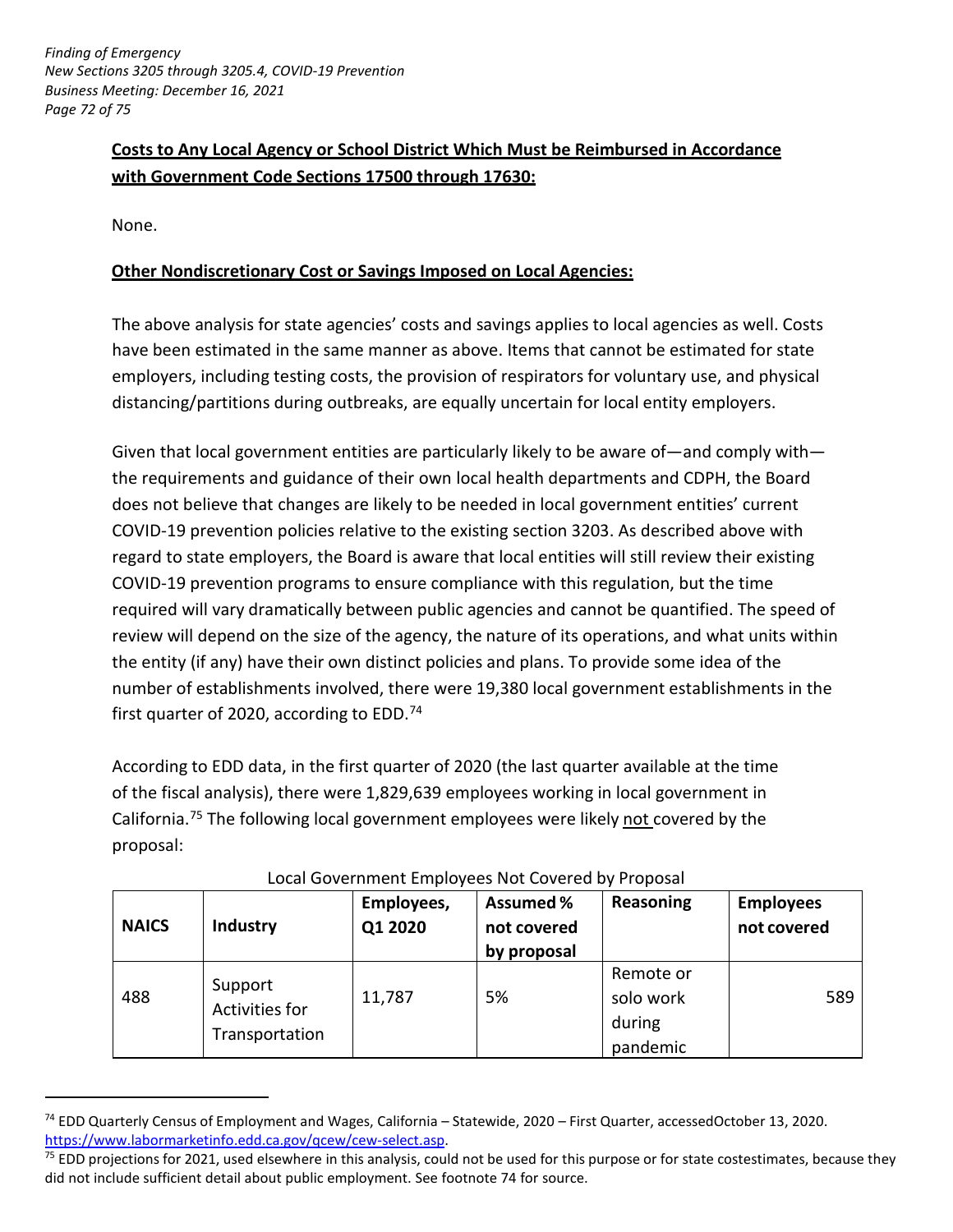**Costs to Any Local Agency or School District Which Must be Reimbursed in Accordance with Government Code Sections 17500 through 17630:**

None.

**Other Nondiscretionary Cost or Savings Imposed on Local Agencies:**

The above analysis for state agencies' costs and savings applies to local agencies as well. Costs have been estimated in the same manner as above. Items that cannot be estimated for state employers, including testing costs, the provision of respirators for voluntary use, and physical distancing/partitions during outbreaks, are equally uncertain for local entity employers.

Given that local government entities are particularly likely to be aware of—and comply with—the requirements and guidance of their own local health departments and CDPH, the Board does not believe that changes are likely to be needed in local government entities' current COVID-19 prevention policies relative to the existing section 3203. As described above with regard to state employers, the Board is aware that local entities will still review their existing COVID-19 prevention programs to ensure compliance with this regulation, but the time required will vary dramatically between public agencies and cannot be quantified. The speed of review will depend on the size of the agency, the nature of its operations, and what units within the entity (if any) have their own distinct policies and plans. To provide some idea of the number of establishments involved, there were 19,380 local government establishments in the first quarter of 2020, according to EDD.[74]

According to EDD data, in the first quarter of 2020 (the last quarter available at the time of the fiscal analysis), there were 1,829,639 employees working in local government in California.[75] The following local government employees were likely <u>not</u> covered by the proposal:

Local Government Employees Not Covered by Proposal

| NAICS | Industry | Employees, Q1 2020 | Assumed % not covered by proposal | Reasoning | Employees not covered |
|---|---|---|---|---|---|
| 488 | Support Activities for Transportation | 11,787 | 5% | Remote or solo work during pandemic | 589 |

---

[74] EDD Quarterly Census of Employment and Wages, California – Statewide, 2020 – First Quarter, accessedOctober 13, 2020. https://www.labormarketinfo.edd.ca.gov/qcew/cew-select.asp.

[75] EDD projections for 2021, used elsewhere in this analysis, could not be used for this purpose or for state costestimates, because they did not include sufficient detail about public employment. See footnote 74 for source.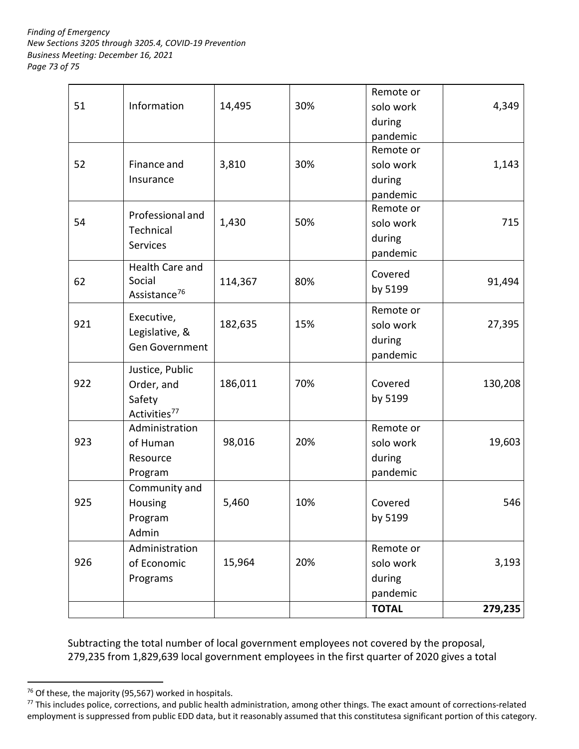| 51 | Information | 14,495 | 30% | Remote or solo work during pandemic | 4,349 |
|---|---|---|---|---|---|
| 52 | Finance and Insurance | 3,810 | 30% | Remote or solo work during pandemic | 1,143 |
| 54 | Professional and Technical Services | 1,430 | 50% | Remote or solo work during pandemic | 715 |
| 62 | Health Care and Social Assistance[76] | 114,367 | 80% | Covered by 5199 | 91,494 |
| 921 | Executive, Legislative, & Gen Government | 182,635 | 15% | Remote or solo work during pandemic | 27,395 |
| 922 | Justice, Public Order, and Safety Activities[77] | 186,011 | 70% | Covered by 5199 | 130,208 |
| 923 | Administration of Human Resource Program | 98,016 | 20% | Remote or solo work during pandemic | 19,603 |
| 925 | Community and Housing Program Admin | 5,460 | 10% | Covered by 5199 | 546 |
| 926 | Administration of Economic Programs | 15,964 | 20% | Remote or solo work during pandemic | 3,193 |
| | | | | **TOTAL** | **279,235** |

Subtracting the total number of local government employees not covered by the proposal, 279,235 from 1,829,639 local government employees in the first quarter of 2020 gives a total

[76] Of these, the majority (95,567) worked in hospitals.

[77] This includes police, corrections, and public health administration, among other things. The exact amount of corrections-related employment is suppressed from public EDD data, but it reasonably assumed that this constitutesa significant portion of this category.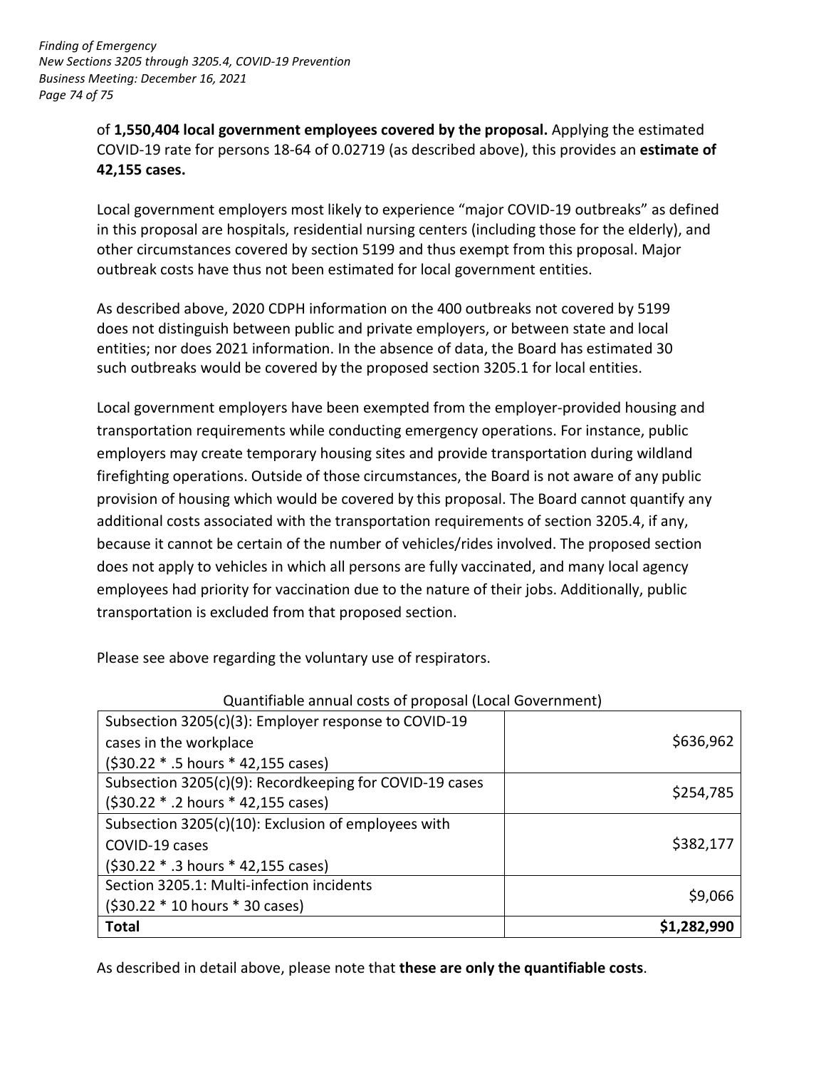of **1,550,404 local government employees covered by the proposal.** Applying the estimated COVID-19 rate for persons 18-64 of 0.02719 (as described above), this provides an **estimate of 42,155 cases.**

Local government employers most likely to experience "major COVID-19 outbreaks" as defined in this proposal are hospitals, residential nursing centers (including those for the elderly), and other circumstances covered by section 5199 and thus exempt from this proposal. Major outbreak costs have thus not been estimated for local government entities.

As described above, 2020 CDPH information on the 400 outbreaks not covered by 5199 does not distinguish between public and private employers, or between state and local entities; nor does 2021 information. In the absence of data, the Board has estimated 30 such outbreaks would be covered by the proposed section 3205.1 for local entities.

Local government employers have been exempted from the employer-provided housing and transportation requirements while conducting emergency operations. For instance, public employers may create temporary housing sites and provide transportation during wildland firefighting operations. Outside of those circumstances, the Board is not aware of any public provision of housing which would be covered by this proposal. The Board cannot quantify any additional costs associated with the transportation requirements of section 3205.4, if any, because it cannot be certain of the number of vehicles/rides involved. The proposed section does not apply to vehicles in which all persons are fully vaccinated, and many local agency employees had priority for vaccination due to the nature of their jobs. Additionally, public transportation is excluded from that proposed section.

Please see above regarding the voluntary use of respirators.

Quantifiable annual costs of proposal (Local Government)

| | |
|---|---|
| Subsection 3205(c)(3): Employer response to COVID-19 cases in the workplace ($30.22 * .5 hours * 42,155 cases) | $636,962 |
| Subsection 3205(c)(9): Recordkeeping for COVID-19 cases ($30.22 * .2 hours * 42,155 cases) | $254,785 |
| Subsection 3205(c)(10): Exclusion of employees with COVID-19 cases ($30.22 * .3 hours * 42,155 cases) | $382,177 |
| Section 3205.1: Multi-infection incidents ($30.22 * 10 hours * 30 cases) | $9,066 |
| **Total** | **$1,282,990** |

As described in detail above, please note that **these are only the quantifiable costs**.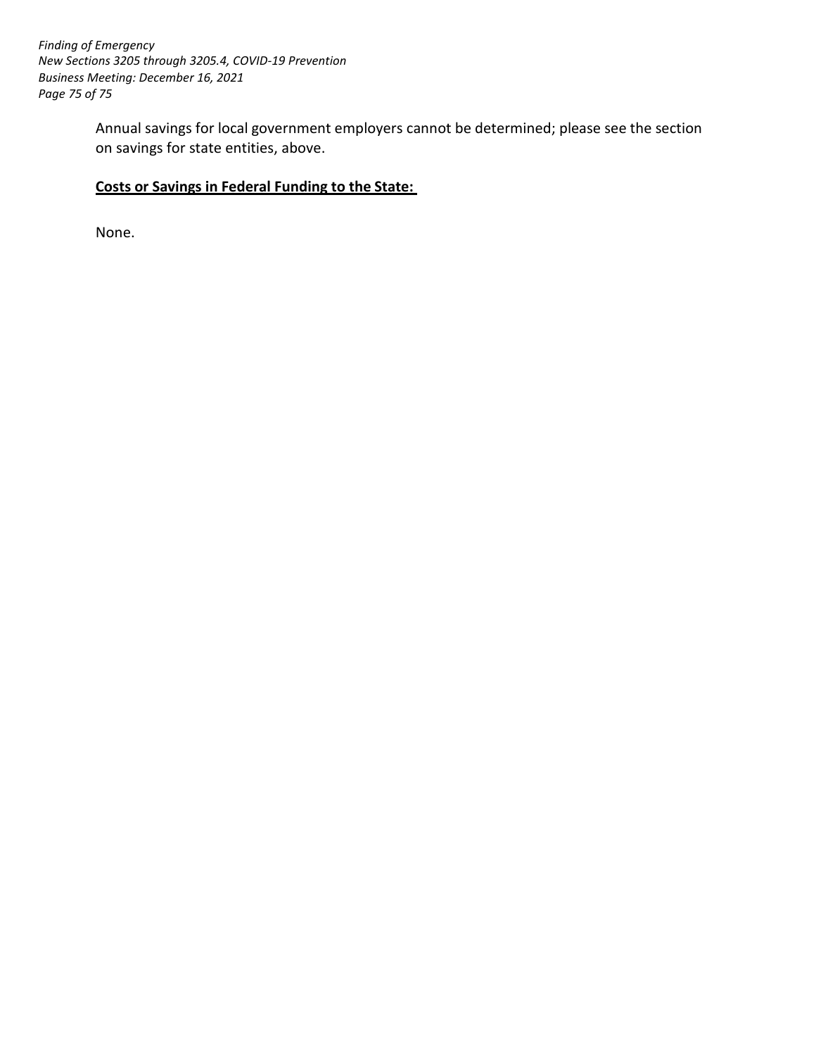Annual savings for local government employers cannot be determined; please see the section on savings for state entities, above.

**Costs or Savings in Federal Funding to the State:**

None.